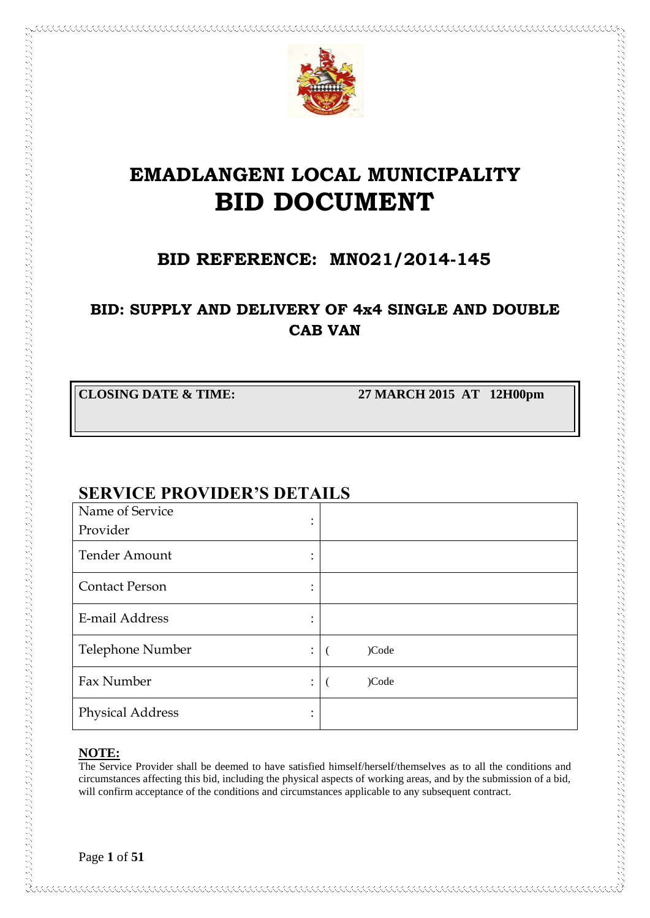# EMADLANGENI LOCAL MUNICIPALITY
# BID DOCUMENT

## BID REFERENCE: MN021/2014-145

### BID: SUPPLY AND DELIVERY OF 4x4 SINGLE AND DOUBLE CAB VAN

| **CLOSING DATE & TIME:** | **27 MARCH 2015 AT 12H00pm** |
| --- | --- |

## SERVICE PROVIDER'S DETAILS

| | | |
| --- | --- | --- |
| Name of Service Provider | : | |
| Tender Amount | : | |
| Contact Person | : | |
| E-mail Address | : | |
| Telephone Number | : | ( )Code |
| Fax Number | : | ( )Code |
| Physical Address | : | |

**NOTE:**
The Service Provider shall be deemed to have satisfied himself/herself/themselves as to all the conditions and circumstances affecting this bid, including the physical aspects of working areas, and by the submission of a bid, will confirm acceptance of the conditions and circumstances applicable to any subsequent contract.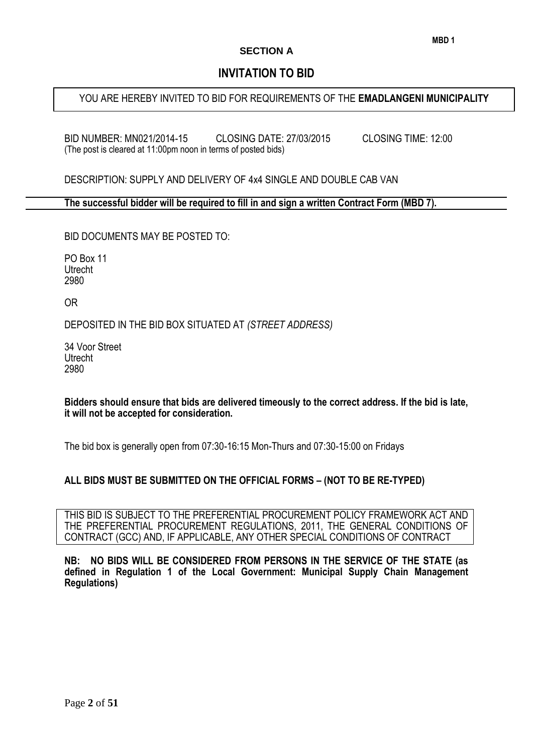**MBD 1**

**SECTION A**

## INVITATION TO BID

YOU ARE HEREBY INVITED TO BID FOR REQUIREMENTS OF THE **EMADLANGENI MUNICIPALITY**

BID NUMBER: MN021/2014-15 CLOSING DATE: 27/03/2015 CLOSING TIME: 12:00
(The post is cleared at 11:00pm noon in terms of posted bids)

DESCRIPTION: SUPPLY AND DELIVERY OF 4x4 SINGLE AND DOUBLE CAB VAN

**The successful bidder will be required to fill in and sign a written Contract Form (MBD 7).**

BID DOCUMENTS MAY BE POSTED TO:

PO Box 11
Utrecht
2980

OR

DEPOSITED IN THE BID BOX SITUATED AT *(STREET ADDRESS)*

34 Voor Street
Utrecht
2980

**Bidders should ensure that bids are delivered timeously to the correct address. If the bid is late, it will not be accepted for consideration.**

The bid box is generally open from 07:30-16:15 Mon-Thurs and 07:30-15:00 on Fridays

**ALL BIDS MUST BE SUBMITTED ON THE OFFICIAL FORMS – (NOT TO BE RE-TYPED)**

THIS BID IS SUBJECT TO THE PREFERENTIAL PROCUREMENT POLICY FRAMEWORK ACT AND THE PREFERENTIAL PROCUREMENT REGULATIONS, 2011, THE GENERAL CONDITIONS OF CONTRACT (GCC) AND, IF APPLICABLE, ANY OTHER SPECIAL CONDITIONS OF CONTRACT

**NB: NO BIDS WILL BE CONSIDERED FROM PERSONS IN THE SERVICE OF THE STATE (as defined in Regulation 1 of the Local Government: Municipal Supply Chain Management Regulations)**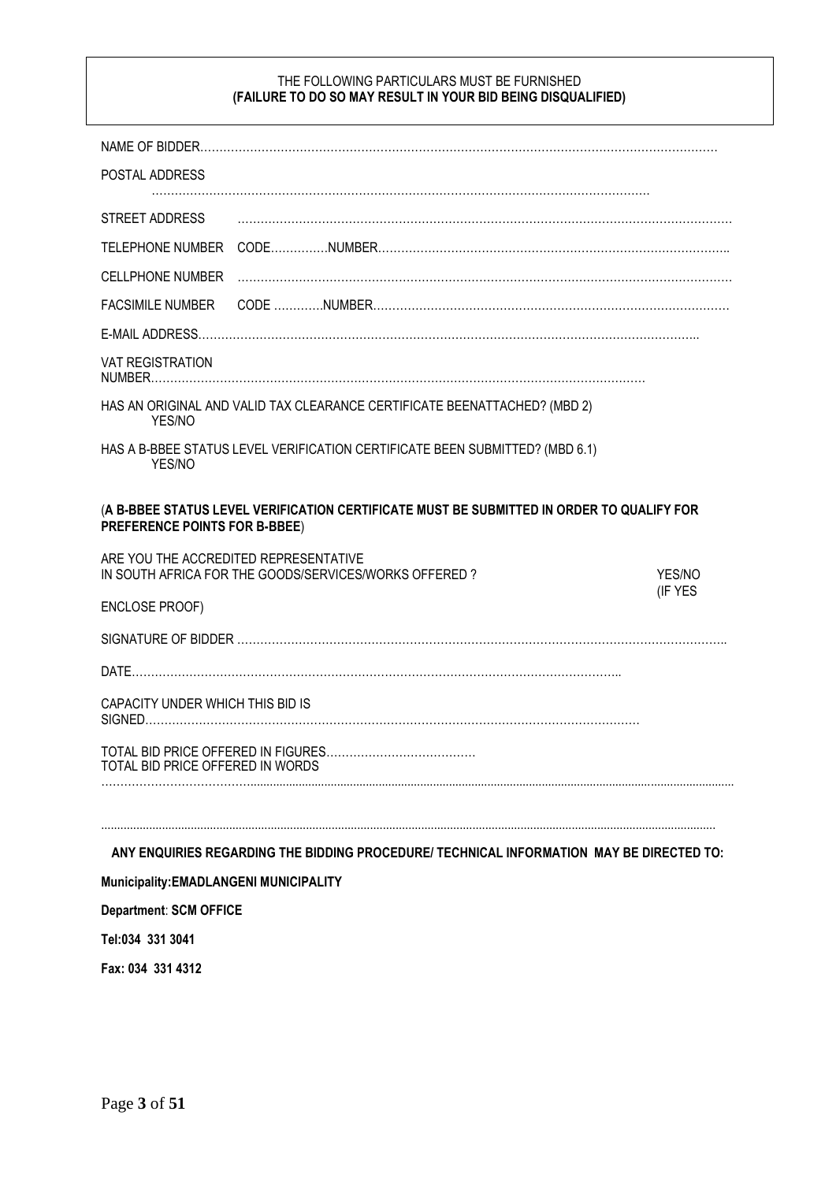THE FOLLOWING PARTICULARS MUST BE FURNISHED
**(FAILURE TO DO SO MAY RESULT IN YOUR BID BEING DISQUALIFIED)**

NAME OF BIDDER……………………………………………………………………………………………………………………

POSTAL ADDRESS
………………………………………………………………………………………………………………

STREET ADDRESS ……………………………………………………………………………………………………………

TELEPHONE NUMBER CODE……………NUMBER………………………………………………………………………………

CELLPHONE NUMBER ……………………………………………………………………………………………………………

FACSIMILE NUMBER CODE …………NUMBER…………………………………………………………………………………

E-MAIL ADDRESS………………………………………………………………………………………………………………

VAT REGISTRATION NUMBER………………………………………………………………………………………………………

HAS AN ORIGINAL AND VALID TAX CLEARANCE CERTIFICATE BEENATTACHED? (MBD 2) YES/NO

HAS A B-BBEE STATUS LEVEL VERIFICATION CERTIFICATE BEEN SUBMITTED? (MBD 6.1) YES/NO

(**A B-BBEE STATUS LEVEL VERIFICATION CERTIFICATE MUST BE SUBMITTED IN ORDER TO QUALIFY FOR PREFERENCE POINTS FOR B-BBEE**)

ARE YOU THE ACCREDITED REPRESENTATIVE
IN SOUTH AFRICA FOR THE GOODS/SERVICES/WORKS OFFERED ? YES/NO (IF YES ENCLOSE PROOF)

SIGNATURE OF BIDDER ……………………………………………………………………………………………………………

DATE…………………………………………………………………………………………………………

CAPACITY UNDER WHICH THIS BID IS SIGNED……………………………………………………………………………………

TOTAL BID PRICE OFFERED IN FIGURES…………………………………
TOTAL BID PRICE OFFERED IN WORDS
……………………………………………………………………………………………………………………………………

……………………………………………………………………………………………………………………………………

**ANY ENQUIRIES REGARDING THE BIDDING PROCEDURE/ TECHNICAL INFORMATION MAY BE DIRECTED TO:**

**Municipality:EMADLANGENI MUNICIPALITY**

**Department**: **SCM OFFICE**

**Tel:034 331 3041**

**Fax: 034 331 4312**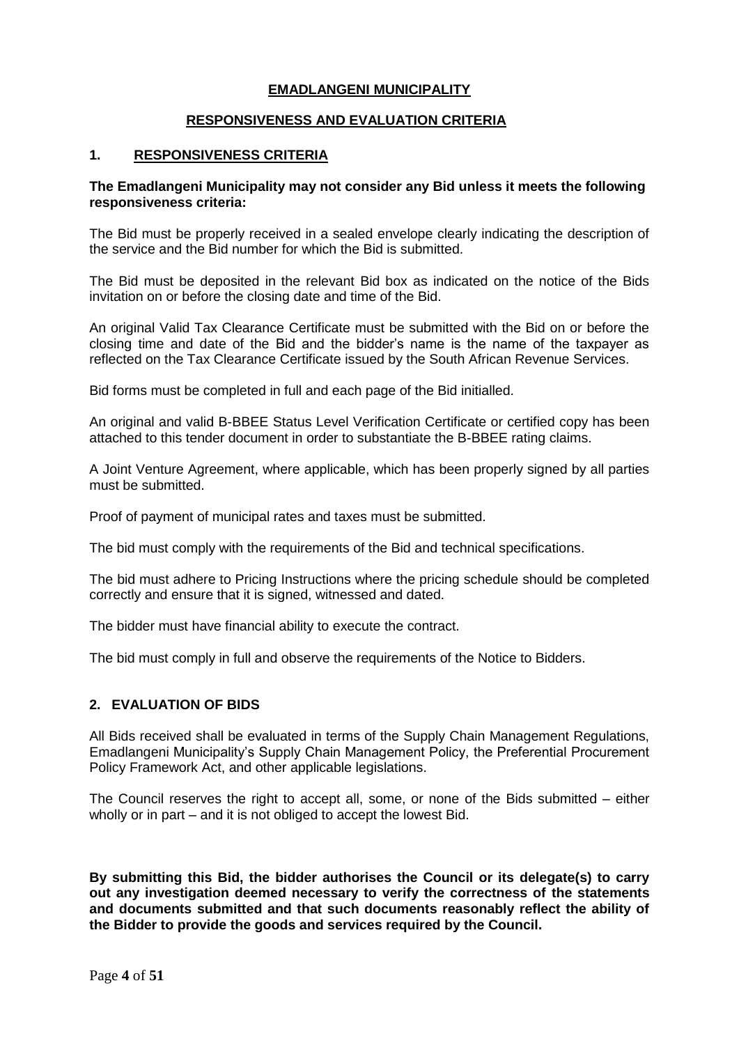# EMADLANGENI MUNICIPALITY

## RESPONSIVENESS AND EVALUATION CRITERIA

## 1. RESPONSIVENESS CRITERIA

**The Emadlangeni Municipality may not consider any Bid unless it meets the following responsiveness criteria:**

The Bid must be properly received in a sealed envelope clearly indicating the description of the service and the Bid number for which the Bid is submitted.

The Bid must be deposited in the relevant Bid box as indicated on the notice of the Bids invitation on or before the closing date and time of the Bid.

An original Valid Tax Clearance Certificate must be submitted with the Bid on or before the closing time and date of the Bid and the bidder's name is the name of the taxpayer as reflected on the Tax Clearance Certificate issued by the South African Revenue Services.

Bid forms must be completed in full and each page of the Bid initialled.

An original and valid B-BBEE Status Level Verification Certificate or certified copy has been attached to this tender document in order to substantiate the B-BBEE rating claims.

A Joint Venture Agreement, where applicable, which has been properly signed by all parties must be submitted.

Proof of payment of municipal rates and taxes must be submitted.

The bid must comply with the requirements of the Bid and technical specifications.

The bid must adhere to Pricing Instructions where the pricing schedule should be completed correctly and ensure that it is signed, witnessed and dated.

The bidder must have financial ability to execute the contract.

The bid must comply in full and observe the requirements of the Notice to Bidders.

## 2. EVALUATION OF BIDS

All Bids received shall be evaluated in terms of the Supply Chain Management Regulations, Emadlangeni Municipality's Supply Chain Management Policy, the Preferential Procurement Policy Framework Act, and other applicable legislations.

The Council reserves the right to accept all, some, or none of the Bids submitted – either wholly or in part – and it is not obliged to accept the lowest Bid.

**By submitting this Bid, the bidder authorises the Council or its delegate(s) to carry out any investigation deemed necessary to verify the correctness of the statements and documents submitted and that such documents reasonably reflect the ability of the Bidder to provide the goods and services required by the Council.**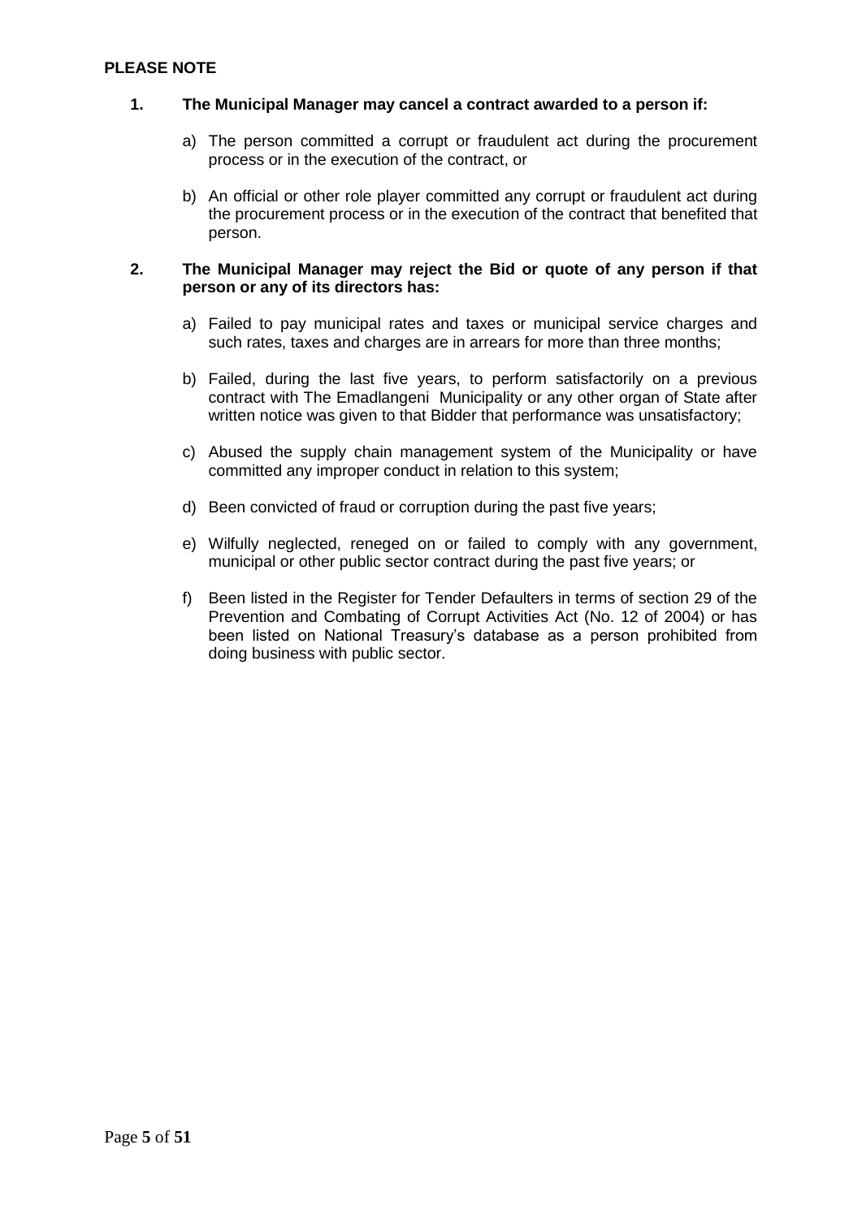**PLEASE NOTE**

**1. The Municipal Manager may cancel a contract awarded to a person if:**

a) The person committed a corrupt or fraudulent act during the procurement process or in the execution of the contract, or

b) An official or other role player committed any corrupt or fraudulent act during the procurement process or in the execution of the contract that benefited that person.

**2. The Municipal Manager may reject the Bid or quote of any person if that person or any of its directors has:**

a) Failed to pay municipal rates and taxes or municipal service charges and such rates, taxes and charges are in arrears for more than three months;

b) Failed, during the last five years, to perform satisfactorily on a previous contract with The Emadlangeni Municipality or any other organ of State after written notice was given to that Bidder that performance was unsatisfactory;

c) Abused the supply chain management system of the Municipality or have committed any improper conduct in relation to this system;

d) Been convicted of fraud or corruption during the past five years;

e) Wilfully neglected, reneged on or failed to comply with any government, municipal or other public sector contract during the past five years; or

f) Been listed in the Register for Tender Defaulters in terms of section 29 of the Prevention and Combating of Corrupt Activities Act (No. 12 of 2004) or has been listed on National Treasury's database as a person prohibited from doing business with public sector.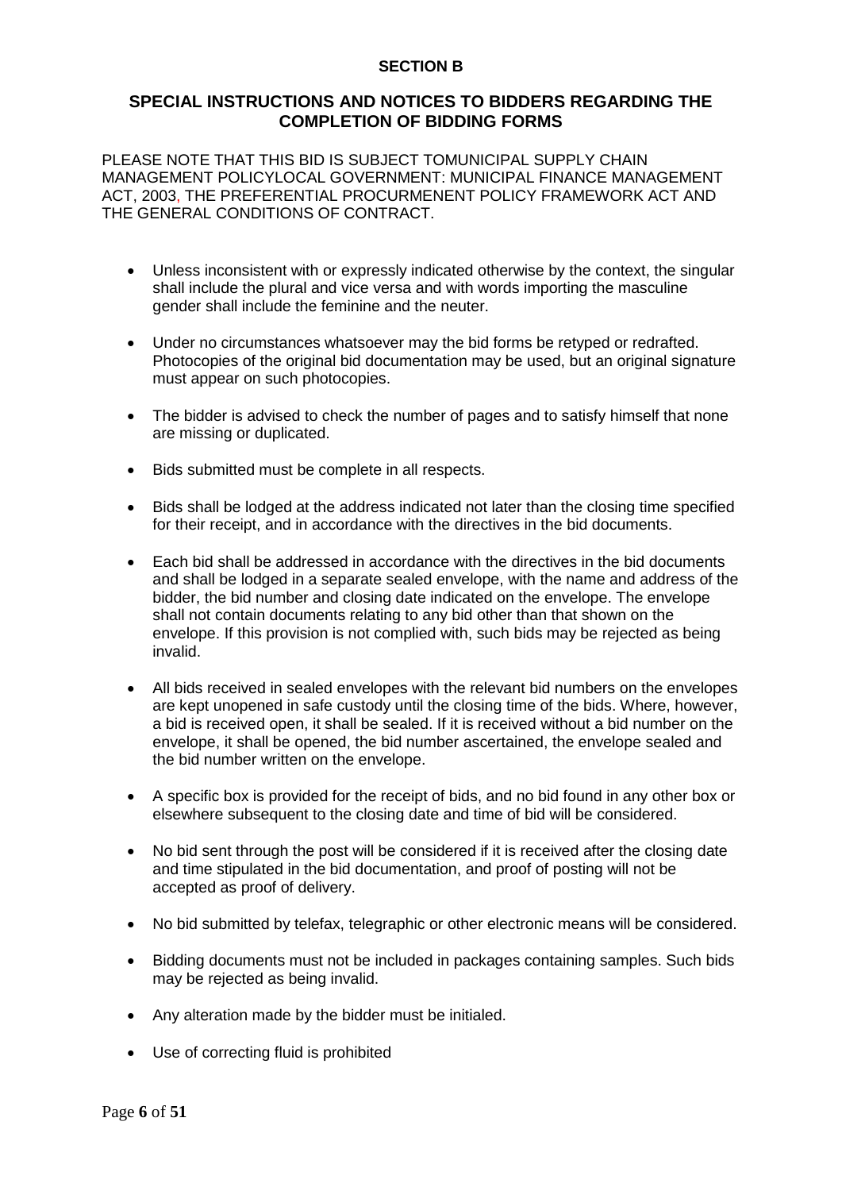**SECTION B**

## SPECIAL INSTRUCTIONS AND NOTICES TO BIDDERS REGARDING THE COMPLETION OF BIDDING FORMS

PLEASE NOTE THAT THIS BID IS SUBJECT TOMUNICIPAL SUPPLY CHAIN MANAGEMENT POLICYLOCAL GOVERNMENT: MUNICIPAL FINANCE MANAGEMENT ACT, 2003, THE PREFERENTIAL PROCURMENENT POLICY FRAMEWORK ACT AND THE GENERAL CONDITIONS OF CONTRACT.

- Unless inconsistent with or expressly indicated otherwise by the context, the singular shall include the plural and vice versa and with words importing the masculine gender shall include the feminine and the neuter.
- Under no circumstances whatsoever may the bid forms be retyped or redrafted. Photocopies of the original bid documentation may be used, but an original signature must appear on such photocopies.
- The bidder is advised to check the number of pages and to satisfy himself that none are missing or duplicated.
- Bids submitted must be complete in all respects.
- Bids shall be lodged at the address indicated not later than the closing time specified for their receipt, and in accordance with the directives in the bid documents.
- Each bid shall be addressed in accordance with the directives in the bid documents and shall be lodged in a separate sealed envelope, with the name and address of the bidder, the bid number and closing date indicated on the envelope. The envelope shall not contain documents relating to any bid other than that shown on the envelope. If this provision is not complied with, such bids may be rejected as being invalid.
- All bids received in sealed envelopes with the relevant bid numbers on the envelopes are kept unopened in safe custody until the closing time of the bids. Where, however, a bid is received open, it shall be sealed. If it is received without a bid number on the envelope, it shall be opened, the bid number ascertained, the envelope sealed and the bid number written on the envelope.
- A specific box is provided for the receipt of bids, and no bid found in any other box or elsewhere subsequent to the closing date and time of bid will be considered.
- No bid sent through the post will be considered if it is received after the closing date and time stipulated in the bid documentation, and proof of posting will not be accepted as proof of delivery.
- No bid submitted by telefax, telegraphic or other electronic means will be considered.
- Bidding documents must not be included in packages containing samples. Such bids may be rejected as being invalid.
- Any alteration made by the bidder must be initialed.
- Use of correcting fluid is prohibited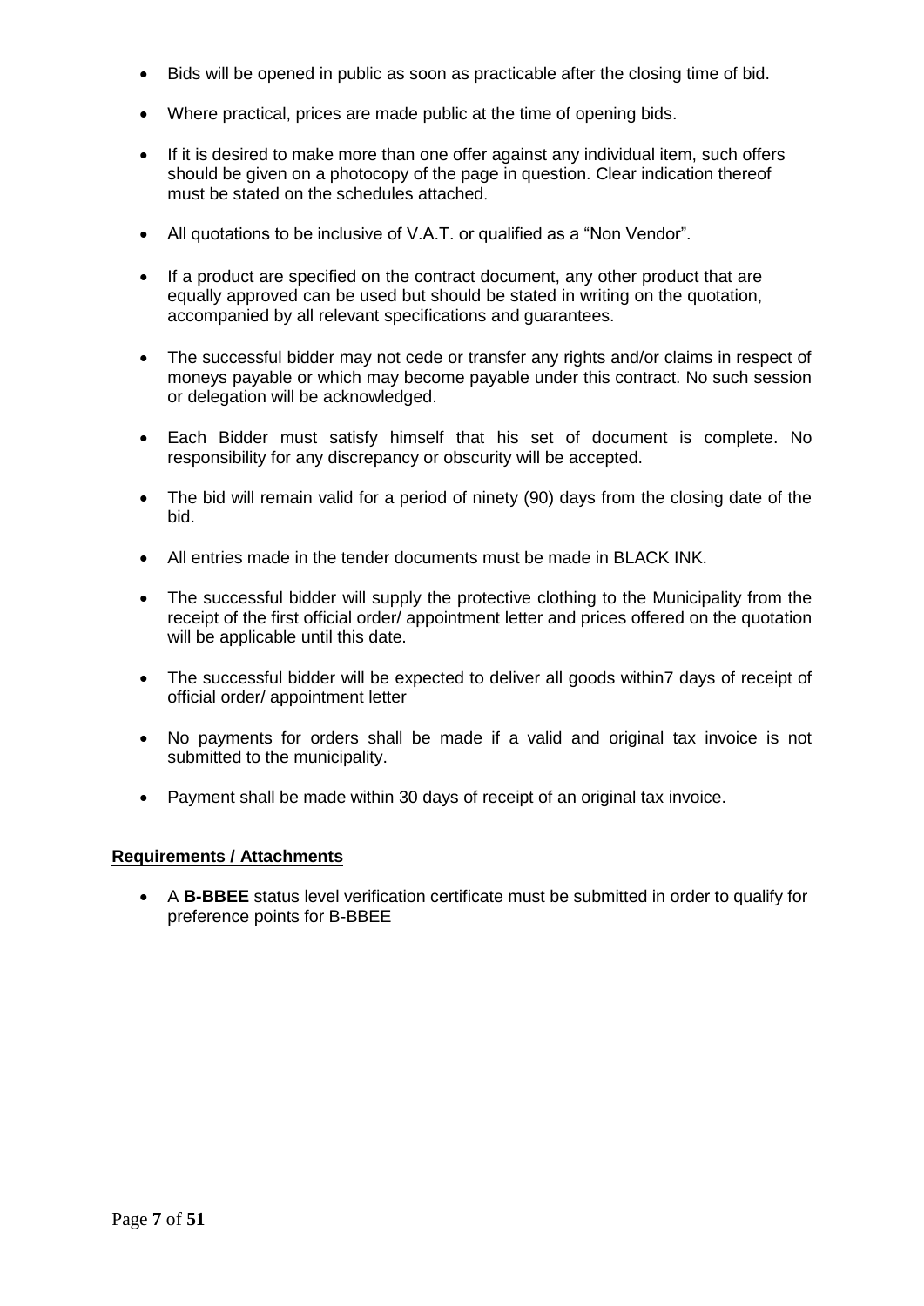- Bids will be opened in public as soon as practicable after the closing time of bid.
- Where practical, prices are made public at the time of opening bids.
- If it is desired to make more than one offer against any individual item, such offers should be given on a photocopy of the page in question. Clear indication thereof must be stated on the schedules attached.
- All quotations to be inclusive of V.A.T. or qualified as a "Non Vendor".
- If a product are specified on the contract document, any other product that are equally approved can be used but should be stated in writing on the quotation, accompanied by all relevant specifications and guarantees.
- The successful bidder may not cede or transfer any rights and/or claims in respect of moneys payable or which may become payable under this contract. No such session or delegation will be acknowledged.
- Each Bidder must satisfy himself that his set of document is complete. No responsibility for any discrepancy or obscurity will be accepted.
- The bid will remain valid for a period of ninety (90) days from the closing date of the bid.
- All entries made in the tender documents must be made in BLACK INK.
- The successful bidder will supply the protective clothing to the Municipality from the receipt of the first official order/ appointment letter and prices offered on the quotation will be applicable until this date.
- The successful bidder will be expected to deliver all goods within7 days of receipt of official order/ appointment letter
- No payments for orders shall be made if a valid and original tax invoice is not submitted to the municipality.
- Payment shall be made within 30 days of receipt of an original tax invoice.

**Requirements / Attachments**

- A **B-BBEE** status level verification certificate must be submitted in order to qualify for preference points for B-BBEE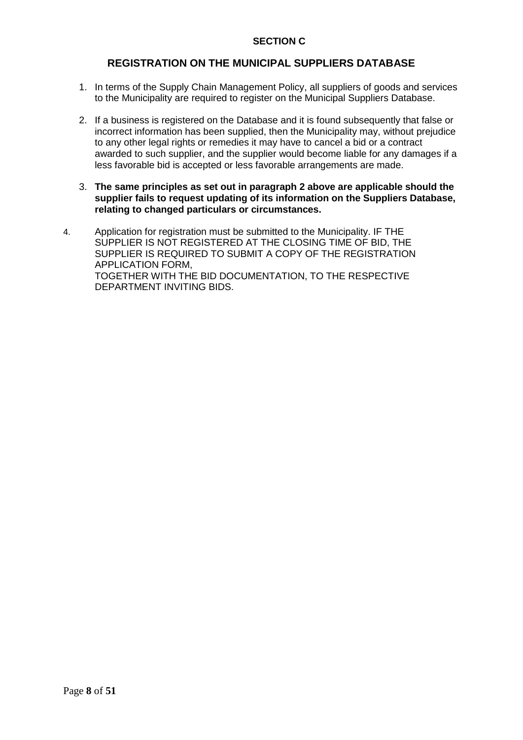**SECTION C**

## REGISTRATION ON THE MUNICIPAL SUPPLIERS DATABASE

1. In terms of the Supply Chain Management Policy, all suppliers of goods and services to the Municipality are required to register on the Municipal Suppliers Database.

2. If a business is registered on the Database and it is found subsequently that false or incorrect information has been supplied, then the Municipality may, without prejudice to any other legal rights or remedies it may have to cancel a bid or a contract awarded to such supplier, and the supplier would become liable for any damages if a less favorable bid is accepted or less favorable arrangements are made.

3. **The same principles as set out in paragraph 2 above are applicable should the supplier fails to request updating of its information on the Suppliers Database, relating to changed particulars or circumstances.**

4. Application for registration must be submitted to the Municipality. IF THE SUPPLIER IS NOT REGISTERED AT THE CLOSING TIME OF BID, THE SUPPLIER IS REQUIRED TO SUBMIT A COPY OF THE REGISTRATION APPLICATION FORM,
TOGETHER WITH THE BID DOCUMENTATION, TO THE RESPECTIVE DEPARTMENT INVITING BIDS.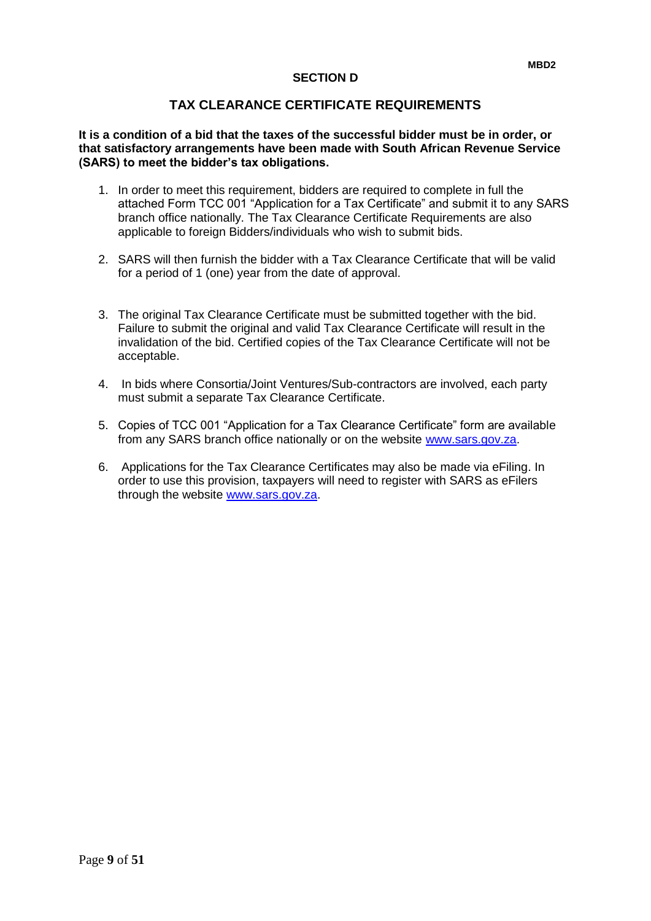## SECTION D

## TAX CLEARANCE CERTIFICATE REQUIREMENTS

**It is a condition of a bid that the taxes of the successful bidder must be in order, or that satisfactory arrangements have been made with South African Revenue Service (SARS) to meet the bidder's tax obligations.**

1. In order to meet this requirement, bidders are required to complete in full the attached Form TCC 001 "Application for a Tax Certificate" and submit it to any SARS branch office nationally. The Tax Clearance Certificate Requirements are also applicable to foreign Bidders/individuals who wish to submit bids.

2. SARS will then furnish the bidder with a Tax Clearance Certificate that will be valid for a period of 1 (one) year from the date of approval.

3. The original Tax Clearance Certificate must be submitted together with the bid. Failure to submit the original and valid Tax Clearance Certificate will result in the invalidation of the bid. Certified copies of the Tax Clearance Certificate will not be acceptable.

4. In bids where Consortia/Joint Ventures/Sub-contractors are involved, each party must submit a separate Tax Clearance Certificate.

5. Copies of TCC 001 "Application for a Tax Clearance Certificate" form are available from any SARS branch office nationally or on the website www.sars.gov.za.

6. Applications for the Tax Clearance Certificates may also be made via eFiling. In order to use this provision, taxpayers will need to register with SARS as eFilers through the website www.sars.gov.za.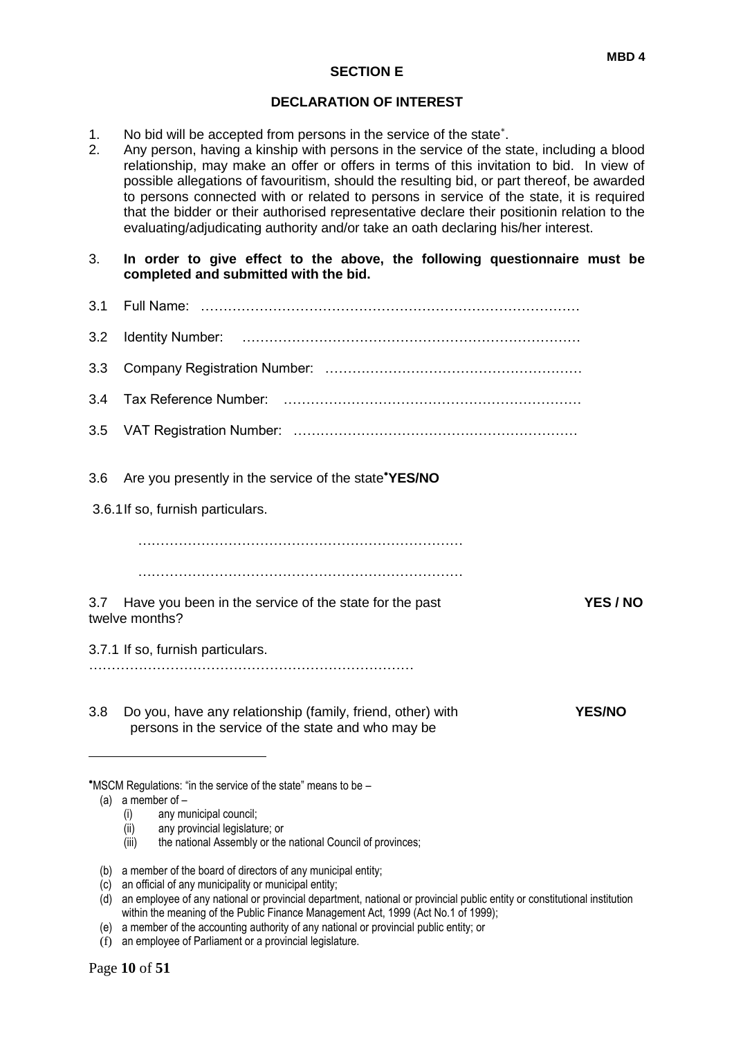MBD 4

## SECTION E

## DECLARATION OF INTEREST

1. No bid will be accepted from persons in the service of the state*.
2. Any person, having a kinship with persons in the service of the state, including a blood relationship, may make an offer or offers in terms of this invitation to bid. In view of possible allegations of favouritism, should the resulting bid, or part thereof, be awarded to persons connected with or related to persons in service of the state, it is required that the bidder or their authorised representative declare their positionin relation to the evaluating/adjudicating authority and/or take an oath declaring his/her interest.
3. **In order to give effect to the above, the following questionnaire must be completed and submitted with the bid.**

3.1 Full Name: ……………………………………………………………………………

3.2 Identity Number: …………………………………………………………………

3.3 Company Registration Number: ………………………………………………

3.4 Tax Reference Number: ………………………………………………………

3.5 VAT Registration Number: ……………………………………………………

3.6 Are you presently in the service of the state* **YES/NO**

3.6.1 If so, furnish particulars.

………………………………………………………………

………………………………………………………………

3.7 Have you been in the service of the state for the past twelve months? **YES / NO**

3.7.1 If so, furnish particulars.

………………………………………………………………

3.8 Do you, have any relationship (family, friend, other) with persons in the service of the state and who may be **YES/NO**

---

*MSCM Regulations: "in the service of the state" means to be –

(a) a member of –
   (i) any municipal council;
   (ii) any provincial legislature; or
   (iii) the national Assembly or the national Council of provinces;

(b) a member of the board of directors of any municipal entity;
(c) an official of any municipality or municipal entity;
(d) an employee of any national or provincial department, national or provincial public entity or constitutional institution within the meaning of the Public Finance Management Act, 1999 (Act No.1 of 1999);
(e) a member of the accounting authority of any national or provincial public entity; or
(f) an employee of Parliament or a provincial legislature.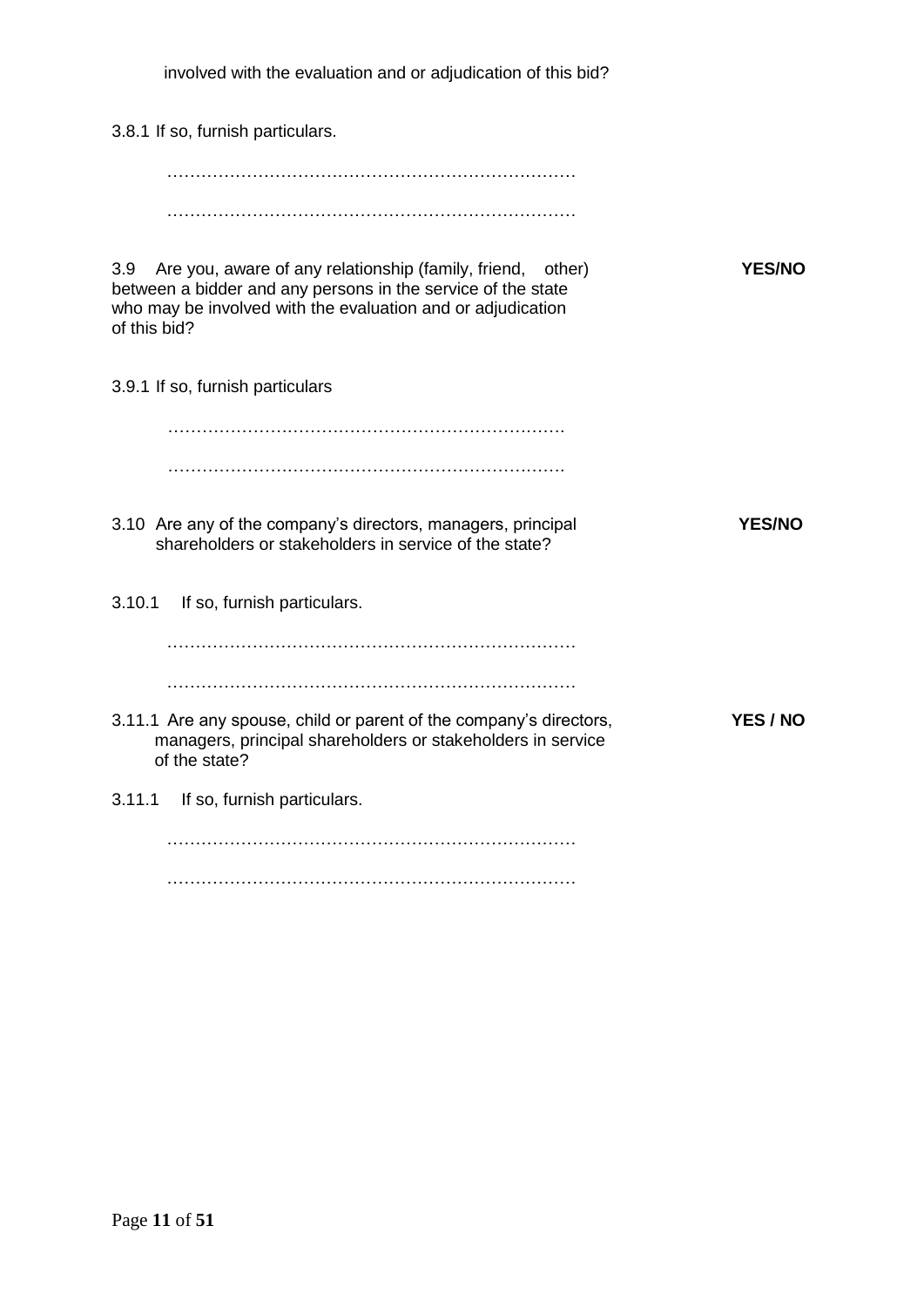involved with the evaluation and or adjudication of this bid?

3.8.1 If so, furnish particulars.

………………………………………………………………

………………………………………………………………

3.9 Are you, aware of any relationship (family, friend, other) between a bidder and any persons in the service of the state who may be involved with the evaluation and or adjudication of this bid? **YES/NO**

3.9.1 If so, furnish particulars

……………………………………………………………

……………………………………………………………

3.10 Are any of the company's directors, managers, principal shareholders or stakeholders in service of the state? **YES/NO**

3.10.1 If so, furnish particulars.

………………………………………………………………

………………………………………………………………

3.11.1 Are any spouse, child or parent of the company's directors, managers, principal shareholders or stakeholders in service of the state? **YES / NO**

3.11.1 If so, furnish particulars.

………………………………………………………………

………………………………………………………………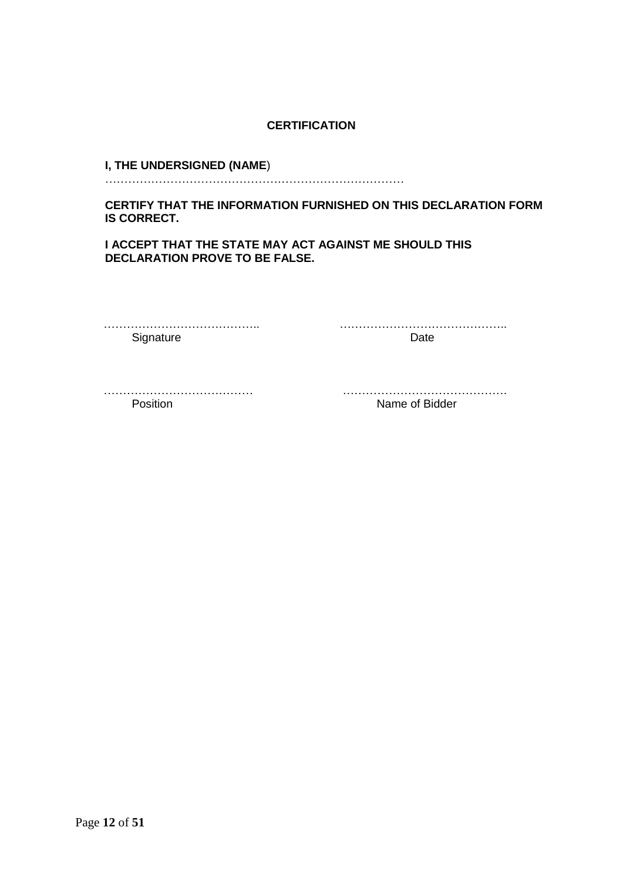**CERTIFICATION**

**I, THE UNDERSIGNED (NAME**)
………………………………………………………………………

**CERTIFY THAT THE INFORMATION FURNISHED ON THIS DECLARATION FORM IS CORRECT.**

**I ACCEPT THAT THE STATE MAY ACT AGAINST ME SHOULD THIS DECLARATION PROVE TO BE FALSE.**

………………………………….. ……………………………………..
Signature Date

………………………………… ……………………………………
Position Name of Bidder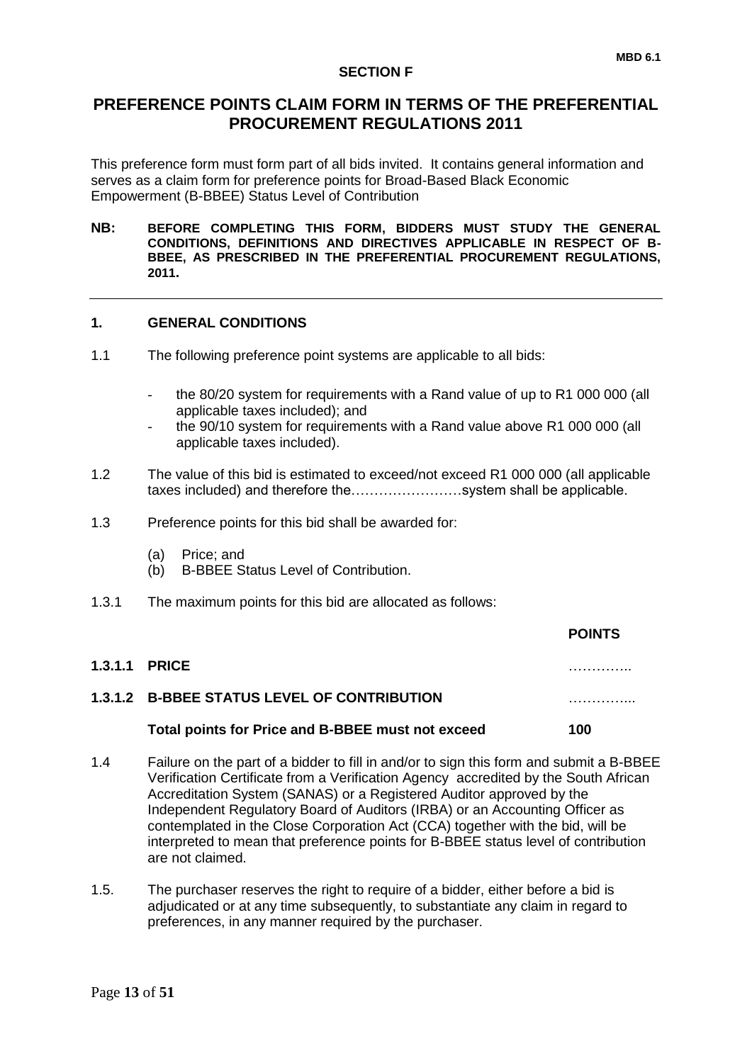MBD 6.1

**SECTION F**

# PREFERENCE POINTS CLAIM FORM IN TERMS OF THE PREFERENTIAL PROCUREMENT REGULATIONS 2011

This preference form must form part of all bids invited. It contains general information and serves as a claim form for preference points for Broad-Based Black Economic Empowerment (B-BBEE) Status Level of Contribution

**NB: BEFORE COMPLETING THIS FORM, BIDDERS MUST STUDY THE GENERAL CONDITIONS, DEFINITIONS AND DIRECTIVES APPLICABLE IN RESPECT OF B-BBEE, AS PRESCRIBED IN THE PREFERENTIAL PROCUREMENT REGULATIONS, 2011.**

---

## 1. GENERAL CONDITIONS

1.1 The following preference point systems are applicable to all bids:

- the 80/20 system for requirements with a Rand value of up to R1 000 000 (all applicable taxes included); and
- the 90/10 system for requirements with a Rand value above R1 000 000 (all applicable taxes included).

1.2 The value of this bid is estimated to exceed/not exceed R1 000 000 (all applicable taxes included) and therefore the……………………system shall be applicable.

1.3 Preference points for this bid shall be awarded for:

(a) Price; and
(b) B-BBEE Status Level of Contribution.

1.3.1 The maximum points for this bid are allocated as follows:

| | | POINTS |
|---|---|---|
| **1.3.1.1** | **PRICE** | ………….. |
| **1.3.1.2** | **B-BBEE STATUS LEVEL OF CONTRIBUTION** | …………... |
| | **Total points for Price and B-BBEE must not exceed** | **100** |

1.4 Failure on the part of a bidder to fill in and/or to sign this form and submit a B-BBEE Verification Certificate from a Verification Agency accredited by the South African Accreditation System (SANAS) or a Registered Auditor approved by the Independent Regulatory Board of Auditors (IRBA) or an Accounting Officer as contemplated in the Close Corporation Act (CCA) together with the bid, will be interpreted to mean that preference points for B-BBEE status level of contribution are not claimed.

1.5. The purchaser reserves the right to require of a bidder, either before a bid is adjudicated or at any time subsequently, to substantiate any claim in regard to preferences, in any manner required by the purchaser.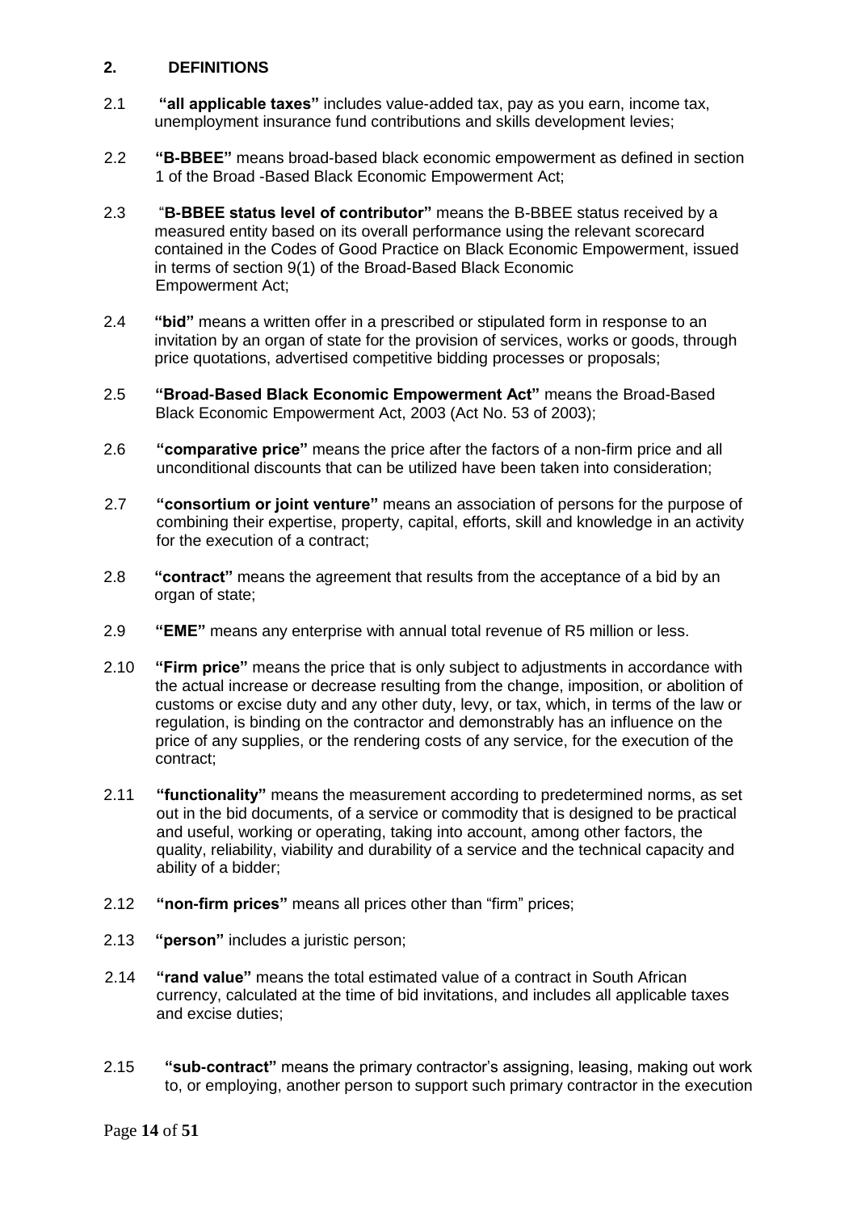## 2. DEFINITIONS

2.1 **"all applicable taxes"** includes value-added tax, pay as you earn, income tax, unemployment insurance fund contributions and skills development levies;

2.2 **"B-BBEE"** means broad-based black economic empowerment as defined in section 1 of the Broad -Based Black Economic Empowerment Act;

2.3 "**B-BBEE status level of contributor"** means the B-BBEE status received by a measured entity based on its overall performance using the relevant scorecard contained in the Codes of Good Practice on Black Economic Empowerment, issued in terms of section 9(1) of the Broad-Based Black Economic Empowerment Act;

2.4 **"bid"** means a written offer in a prescribed or stipulated form in response to an invitation by an organ of state for the provision of services, works or goods, through price quotations, advertised competitive bidding processes or proposals;

2.5 **"Broad-Based Black Economic Empowerment Act"** means the Broad-Based Black Economic Empowerment Act, 2003 (Act No. 53 of 2003);

2.6 **"comparative price"** means the price after the factors of a non-firm price and all unconditional discounts that can be utilized have been taken into consideration;

2.7 **"consortium or joint venture"** means an association of persons for the purpose of combining their expertise, property, capital, efforts, skill and knowledge in an activity for the execution of a contract;

2.8 **"contract"** means the agreement that results from the acceptance of a bid by an organ of state;

2.9 **"EME"** means any enterprise with annual total revenue of R5 million or less.

2.10 **"Firm price"** means the price that is only subject to adjustments in accordance with the actual increase or decrease resulting from the change, imposition, or abolition of customs or excise duty and any other duty, levy, or tax, which, in terms of the law or regulation, is binding on the contractor and demonstrably has an influence on the price of any supplies, or the rendering costs of any service, for the execution of the contract;

2.11 **"functionality"** means the measurement according to predetermined norms, as set out in the bid documents, of a service or commodity that is designed to be practical and useful, working or operating, taking into account, among other factors, the quality, reliability, viability and durability of a service and the technical capacity and ability of a bidder;

2.12 **"non-firm prices"** means all prices other than "firm" prices;

2.13 **"person"** includes a juristic person;

2.14 **"rand value"** means the total estimated value of a contract in South African currency, calculated at the time of bid invitations, and includes all applicable taxes and excise duties;

2.15 **"sub-contract"** means the primary contractor's assigning, leasing, making out work to, or employing, another person to support such primary contractor in the execution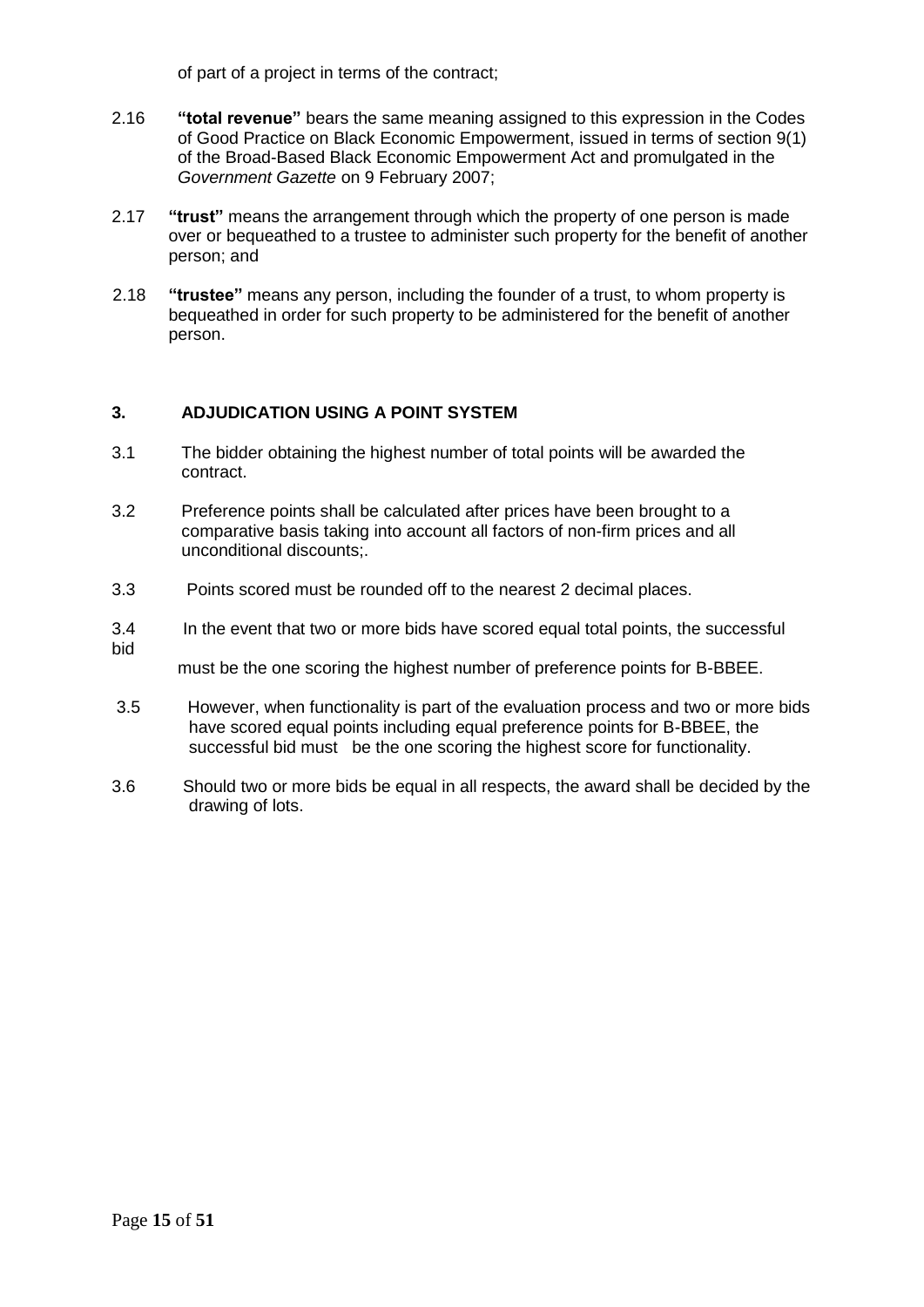of part of a project in terms of the contract;

2.16 **"total revenue"** bears the same meaning assigned to this expression in the Codes of Good Practice on Black Economic Empowerment, issued in terms of section 9(1) of the Broad-Based Black Economic Empowerment Act and promulgated in the *Government Gazette* on 9 February 2007;

2.17 **"trust"** means the arrangement through which the property of one person is made over or bequeathed to a trustee to administer such property for the benefit of another person; and

2.18 **"trustee"** means any person, including the founder of a trust, to whom property is bequeathed in order for such property to be administered for the benefit of another person.

## 3. ADJUDICATION USING A POINT SYSTEM

3.1 The bidder obtaining the highest number of total points will be awarded the contract.

3.2 Preference points shall be calculated after prices have been brought to a comparative basis taking into account all factors of non-firm prices and all unconditional discounts;.

3.3 Points scored must be rounded off to the nearest 2 decimal places.

3.4 In the event that two or more bids have scored equal total points, the successful bid must be the one scoring the highest number of preference points for B-BBEE.

3.5 However, when functionality is part of the evaluation process and two or more bids have scored equal points including equal preference points for B-BBEE, the successful bid must be the one scoring the highest score for functionality.

3.6 Should two or more bids be equal in all respects, the award shall be decided by the drawing of lots.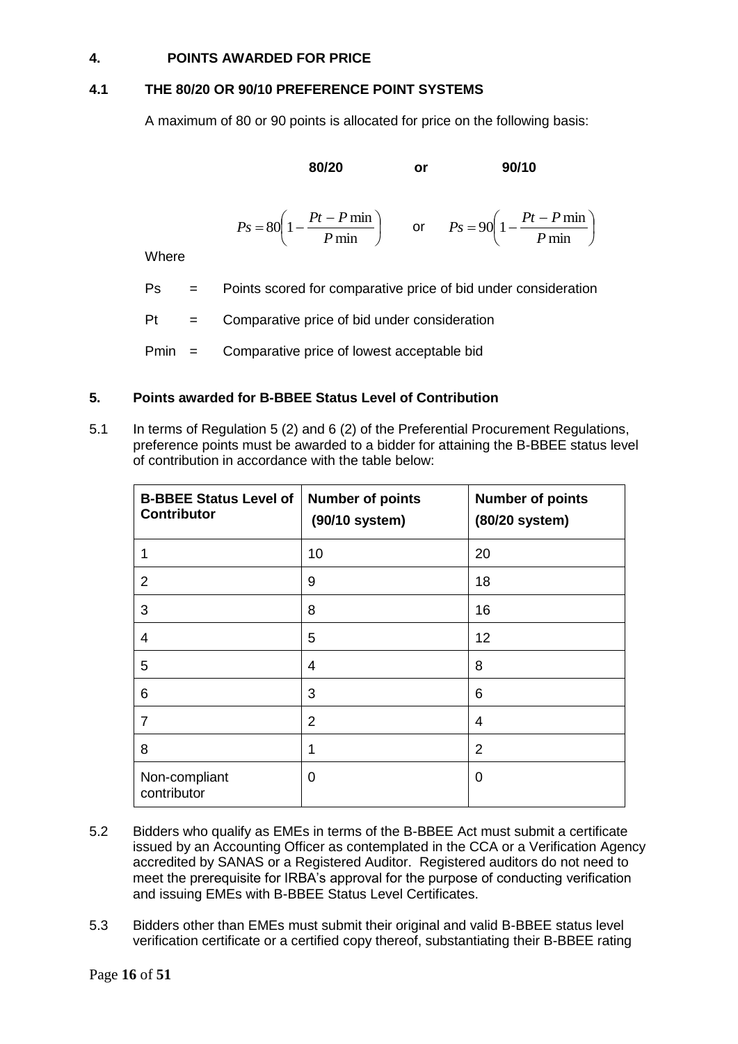## 4. POINTS AWARDED FOR PRICE

### 4.1 THE 80/20 OR 90/10 PREFERENCE POINT SYSTEMS

A maximum of 80 or 90 points is allocated for price on the following basis:

**80/20** **or** **90/10**

$$Ps = 80\left(1 - \frac{Pt - P\min}{P\min}\right) \quad \text{or} \quad Ps = 90\left(1 - \frac{Pt - P\min}{P\min}\right)$$

Where

Ps = Points scored for comparative price of bid under consideration

Pt = Comparative price of bid under consideration

Pmin = Comparative price of lowest acceptable bid

## 5. Points awarded for B-BBEE Status Level of Contribution

5.1 In terms of Regulation 5 (2) and 6 (2) of the Preferential Procurement Regulations, preference points must be awarded to a bidder for attaining the B-BBEE status level of contribution in accordance with the table below:

| B-BBEE Status Level of Contributor | Number of points (90/10 system) | Number of points (80/20 system) |
|---|---|---|
| 1 | 10 | 20 |
| 2 | 9 | 18 |
| 3 | 8 | 16 |
| 4 | 5 | 12 |
| 5 | 4 | 8 |
| 6 | 3 | 6 |
| 7 | 2 | 4 |
| 8 | 1 | 2 |
| Non-compliant contributor | 0 | 0 |

5.2 Bidders who qualify as EMEs in terms of the B-BBEE Act must submit a certificate issued by an Accounting Officer as contemplated in the CCA or a Verification Agency accredited by SANAS or a Registered Auditor. Registered auditors do not need to meet the prerequisite for IRBA's approval for the purpose of conducting verification and issuing EMEs with B-BBEE Status Level Certificates.

5.3 Bidders other than EMEs must submit their original and valid B-BBEE status level verification certificate or a certified copy thereof, substantiating their B-BBEE rating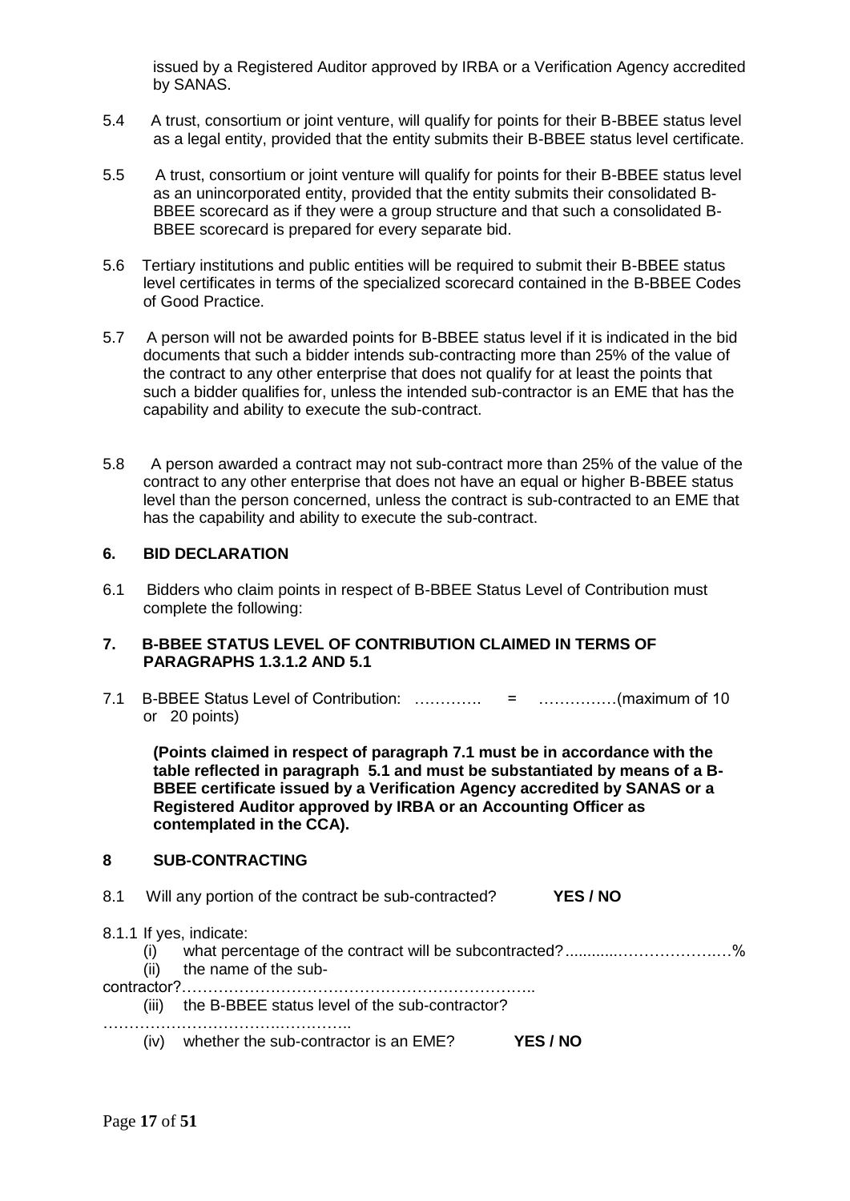issued by a Registered Auditor approved by IRBA or a Verification Agency accredited by SANAS.

5.4 A trust, consortium or joint venture, will qualify for points for their B-BBEE status level as a legal entity, provided that the entity submits their B-BBEE status level certificate.

5.5 A trust, consortium or joint venture will qualify for points for their B-BBEE status level as an unincorporated entity, provided that the entity submits their consolidated B-BBEE scorecard as if they were a group structure and that such a consolidated B-BBEE scorecard is prepared for every separate bid.

5.6 Tertiary institutions and public entities will be required to submit their B-BBEE status level certificates in terms of the specialized scorecard contained in the B-BBEE Codes of Good Practice.

5.7 A person will not be awarded points for B-BBEE status level if it is indicated in the bid documents that such a bidder intends sub-contracting more than 25% of the value of the contract to any other enterprise that does not qualify for at least the points that such a bidder qualifies for, unless the intended sub-contractor is an EME that has the capability and ability to execute the sub-contract.

5.8 A person awarded a contract may not sub-contract more than 25% of the value of the contract to any other enterprise that does not have an equal or higher B-BBEE status level than the person concerned, unless the contract is sub-contracted to an EME that has the capability and ability to execute the sub-contract.

## 6. BID DECLARATION

6.1 Bidders who claim points in respect of B-BBEE Status Level of Contribution must complete the following:

## 7. B-BBEE STATUS LEVEL OF CONTRIBUTION CLAIMED IN TERMS OF PARAGRAPHS 1.3.1.2 AND 5.1

7.1 B-BBEE Status Level of Contribution: …………. = ……………(maximum of 10 or 20 points)

**(Points claimed in respect of paragraph 7.1 must be in accordance with the table reflected in paragraph 5.1 and must be substantiated by means of a B-BBEE certificate issued by a Verification Agency accredited by SANAS or a Registered Auditor approved by IRBA or an Accounting Officer as contemplated in the CCA).**

## 8 SUB-CONTRACTING

8.1 Will any portion of the contract be sub-contracted? **YES / NO**

8.1.1 If yes, indicate:

(i) what percentage of the contract will be subcontracted?............…………….…%

(ii) the name of the sub-contractor?…………………………………………………………..

(iii) the B-BBEE status level of the sub-contractor?

……………………………………….

(iv) whether the sub-contractor is an EME? **YES / NO**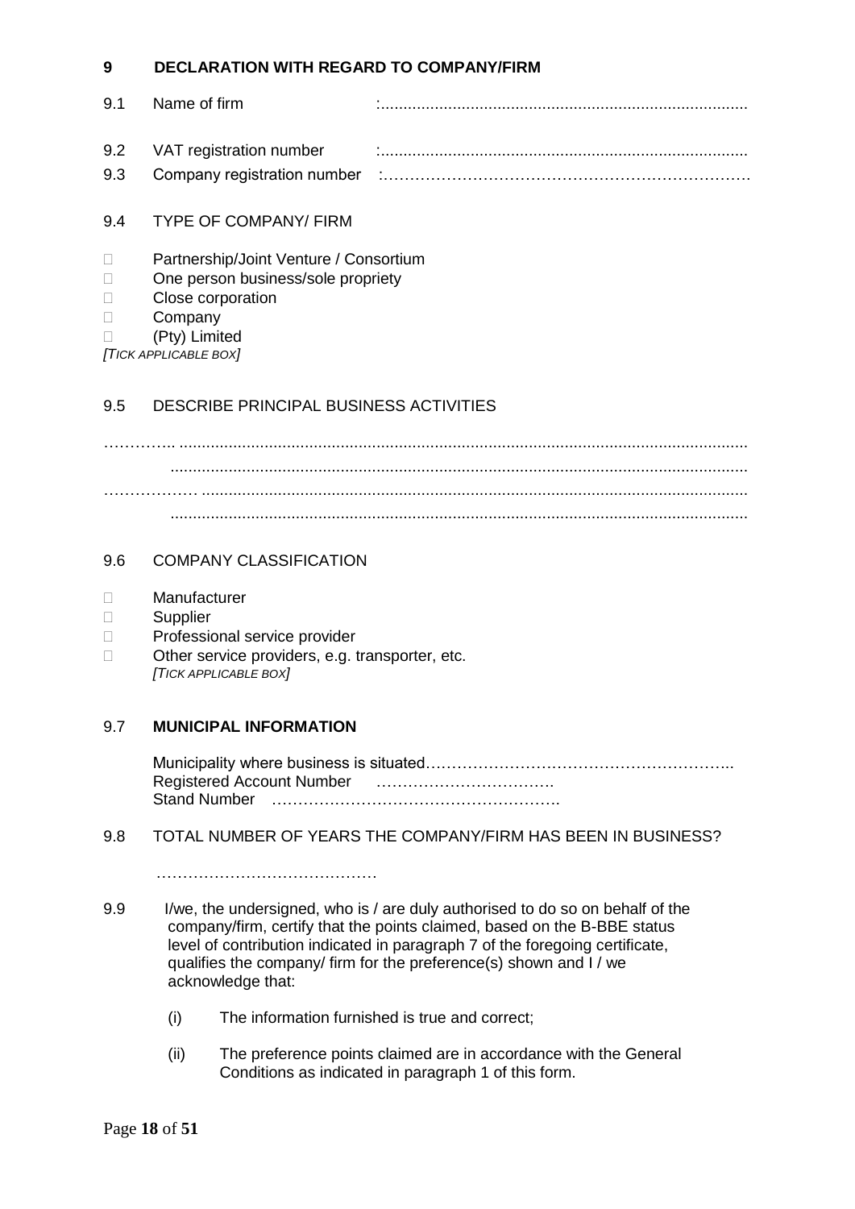## 9 DECLARATION WITH REGARD TO COMPANY/FIRM

9.1 Name of firm :..................................................................................

9.2 VAT registration number :..................................................................................

9.3 Company registration number :……………………………………………………………

9.4 TYPE OF COMPANY/ FIRM

- ☐ Partnership/Joint Venture / Consortium
- ☐ One person business/sole propriety
- ☐ Close corporation
- ☐ Company
- ☐ (Pty) Limited

*[TICK APPLICABLE BOX]*

9.5 DESCRIBE PRINCIPAL BUSINESS ACTIVITIES

………….. ..............................................................................................................................

..............................................................................................................................

……………… ........................................................................................................................

..............................................................................................................................

9.6 COMPANY CLASSIFICATION

- ☐ Manufacturer
- ☐ Supplier
- ☐ Professional service provider
- ☐ Other service providers, e.g. transporter, etc.

*[TICK APPLICABLE BOX]*

9.7 **MUNICIPAL INFORMATION**

Municipality where business is situated…………………………………………………..
Registered Account Number ……………………………..
Stand Number ……………………………………………….

9.8 TOTAL NUMBER OF YEARS THE COMPANY/FIRM HAS BEEN IN BUSINESS?

……………………………………

9.9 I/we, the undersigned, who is / are duly authorised to do so on behalf of the company/firm, certify that the points claimed, based on the B-BBE status level of contribution indicated in paragraph 7 of the foregoing certificate, qualifies the company/ firm for the preference(s) shown and I / we acknowledge that:

(i) The information furnished is true and correct;

(ii) The preference points claimed are in accordance with the General Conditions as indicated in paragraph 1 of this form.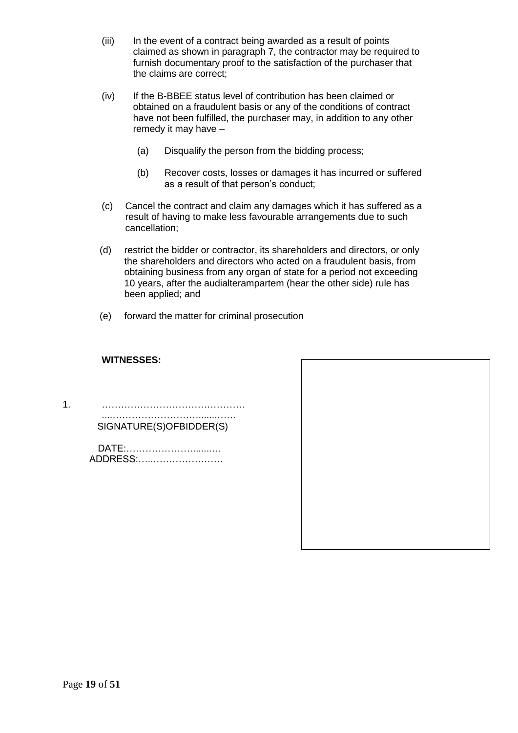(iii) In the event of a contract being awarded as a result of points claimed as shown in paragraph 7, the contractor may be required to furnish documentary proof to the satisfaction of the purchaser that the claims are correct;

(iv) If the B-BBEE status level of contribution has been claimed or obtained on a fraudulent basis or any of the conditions of contract have not been fulfilled, the purchaser may, in addition to any other remedy it may have –

(a) Disqualify the person from the bidding process;

(b) Recover costs, losses or damages it has incurred or suffered as a result of that person's conduct;

(c) Cancel the contract and claim any damages which it has suffered as a result of having to make less favourable arrangements due to such cancellation;

(d) restrict the bidder or contractor, its shareholders and directors, or only the shareholders and directors who acted on a fraudulent basis, from obtaining business from any organ of state for a period not exceeding 10 years, after the audialterampartem (hear the other side) rule has been applied; and

(e) forward the matter for criminal prosecution

**WITNESSES:**

1. ……………………………………….

....………………………........……
SIGNATURE(S)OFBIDDER(S)

DATE:……………………......…

ADDRESS:…..………………….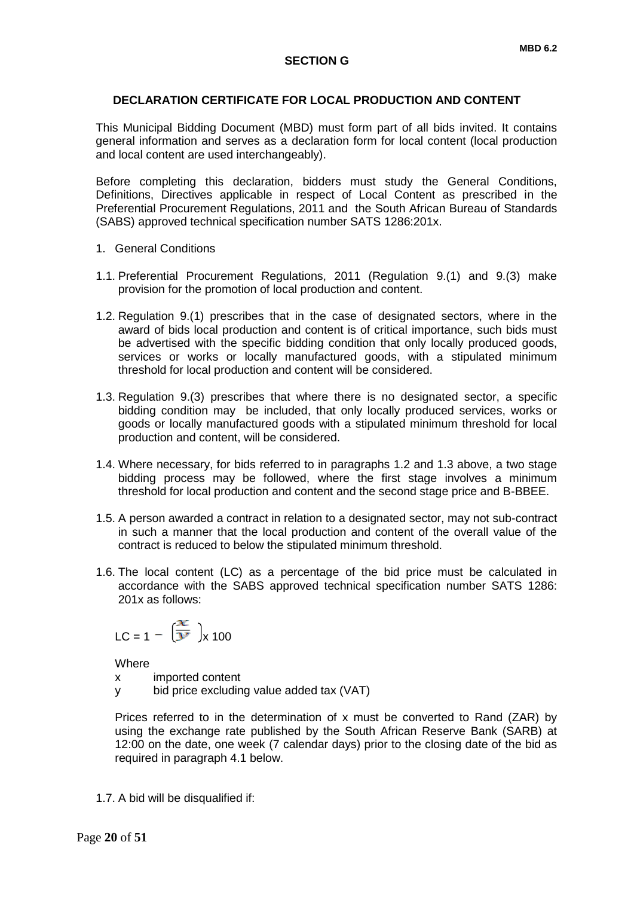**MBD 6.2**

## SECTION G

### DECLARATION CERTIFICATE FOR LOCAL PRODUCTION AND CONTENT

This Municipal Bidding Document (MBD) must form part of all bids invited. It contains general information and serves as a declaration form for local content (local production and local content are used interchangeably).

Before completing this declaration, bidders must study the General Conditions, Definitions, Directives applicable in respect of Local Content as prescribed in the Preferential Procurement Regulations, 2011 and the South African Bureau of Standards (SABS) approved technical specification number SATS 1286:201x.

1. General Conditions

1.1. Preferential Procurement Regulations, 2011 (Regulation 9.(1) and 9.(3) make provision for the promotion of local production and content.

1.2. Regulation 9.(1) prescribes that in the case of designated sectors, where in the award of bids local production and content is of critical importance, such bids must be advertised with the specific bidding condition that only locally produced goods, services or works or locally manufactured goods, with a stipulated minimum threshold for local production and content will be considered.

1.3. Regulation 9.(3) prescribes that where there is no designated sector, a specific bidding condition may be included, that only locally produced services, works or goods or locally manufactured goods with a stipulated minimum threshold for local production and content, will be considered.

1.4. Where necessary, for bids referred to in paragraphs 1.2 and 1.3 above, a two stage bidding process may be followed, where the first stage involves a minimum threshold for local production and content and the second stage price and B-BBEE.

1.5. A person awarded a contract in relation to a designated sector, may not sub-contract in such a manner that the local production and content of the overall value of the contract is reduced to below the stipulated minimum threshold.

1.6. The local content (LC) as a percentage of the bid price must be calculated in accordance with the SABS approved technical specification number SATS 1286: 201x as follows:

$$LC = 1 - \left(\frac{x}{y}\right) \times 100$$

Where

x imported content

y bid price excluding value added tax (VAT)

Prices referred to in the determination of x must be converted to Rand (ZAR) by using the exchange rate published by the South African Reserve Bank (SARB) at 12:00 on the date, one week (7 calendar days) prior to the closing date of the bid as required in paragraph 4.1 below.

1.7. A bid will be disqualified if: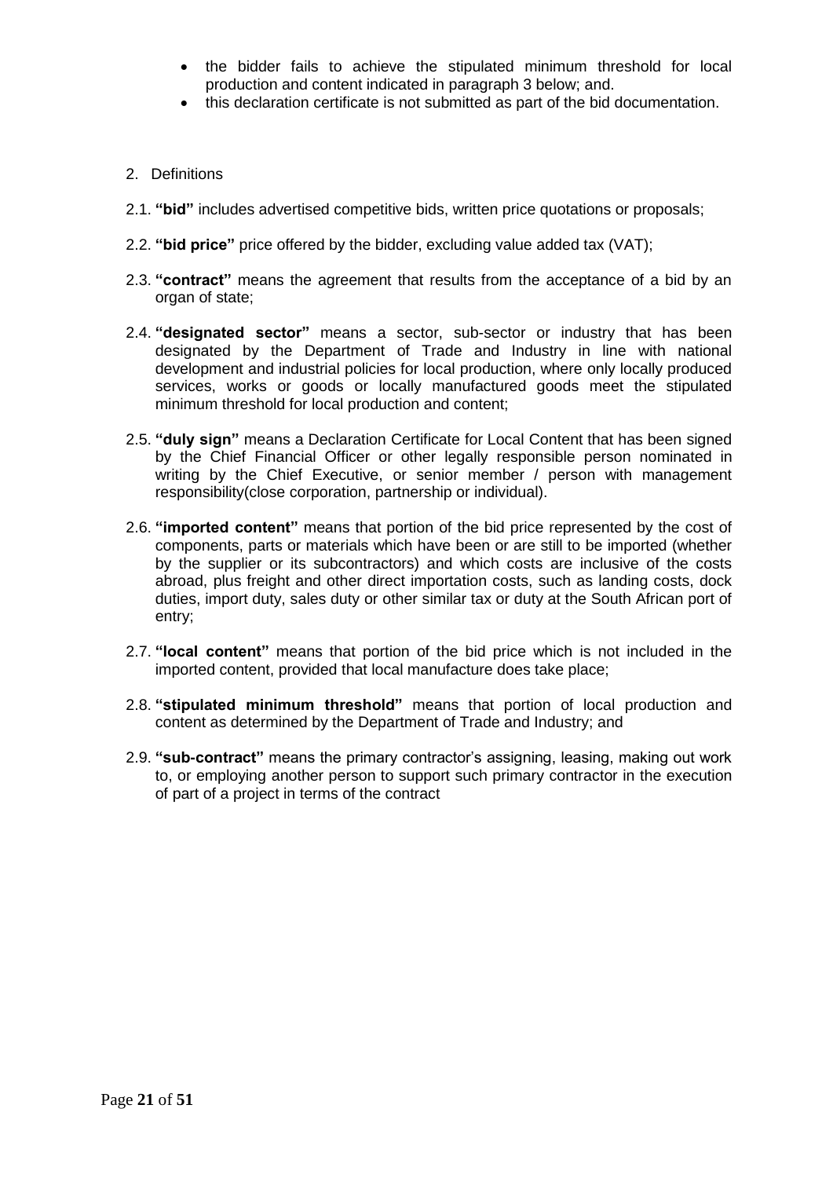- the bidder fails to achieve the stipulated minimum threshold for local production and content indicated in paragraph 3 below; and.
- this declaration certificate is not submitted as part of the bid documentation.

2. Definitions

2.1. **"bid"** includes advertised competitive bids, written price quotations or proposals;

2.2. **"bid price"** price offered by the bidder, excluding value added tax (VAT);

2.3. **"contract"** means the agreement that results from the acceptance of a bid by an organ of state;

2.4. **"designated sector"** means a sector, sub-sector or industry that has been designated by the Department of Trade and Industry in line with national development and industrial policies for local production, where only locally produced services, works or goods or locally manufactured goods meet the stipulated minimum threshold for local production and content;

2.5. **"duly sign"** means a Declaration Certificate for Local Content that has been signed by the Chief Financial Officer or other legally responsible person nominated in writing by the Chief Executive, or senior member / person with management responsibility(close corporation, partnership or individual).

2.6. **"imported content"** means that portion of the bid price represented by the cost of components, parts or materials which have been or are still to be imported (whether by the supplier or its subcontractors) and which costs are inclusive of the costs abroad, plus freight and other direct importation costs, such as landing costs, dock duties, import duty, sales duty or other similar tax or duty at the South African port of entry;

2.7. **"local content"** means that portion of the bid price which is not included in the imported content, provided that local manufacture does take place;

2.8. **"stipulated minimum threshold"** means that portion of local production and content as determined by the Department of Trade and Industry; and

2.9. **"sub-contract"** means the primary contractor's assigning, leasing, making out work to, or employing another person to support such primary contractor in the execution of part of a project in terms of the contract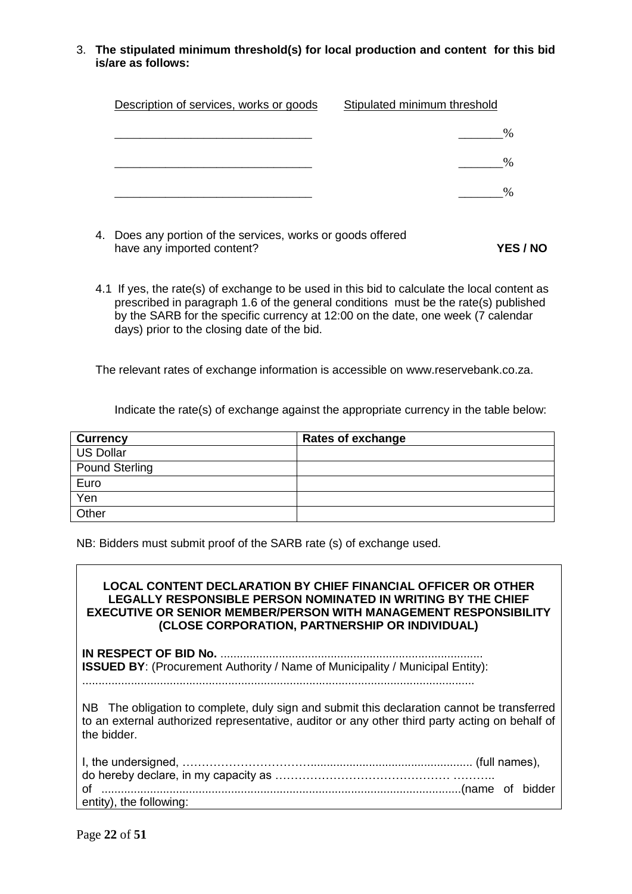3. **The stipulated minimum threshold(s) for local production and content for this bid is/are as follows:**

| Description of services, works or goods | Stipulated minimum threshold |
|---|---|
| _______________________________ | _______% |
| _______________________________ | _______% |
| _______________________________ | _______% |

4. Does any portion of the services, works or goods offered have any imported content? **YES / NO**

4.1 If yes, the rate(s) of exchange to be used in this bid to calculate the local content as prescribed in paragraph 1.6 of the general conditions must be the rate(s) published by the SARB for the specific currency at 12:00 on the date, one week (7 calendar days) prior to the closing date of the bid.

The relevant rates of exchange information is accessible on www.reservebank.co.za.

Indicate the rate(s) of exchange against the appropriate currency in the table below:

| Currency | Rates of exchange |
|---|---|
| US Dollar | |
| Pound Sterling | |
| Euro | |
| Yen | |
| Other | |

NB: Bidders must submit proof of the SARB rate (s) of exchange used.

**LOCAL CONTENT DECLARATION BY CHIEF FINANCIAL OFFICER OR OTHER LEGALLY RESPONSIBLE PERSON NOMINATED IN WRITING BY THE CHIEF EXECUTIVE OR SENIOR MEMBER/PERSON WITH MANAGEMENT RESPONSIBILITY (CLOSE CORPORATION, PARTNERSHIP OR INDIVIDUAL)**

**IN RESPECT OF BID No.** .................................................................................
**ISSUED BY**: (Procurement Authority / Name of Municipality / Municipal Entity):
.........................................................................................................................

NB The obligation to complete, duly sign and submit this declaration cannot be transferred to an external authorized representative, auditor or any other third party acting on behalf of the bidder.

I, the undersigned, …………………………….................................................. (full names), do hereby declare, in my capacity as ……………………………………… ……….. of ..............................................................................................................(name of bidder entity), the following: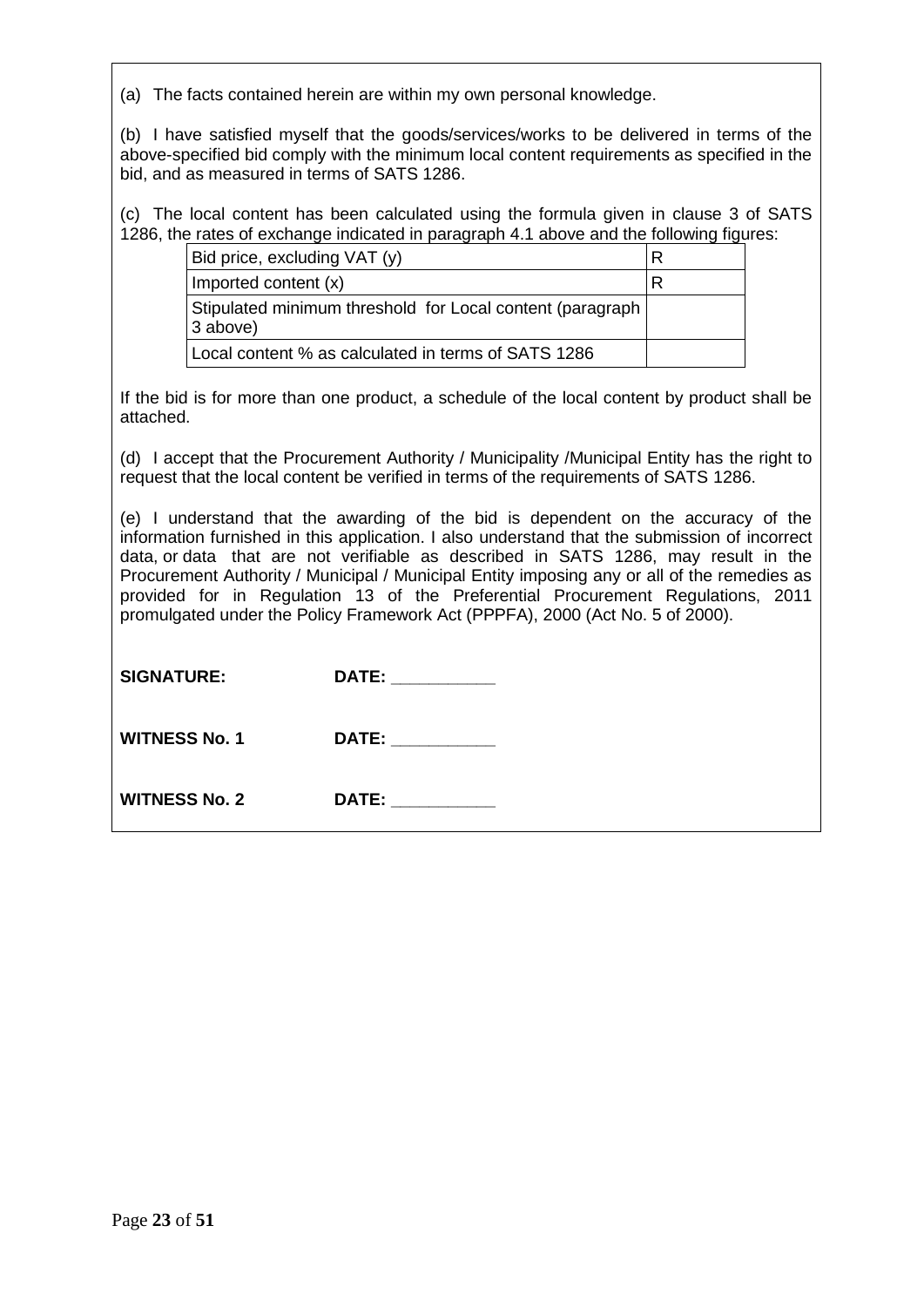(a) The facts contained herein are within my own personal knowledge.

(b) I have satisfied myself that the goods/services/works to be delivered in terms of the above-specified bid comply with the minimum local content requirements as specified in the bid, and as measured in terms of SATS 1286.

(c) The local content has been calculated using the formula given in clause 3 of SATS 1286, the rates of exchange indicated in paragraph 4.1 above and the following figures:

| | |
|---|---|
| Bid price, excluding VAT (y) | R |
| Imported content (x) | R |
| Stipulated minimum threshold for Local content (paragraph 3 above) | |
| Local content % as calculated in terms of SATS 1286 | |

If the bid is for more than one product, a schedule of the local content by product shall be attached.

(d) I accept that the Procurement Authority / Municipality /Municipal Entity has the right to request that the local content be verified in terms of the requirements of SATS 1286.

(e) I understand that the awarding of the bid is dependent on the accuracy of the information furnished in this application. I also understand that the submission of incorrect data, or data that are not verifiable as described in SATS 1286, may result in the Procurement Authority / Municipal / Municipal Entity imposing any or all of the remedies as provided for in Regulation 13 of the Preferential Procurement Regulations, 2011 promulgated under the Policy Framework Act (PPPFA), 2000 (Act No. 5 of 2000).

**SIGNATURE:** **DATE: ___________**

**WITNESS No. 1** **DATE: ___________**

**WITNESS No. 2** **DATE: ___________**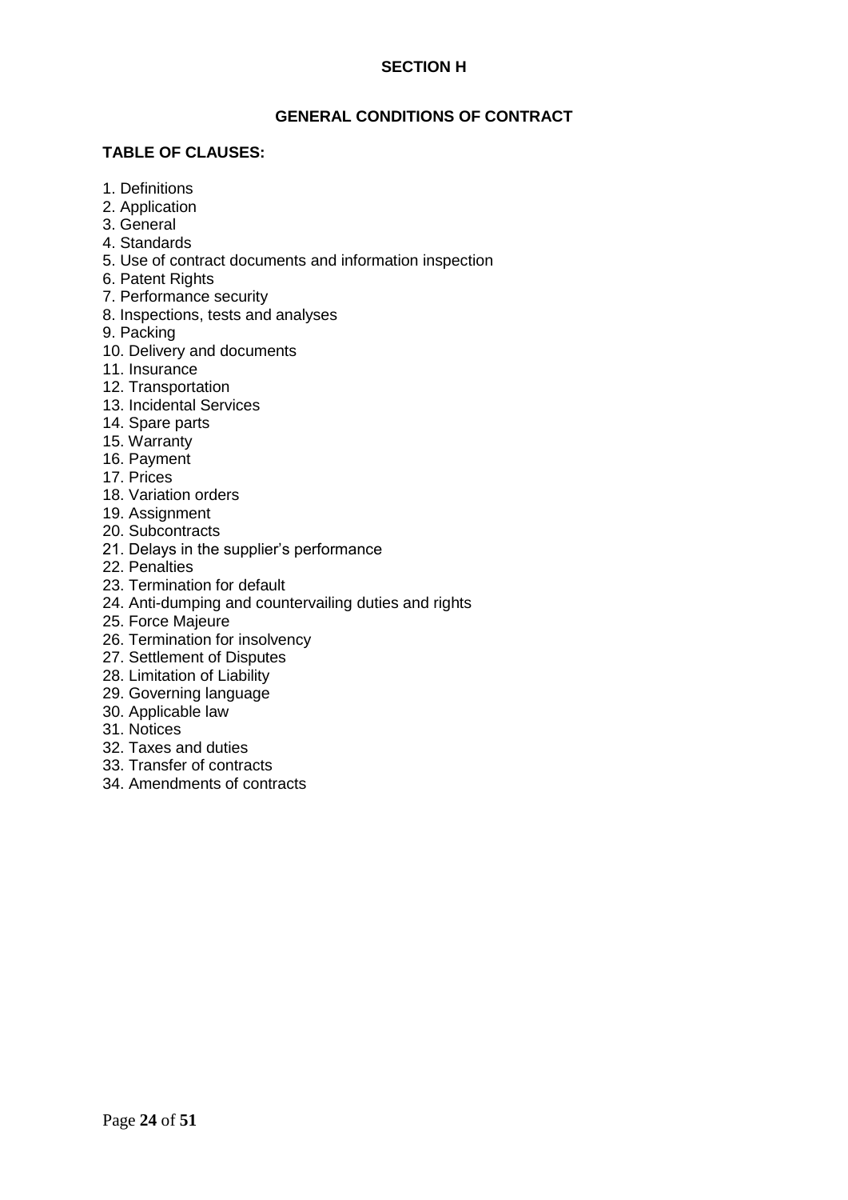## SECTION H

## GENERAL CONDITIONS OF CONTRACT

**TABLE OF CLAUSES:**

1. Definitions
2. Application
3. General
4. Standards
5. Use of contract documents and information inspection
6. Patent Rights
7. Performance security
8. Inspections, tests and analyses
9. Packing
10. Delivery and documents
11. Insurance
12. Transportation
13. Incidental Services
14. Spare parts
15. Warranty
16. Payment
17. Prices
18. Variation orders
19. Assignment
20. Subcontracts
21. Delays in the supplier's performance
22. Penalties
23. Termination for default
24. Anti-dumping and countervailing duties and rights
25. Force Majeure
26. Termination for insolvency
27. Settlement of Disputes
28. Limitation of Liability
29. Governing language
30. Applicable law
31. Notices
32. Taxes and duties
33. Transfer of contracts
34. Amendments of contracts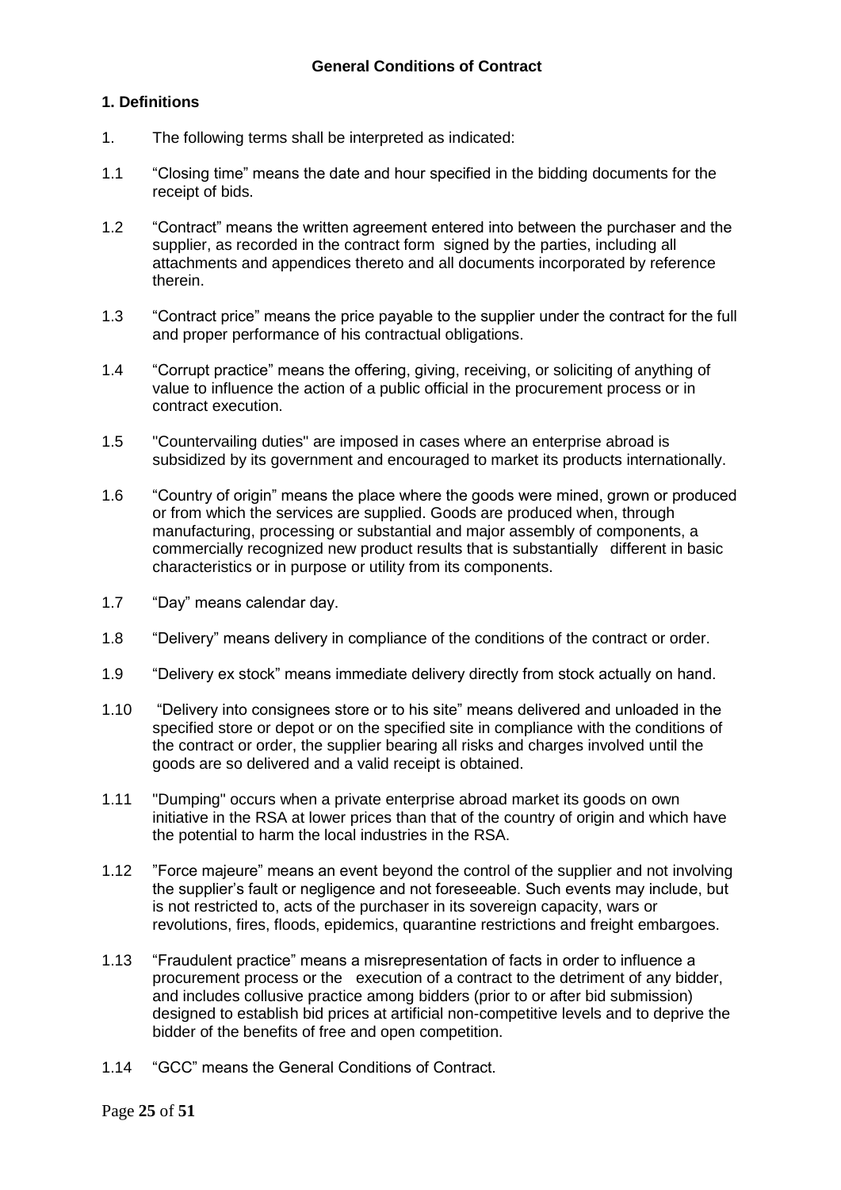## General Conditions of Contract

### 1. Definitions

1. The following terms shall be interpreted as indicated:

1.1 "Closing time" means the date and hour specified in the bidding documents for the receipt of bids.

1.2 "Contract" means the written agreement entered into between the purchaser and the supplier, as recorded in the contract form signed by the parties, including all attachments and appendices thereto and all documents incorporated by reference therein.

1.3 "Contract price" means the price payable to the supplier under the contract for the full and proper performance of his contractual obligations.

1.4 "Corrupt practice" means the offering, giving, receiving, or soliciting of anything of value to influence the action of a public official in the procurement process or in contract execution.

1.5 "Countervailing duties" are imposed in cases where an enterprise abroad is subsidized by its government and encouraged to market its products internationally.

1.6 "Country of origin" means the place where the goods were mined, grown or produced or from which the services are supplied. Goods are produced when, through manufacturing, processing or substantial and major assembly of components, a commercially recognized new product results that is substantially different in basic characteristics or in purpose or utility from its components.

1.7 "Day" means calendar day.

1.8 "Delivery" means delivery in compliance of the conditions of the contract or order.

1.9 "Delivery ex stock" means immediate delivery directly from stock actually on hand.

1.10 "Delivery into consignees store or to his site" means delivered and unloaded in the specified store or depot or on the specified site in compliance with the conditions of the contract or order, the supplier bearing all risks and charges involved until the goods are so delivered and a valid receipt is obtained.

1.11 "Dumping" occurs when a private enterprise abroad market its goods on own initiative in the RSA at lower prices than that of the country of origin and which have the potential to harm the local industries in the RSA.

1.12 "Force majeure" means an event beyond the control of the supplier and not involving the supplier's fault or negligence and not foreseeable. Such events may include, but is not restricted to, acts of the purchaser in its sovereign capacity, wars or revolutions, fires, floods, epidemics, quarantine restrictions and freight embargoes.

1.13 "Fraudulent practice" means a misrepresentation of facts in order to influence a procurement process or the execution of a contract to the detriment of any bidder, and includes collusive practice among bidders (prior to or after bid submission) designed to establish bid prices at artificial non-competitive levels and to deprive the bidder of the benefits of free and open competition.

1.14 "GCC" means the General Conditions of Contract.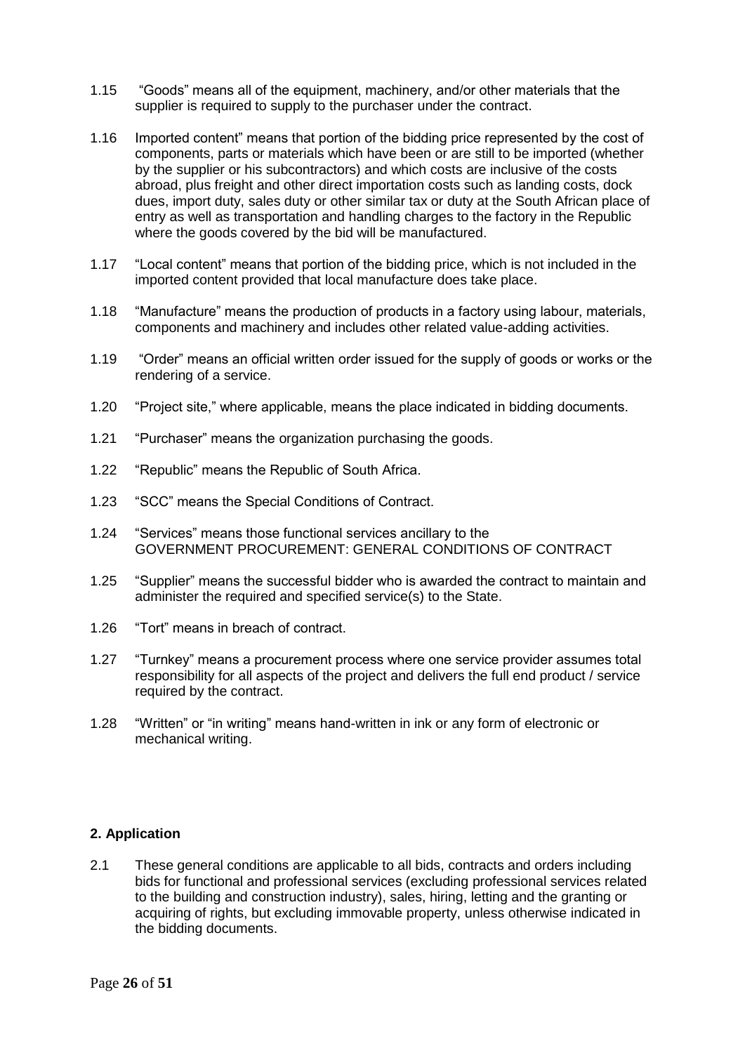1.15 "Goods" means all of the equipment, machinery, and/or other materials that the supplier is required to supply to the purchaser under the contract.

1.16 Imported content" means that portion of the bidding price represented by the cost of components, parts or materials which have been or are still to be imported (whether by the supplier or his subcontractors) and which costs are inclusive of the costs abroad, plus freight and other direct importation costs such as landing costs, dock dues, import duty, sales duty or other similar tax or duty at the South African place of entry as well as transportation and handling charges to the factory in the Republic where the goods covered by the bid will be manufactured.

1.17 "Local content" means that portion of the bidding price, which is not included in the imported content provided that local manufacture does take place.

1.18 "Manufacture" means the production of products in a factory using labour, materials, components and machinery and includes other related value-adding activities.

1.19 "Order" means an official written order issued for the supply of goods or works or the rendering of a service.

1.20 "Project site," where applicable, means the place indicated in bidding documents.

1.21 "Purchaser" means the organization purchasing the goods.

1.22 "Republic" means the Republic of South Africa.

1.23 "SCC" means the Special Conditions of Contract.

1.24 "Services" means those functional services ancillary to the GOVERNMENT PROCUREMENT: GENERAL CONDITIONS OF CONTRACT

1.25 "Supplier" means the successful bidder who is awarded the contract to maintain and administer the required and specified service(s) to the State.

1.26 "Tort" means in breach of contract.

1.27 "Turnkey" means a procurement process where one service provider assumes total responsibility for all aspects of the project and delivers the full end product / service required by the contract.

1.28 "Written" or "in writing" means hand-written in ink or any form of electronic or mechanical writing.

**2. Application**

2.1 These general conditions are applicable to all bids, contracts and orders including bids for functional and professional services (excluding professional services related to the building and construction industry), sales, hiring, letting and the granting or acquiring of rights, but excluding immovable property, unless otherwise indicated in the bidding documents.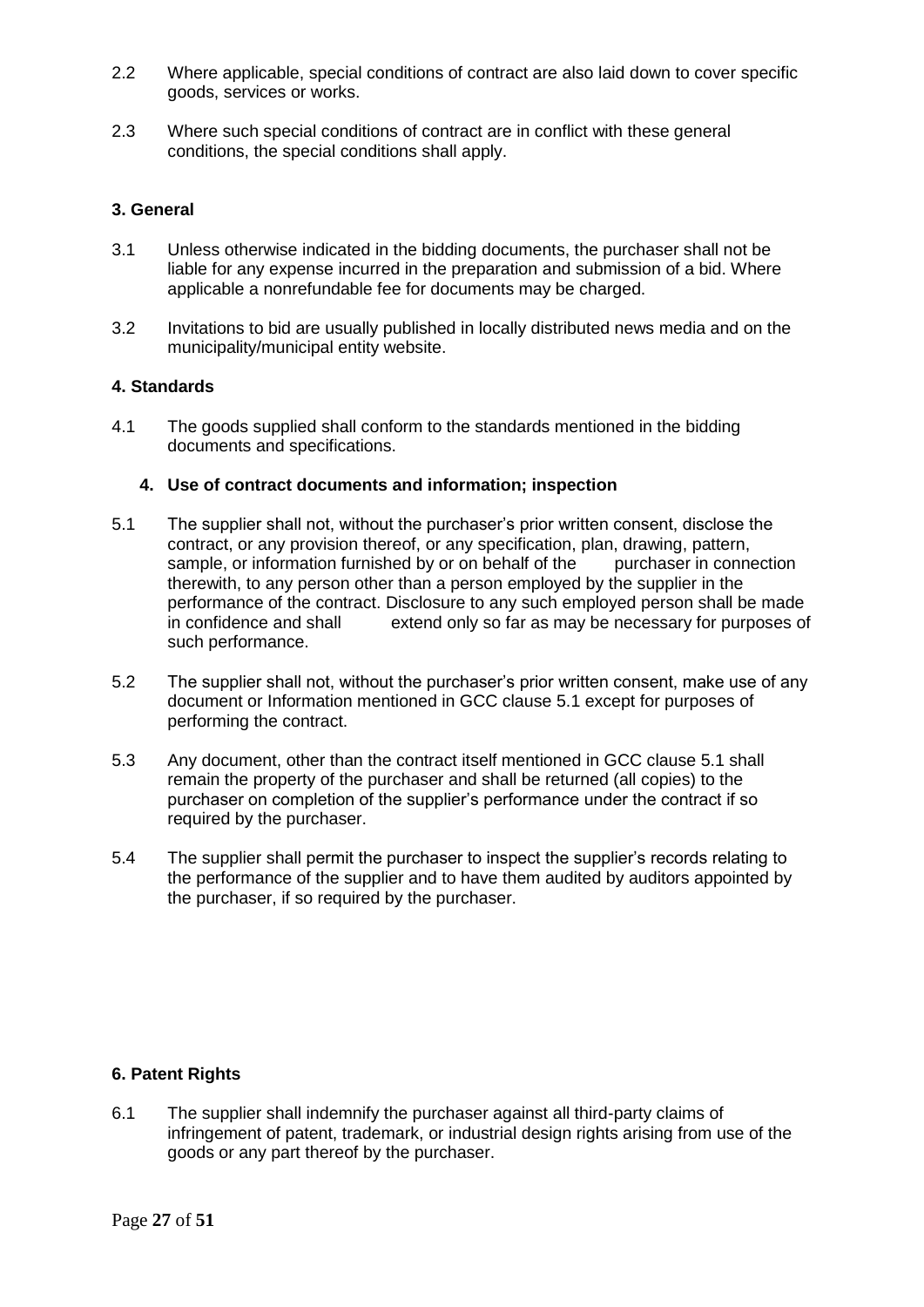2.2 Where applicable, special conditions of contract are also laid down to cover specific goods, services or works.

2.3 Where such special conditions of contract are in conflict with these general conditions, the special conditions shall apply.

**3. General**

3.1 Unless otherwise indicated in the bidding documents, the purchaser shall not be liable for any expense incurred in the preparation and submission of a bid. Where applicable a nonrefundable fee for documents may be charged.

3.2 Invitations to bid are usually published in locally distributed news media and on the municipality/municipal entity website.

**4. Standards**

4.1 The goods supplied shall conform to the standards mentioned in the bidding documents and specifications.

**4. Use of contract documents and information; inspection**

5.1 The supplier shall not, without the purchaser's prior written consent, disclose the contract, or any provision thereof, or any specification, plan, drawing, pattern, sample, or information furnished by or on behalf of the purchaser in connection therewith, to any person other than a person employed by the supplier in the performance of the contract. Disclosure to any such employed person shall be made in confidence and shall extend only so far as may be necessary for purposes of such performance.

5.2 The supplier shall not, without the purchaser's prior written consent, make use of any document or Information mentioned in GCC clause 5.1 except for purposes of performing the contract.

5.3 Any document, other than the contract itself mentioned in GCC clause 5.1 shall remain the property of the purchaser and shall be returned (all copies) to the purchaser on completion of the supplier's performance under the contract if so required by the purchaser.

5.4 The supplier shall permit the purchaser to inspect the supplier's records relating to the performance of the supplier and to have them audited by auditors appointed by the purchaser, if so required by the purchaser.

**6. Patent Rights**

6.1 The supplier shall indemnify the purchaser against all third-party claims of infringement of patent, trademark, or industrial design rights arising from use of the goods or any part thereof by the purchaser.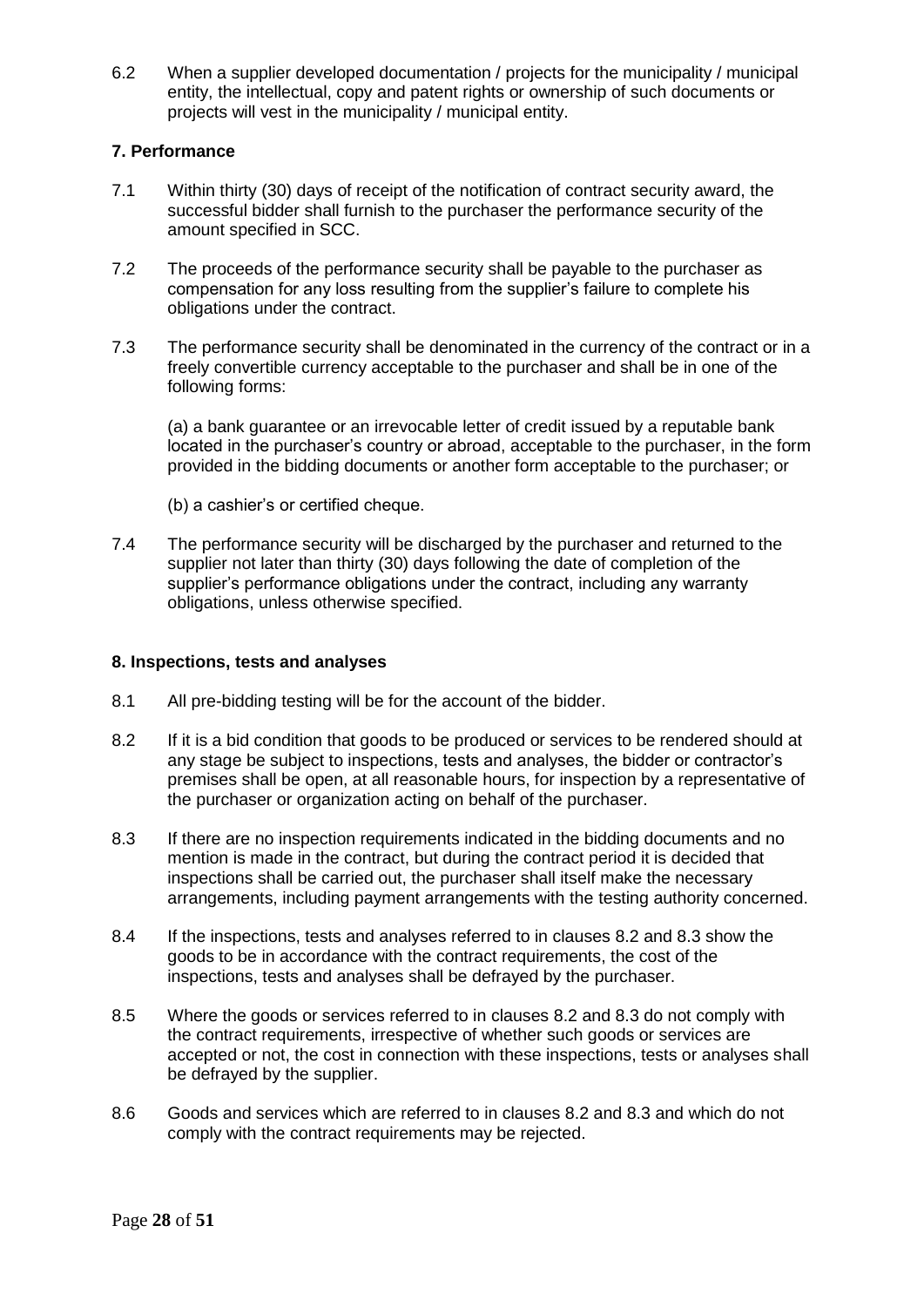6.2 When a supplier developed documentation / projects for the municipality / municipal entity, the intellectual, copy and patent rights or ownership of such documents or projects will vest in the municipality / municipal entity.

**7. Performance**

7.1 Within thirty (30) days of receipt of the notification of contract security award, the successful bidder shall furnish to the purchaser the performance security of the amount specified in SCC.

7.2 The proceeds of the performance security shall be payable to the purchaser as compensation for any loss resulting from the supplier's failure to complete his obligations under the contract.

7.3 The performance security shall be denominated in the currency of the contract or in a freely convertible currency acceptable to the purchaser and shall be in one of the following forms:

(a) a bank guarantee or an irrevocable letter of credit issued by a reputable bank located in the purchaser's country or abroad, acceptable to the purchaser, in the form provided in the bidding documents or another form acceptable to the purchaser; or

(b) a cashier's or certified cheque.

7.4 The performance security will be discharged by the purchaser and returned to the supplier not later than thirty (30) days following the date of completion of the supplier's performance obligations under the contract, including any warranty obligations, unless otherwise specified.

**8. Inspections, tests and analyses**

8.1 All pre-bidding testing will be for the account of the bidder.

8.2 If it is a bid condition that goods to be produced or services to be rendered should at any stage be subject to inspections, tests and analyses, the bidder or contractor's premises shall be open, at all reasonable hours, for inspection by a representative of the purchaser or organization acting on behalf of the purchaser.

8.3 If there are no inspection requirements indicated in the bidding documents and no mention is made in the contract, but during the contract period it is decided that inspections shall be carried out, the purchaser shall itself make the necessary arrangements, including payment arrangements with the testing authority concerned.

8.4 If the inspections, tests and analyses referred to in clauses 8.2 and 8.3 show the goods to be in accordance with the contract requirements, the cost of the inspections, tests and analyses shall be defrayed by the purchaser.

8.5 Where the goods or services referred to in clauses 8.2 and 8.3 do not comply with the contract requirements, irrespective of whether such goods or services are accepted or not, the cost in connection with these inspections, tests or analyses shall be defrayed by the supplier.

8.6 Goods and services which are referred to in clauses 8.2 and 8.3 and which do not comply with the contract requirements may be rejected.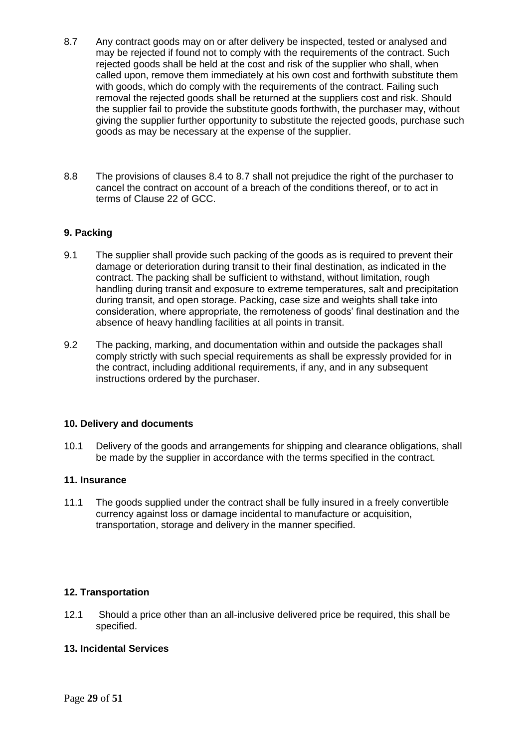8.7 Any contract goods may on or after delivery be inspected, tested or analysed and may be rejected if found not to comply with the requirements of the contract. Such rejected goods shall be held at the cost and risk of the supplier who shall, when called upon, remove them immediately at his own cost and forthwith substitute them with goods, which do comply with the requirements of the contract. Failing such removal the rejected goods shall be returned at the suppliers cost and risk. Should the supplier fail to provide the substitute goods forthwith, the purchaser may, without giving the supplier further opportunity to substitute the rejected goods, purchase such goods as may be necessary at the expense of the supplier.

8.8 The provisions of clauses 8.4 to 8.7 shall not prejudice the right of the purchaser to cancel the contract on account of a breach of the conditions thereof, or to act in terms of Clause 22 of GCC.

**9. Packing**

9.1 The supplier shall provide such packing of the goods as is required to prevent their damage or deterioration during transit to their final destination, as indicated in the contract. The packing shall be sufficient to withstand, without limitation, rough handling during transit and exposure to extreme temperatures, salt and precipitation during transit, and open storage. Packing, case size and weights shall take into consideration, where appropriate, the remoteness of goods' final destination and the absence of heavy handling facilities at all points in transit.

9.2 The packing, marking, and documentation within and outside the packages shall comply strictly with such special requirements as shall be expressly provided for in the contract, including additional requirements, if any, and in any subsequent instructions ordered by the purchaser.

**10. Delivery and documents**

10.1 Delivery of the goods and arrangements for shipping and clearance obligations, shall be made by the supplier in accordance with the terms specified in the contract.

**11. Insurance**

11.1 The goods supplied under the contract shall be fully insured in a freely convertible currency against loss or damage incidental to manufacture or acquisition, transportation, storage and delivery in the manner specified.

**12. Transportation**

12.1 Should a price other than an all-inclusive delivered price be required, this shall be specified.

**13. Incidental Services**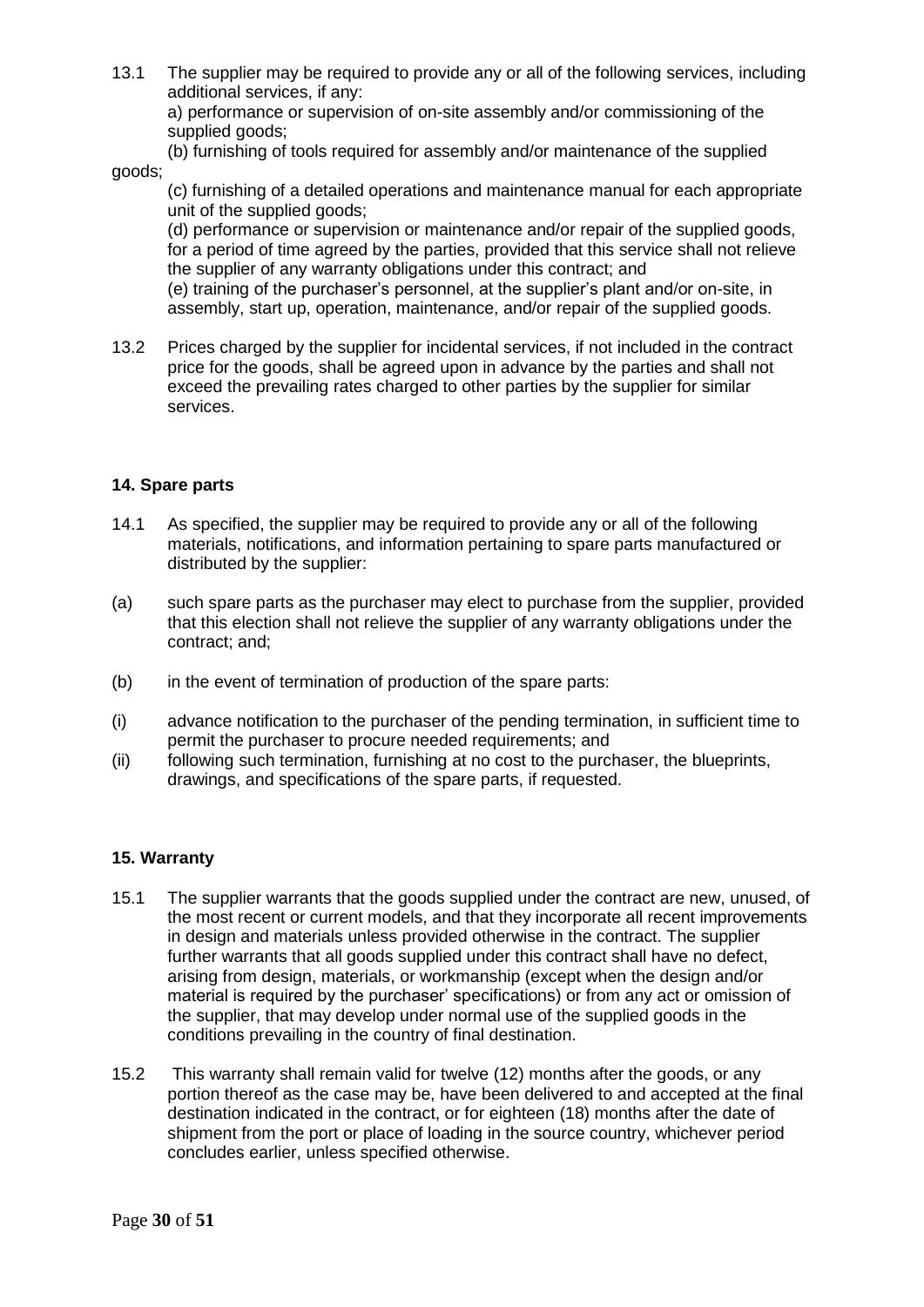13.1 The supplier may be required to provide any or all of the following services, including additional services, if any:

a) performance or supervision of on-site assembly and/or commissioning of the supplied goods;

(b) furnishing of tools required for assembly and/or maintenance of the supplied goods;

(c) furnishing of a detailed operations and maintenance manual for each appropriate unit of the supplied goods;

(d) performance or supervision or maintenance and/or repair of the supplied goods, for a period of time agreed by the parties, provided that this service shall not relieve the supplier of any warranty obligations under this contract; and

(e) training of the purchaser's personnel, at the supplier's plant and/or on-site, in assembly, start up, operation, maintenance, and/or repair of the supplied goods.

13.2 Prices charged by the supplier for incidental services, if not included in the contract price for the goods, shall be agreed upon in advance by the parties and shall not exceed the prevailing rates charged to other parties by the supplier for similar services.

**14. Spare parts**

14.1 As specified, the supplier may be required to provide any or all of the following materials, notifications, and information pertaining to spare parts manufactured or distributed by the supplier:

(a) such spare parts as the purchaser may elect to purchase from the supplier, provided that this election shall not relieve the supplier of any warranty obligations under the contract; and;

(b) in the event of termination of production of the spare parts:

(i) advance notification to the purchaser of the pending termination, in sufficient time to permit the purchaser to procure needed requirements; and

(ii) following such termination, furnishing at no cost to the purchaser, the blueprints, drawings, and specifications of the spare parts, if requested.

**15. Warranty**

15.1 The supplier warrants that the goods supplied under the contract are new, unused, of the most recent or current models, and that they incorporate all recent improvements in design and materials unless provided otherwise in the contract. The supplier further warrants that all goods supplied under this contract shall have no defect, arising from design, materials, or workmanship (except when the design and/or material is required by the purchaser' specifications) or from any act or omission of the supplier, that may develop under normal use of the supplied goods in the conditions prevailing in the country of final destination.

15.2 This warranty shall remain valid for twelve (12) months after the goods, or any portion thereof as the case may be, have been delivered to and accepted at the final destination indicated in the contract, or for eighteen (18) months after the date of shipment from the port or place of loading in the source country, whichever period concludes earlier, unless specified otherwise.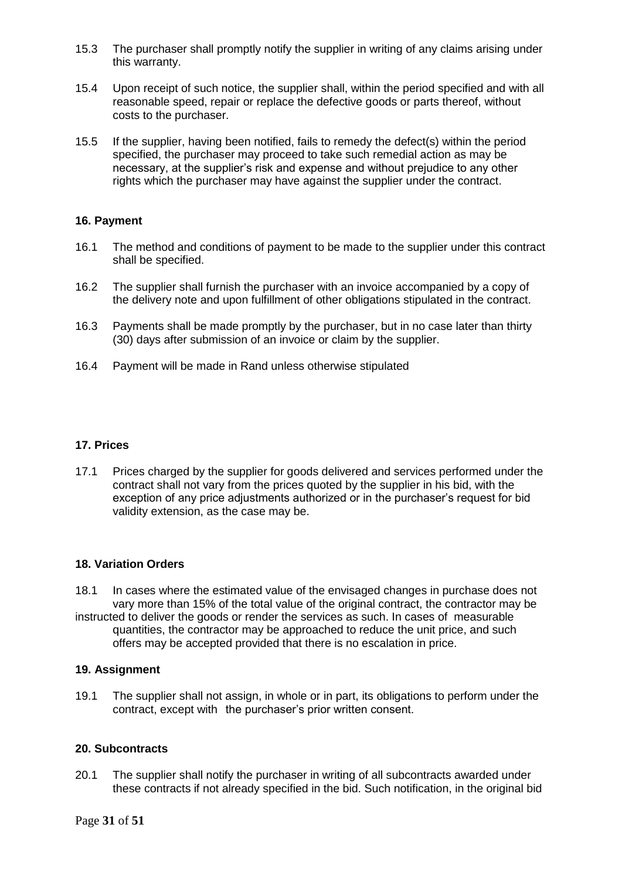15.3 The purchaser shall promptly notify the supplier in writing of any claims arising under this warranty.

15.4 Upon receipt of such notice, the supplier shall, within the period specified and with all reasonable speed, repair or replace the defective goods or parts thereof, without costs to the purchaser.

15.5 If the supplier, having been notified, fails to remedy the defect(s) within the period specified, the purchaser may proceed to take such remedial action as may be necessary, at the supplier's risk and expense and without prejudice to any other rights which the purchaser may have against the supplier under the contract.

**16. Payment**

16.1 The method and conditions of payment to be made to the supplier under this contract shall be specified.

16.2 The supplier shall furnish the purchaser with an invoice accompanied by a copy of the delivery note and upon fulfillment of other obligations stipulated in the contract.

16.3 Payments shall be made promptly by the purchaser, but in no case later than thirty (30) days after submission of an invoice or claim by the supplier.

16.4 Payment will be made in Rand unless otherwise stipulated

**17. Prices**

17.1 Prices charged by the supplier for goods delivered and services performed under the contract shall not vary from the prices quoted by the supplier in his bid, with the exception of any price adjustments authorized or in the purchaser's request for bid validity extension, as the case may be.

**18. Variation Orders**

18.1 In cases where the estimated value of the envisaged changes in purchase does not vary more than 15% of the total value of the original contract, the contractor may be instructed to deliver the goods or render the services as such. In cases of measurable quantities, the contractor may be approached to reduce the unit price, and such offers may be accepted provided that there is no escalation in price.

**19. Assignment**

19.1 The supplier shall not assign, in whole or in part, its obligations to perform under the contract, except with the purchaser's prior written consent.

**20. Subcontracts**

20.1 The supplier shall notify the purchaser in writing of all subcontracts awarded under these contracts if not already specified in the bid. Such notification, in the original bid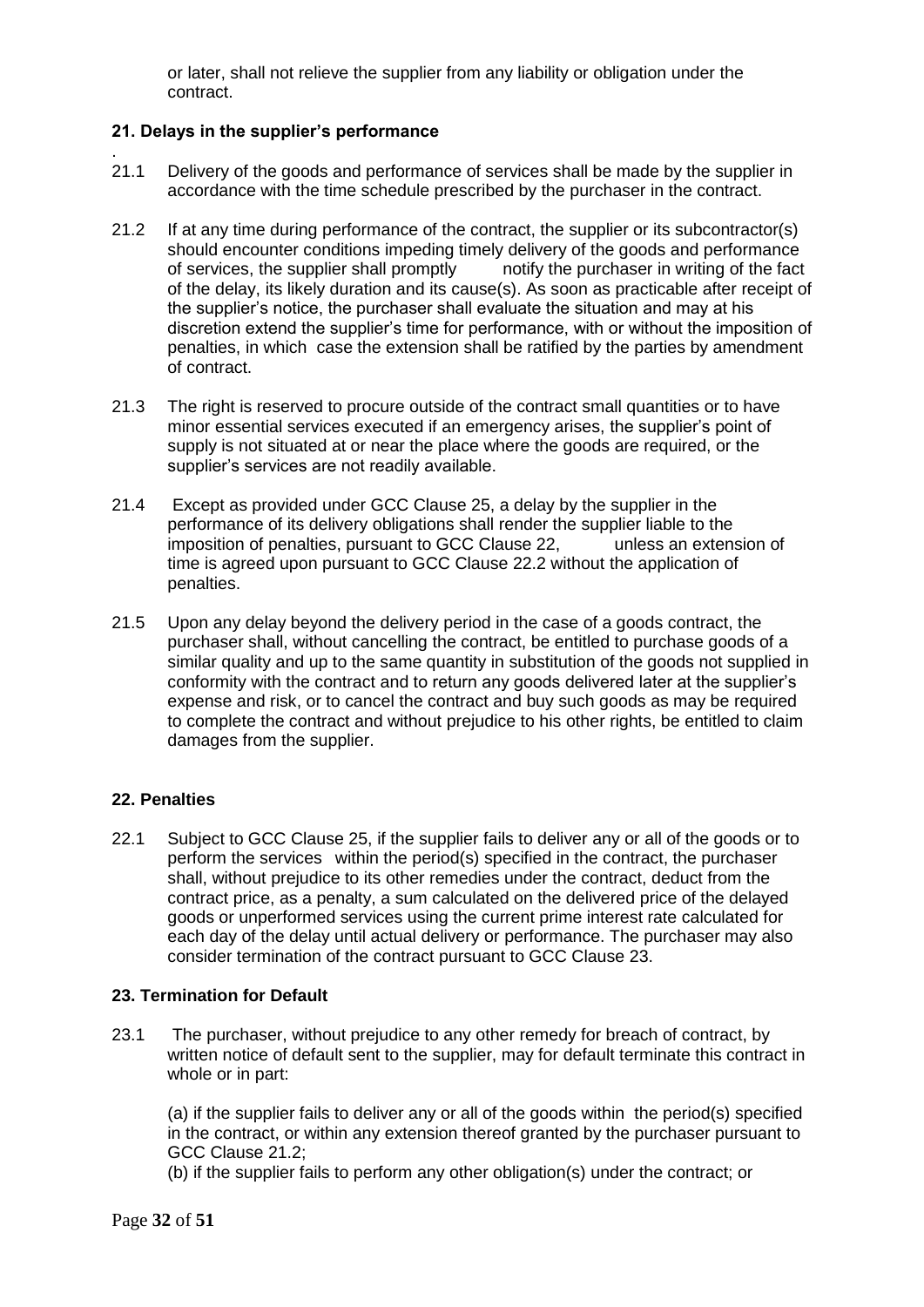or later, shall not relieve the supplier from any liability or obligation under the contract.

**21. Delays in the supplier's performance**

21.1 Delivery of the goods and performance of services shall be made by the supplier in accordance with the time schedule prescribed by the purchaser in the contract.

21.2 If at any time during performance of the contract, the supplier or its subcontractor(s) should encounter conditions impeding timely delivery of the goods and performance of services, the supplier shall promptly notify the purchaser in writing of the fact of the delay, its likely duration and its cause(s). As soon as practicable after receipt of the supplier's notice, the purchaser shall evaluate the situation and may at his discretion extend the supplier's time for performance, with or without the imposition of penalties, in which case the extension shall be ratified by the parties by amendment of contract.

21.3 The right is reserved to procure outside of the contract small quantities or to have minor essential services executed if an emergency arises, the supplier's point of supply is not situated at or near the place where the goods are required, or the supplier's services are not readily available.

21.4 Except as provided under GCC Clause 25, a delay by the supplier in the performance of its delivery obligations shall render the supplier liable to the imposition of penalties, pursuant to GCC Clause 22, unless an extension of time is agreed upon pursuant to GCC Clause 22.2 without the application of penalties.

21.5 Upon any delay beyond the delivery period in the case of a goods contract, the purchaser shall, without cancelling the contract, be entitled to purchase goods of a similar quality and up to the same quantity in substitution of the goods not supplied in conformity with the contract and to return any goods delivered later at the supplier's expense and risk, or to cancel the contract and buy such goods as may be required to complete the contract and without prejudice to his other rights, be entitled to claim damages from the supplier.

**22. Penalties**

22.1 Subject to GCC Clause 25, if the supplier fails to deliver any or all of the goods or to perform the services within the period(s) specified in the contract, the purchaser shall, without prejudice to its other remedies under the contract, deduct from the contract price, as a penalty, a sum calculated on the delivered price of the delayed goods or unperformed services using the current prime interest rate calculated for each day of the delay until actual delivery or performance. The purchaser may also consider termination of the contract pursuant to GCC Clause 23.

**23. Termination for Default**

23.1 The purchaser, without prejudice to any other remedy for breach of contract, by written notice of default sent to the supplier, may for default terminate this contract in whole or in part:

(a) if the supplier fails to deliver any or all of the goods within the period(s) specified in the contract, or within any extension thereof granted by the purchaser pursuant to GCC Clause 21.2;
(b) if the supplier fails to perform any other obligation(s) under the contract; or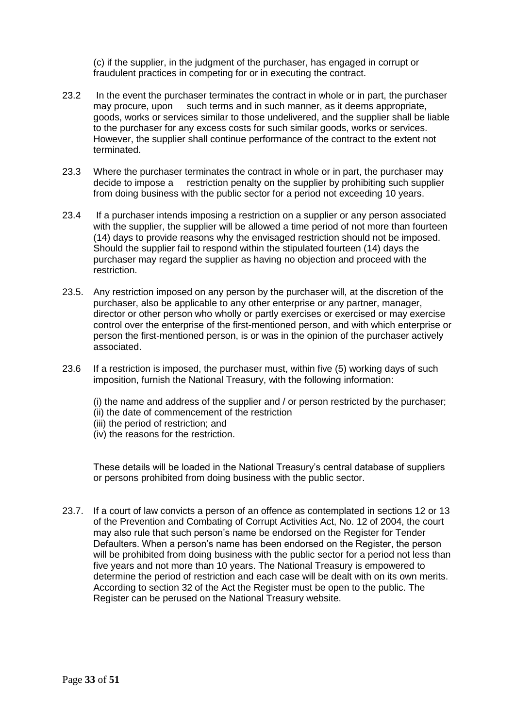(c) if the supplier, in the judgment of the purchaser, has engaged in corrupt or fraudulent practices in competing for or in executing the contract.

23.2 In the event the purchaser terminates the contract in whole or in part, the purchaser may procure, upon such terms and in such manner, as it deems appropriate, goods, works or services similar to those undelivered, and the supplier shall be liable to the purchaser for any excess costs for such similar goods, works or services. However, the supplier shall continue performance of the contract to the extent not terminated.

23.3 Where the purchaser terminates the contract in whole or in part, the purchaser may decide to impose a restriction penalty on the supplier by prohibiting such supplier from doing business with the public sector for a period not exceeding 10 years.

23.4 If a purchaser intends imposing a restriction on a supplier or any person associated with the supplier, the supplier will be allowed a time period of not more than fourteen (14) days to provide reasons why the envisaged restriction should not be imposed. Should the supplier fail to respond within the stipulated fourteen (14) days the purchaser may regard the supplier as having no objection and proceed with the restriction.

23.5. Any restriction imposed on any person by the purchaser will, at the discretion of the purchaser, also be applicable to any other enterprise or any partner, manager, director or other person who wholly or partly exercises or exercised or may exercise control over the enterprise of the first-mentioned person, and with which enterprise or person the first-mentioned person, is or was in the opinion of the purchaser actively associated.

23.6 If a restriction is imposed, the purchaser must, within five (5) working days of such imposition, furnish the National Treasury, with the following information:

(i) the name and address of the supplier and / or person restricted by the purchaser;
(ii) the date of commencement of the restriction
(iii) the period of restriction; and
(iv) the reasons for the restriction.

These details will be loaded in the National Treasury's central database of suppliers or persons prohibited from doing business with the public sector.

23.7. If a court of law convicts a person of an offence as contemplated in sections 12 or 13 of the Prevention and Combating of Corrupt Activities Act, No. 12 of 2004, the court may also rule that such person's name be endorsed on the Register for Tender Defaulters. When a person's name has been endorsed on the Register, the person will be prohibited from doing business with the public sector for a period not less than five years and not more than 10 years. The National Treasury is empowered to determine the period of restriction and each case will be dealt with on its own merits. According to section 32 of the Act the Register must be open to the public. The Register can be perused on the National Treasury website.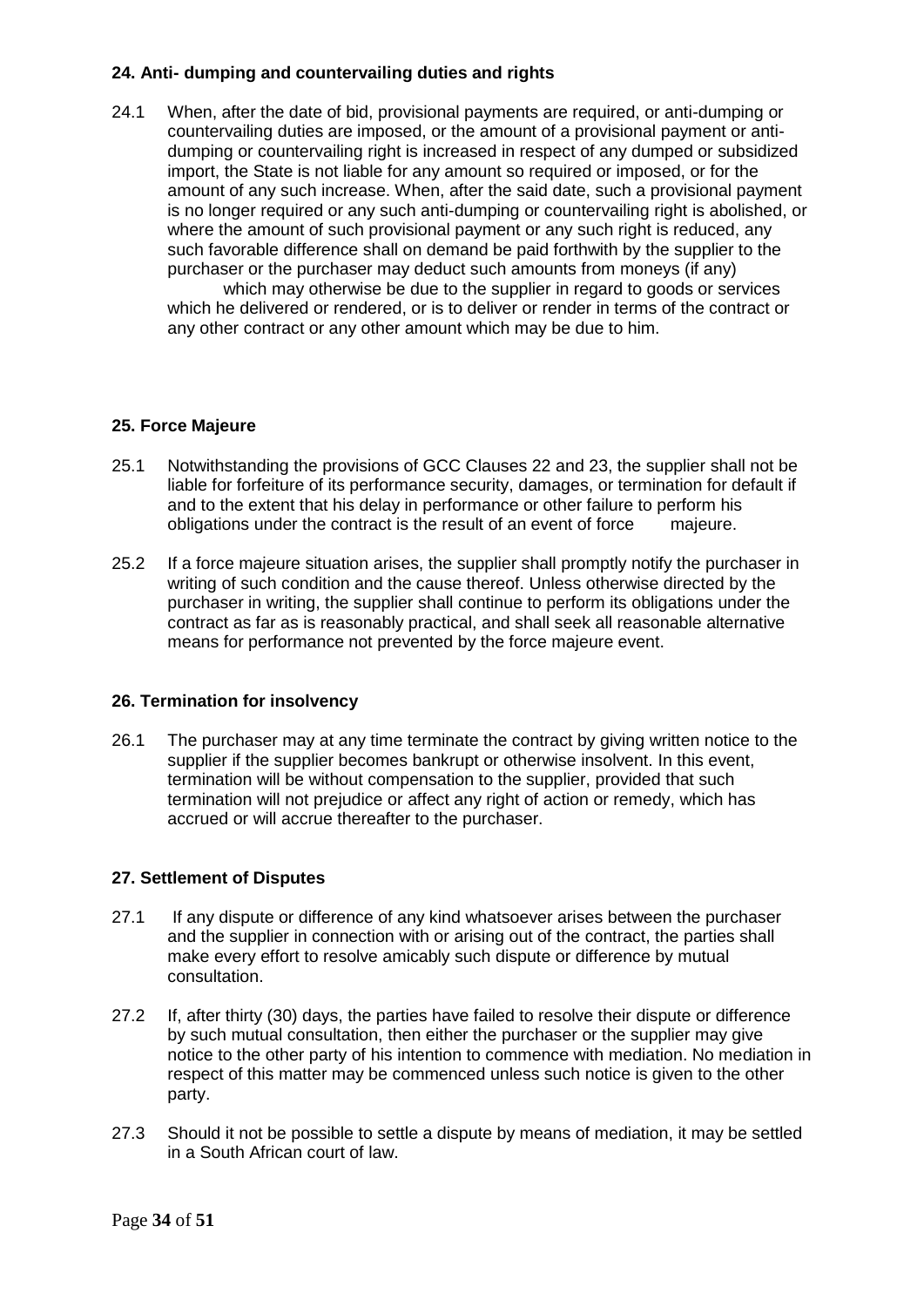**24. Anti- dumping and countervailing duties and rights**

24.1 When, after the date of bid, provisional payments are required, or anti-dumping or countervailing duties are imposed, or the amount of a provisional payment or anti-dumping or countervailing right is increased in respect of any dumped or subsidized import, the State is not liable for any amount so required or imposed, or for the amount of any such increase. When, after the said date, such a provisional payment is no longer required or any such anti-dumping or countervailing right is abolished, or where the amount of such provisional payment or any such right is reduced, any such favorable difference shall on demand be paid forthwith by the supplier to the purchaser or the purchaser may deduct such amounts from moneys (if any) which may otherwise be due to the supplier in regard to goods or services which he delivered or rendered, or is to deliver or render in terms of the contract or any other contract or any other amount which may be due to him.

**25. Force Majeure**

25.1 Notwithstanding the provisions of GCC Clauses 22 and 23, the supplier shall not be liable for forfeiture of its performance security, damages, or termination for default if and to the extent that his delay in performance or other failure to perform his obligations under the contract is the result of an event of force majeure.

25.2 If a force majeure situation arises, the supplier shall promptly notify the purchaser in writing of such condition and the cause thereof. Unless otherwise directed by the purchaser in writing, the supplier shall continue to perform its obligations under the contract as far as is reasonably practical, and shall seek all reasonable alternative means for performance not prevented by the force majeure event.

**26. Termination for insolvency**

26.1 The purchaser may at any time terminate the contract by giving written notice to the supplier if the supplier becomes bankrupt or otherwise insolvent. In this event, termination will be without compensation to the supplier, provided that such termination will not prejudice or affect any right of action or remedy, which has accrued or will accrue thereafter to the purchaser.

**27. Settlement of Disputes**

27.1 If any dispute or difference of any kind whatsoever arises between the purchaser and the supplier in connection with or arising out of the contract, the parties shall make every effort to resolve amicably such dispute or difference by mutual consultation.

27.2 If, after thirty (30) days, the parties have failed to resolve their dispute or difference by such mutual consultation, then either the purchaser or the supplier may give notice to the other party of his intention to commence with mediation. No mediation in respect of this matter may be commenced unless such notice is given to the other party.

27.3 Should it not be possible to settle a dispute by means of mediation, it may be settled in a South African court of law.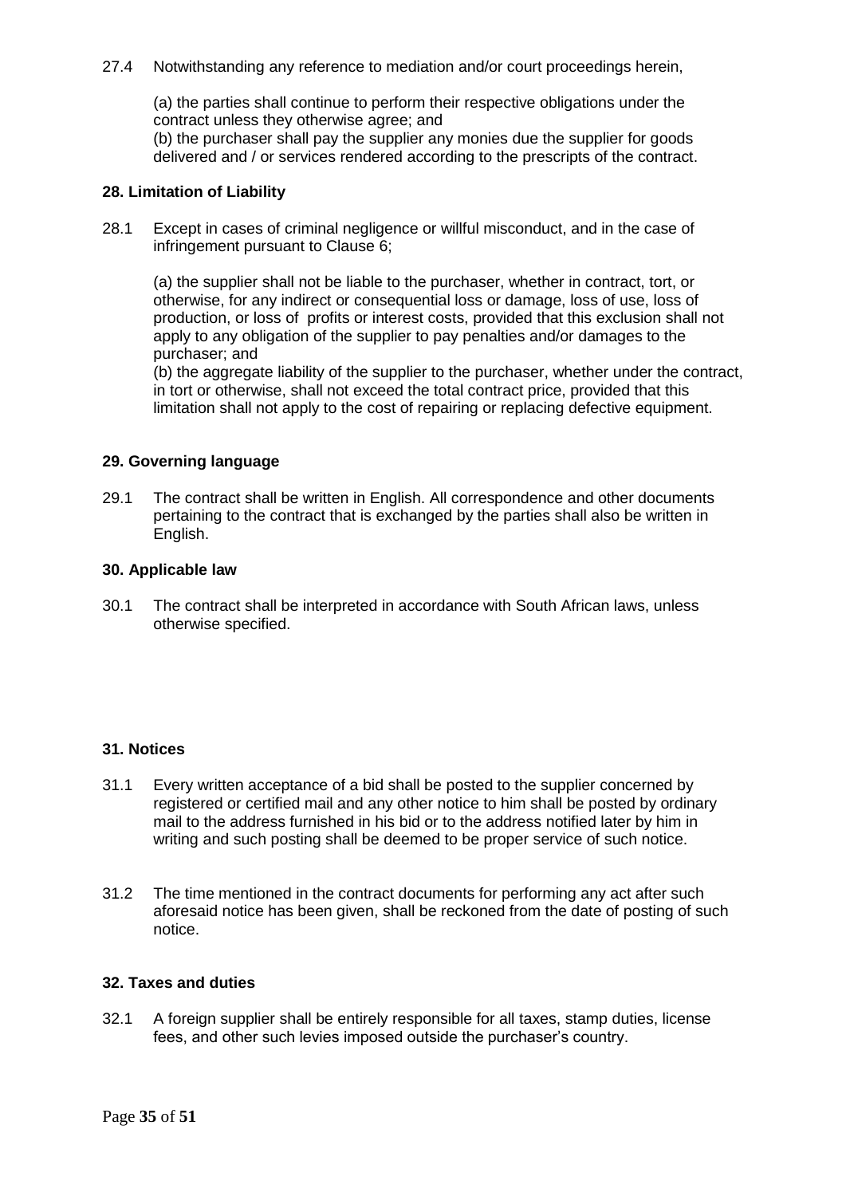27.4 Notwithstanding any reference to mediation and/or court proceedings herein,

(a) the parties shall continue to perform their respective obligations under the contract unless they otherwise agree; and
(b) the purchaser shall pay the supplier any monies due the supplier for goods delivered and / or services rendered according to the prescripts of the contract.

**28. Limitation of Liability**

28.1 Except in cases of criminal negligence or willful misconduct, and in the case of infringement pursuant to Clause 6;

(a) the supplier shall not be liable to the purchaser, whether in contract, tort, or otherwise, for any indirect or consequential loss or damage, loss of use, loss of production, or loss of profits or interest costs, provided that this exclusion shall not apply to any obligation of the supplier to pay penalties and/or damages to the purchaser; and
(b) the aggregate liability of the supplier to the purchaser, whether under the contract, in tort or otherwise, shall not exceed the total contract price, provided that this limitation shall not apply to the cost of repairing or replacing defective equipment.

**29. Governing language**

29.1 The contract shall be written in English. All correspondence and other documents pertaining to the contract that is exchanged by the parties shall also be written in English.

**30. Applicable law**

30.1 The contract shall be interpreted in accordance with South African laws, unless otherwise specified.

**31. Notices**

31.1 Every written acceptance of a bid shall be posted to the supplier concerned by registered or certified mail and any other notice to him shall be posted by ordinary mail to the address furnished in his bid or to the address notified later by him in writing and such posting shall be deemed to be proper service of such notice.

31.2 The time mentioned in the contract documents for performing any act after such aforesaid notice has been given, shall be reckoned from the date of posting of such notice.

**32. Taxes and duties**

32.1 A foreign supplier shall be entirely responsible for all taxes, stamp duties, license fees, and other such levies imposed outside the purchaser's country.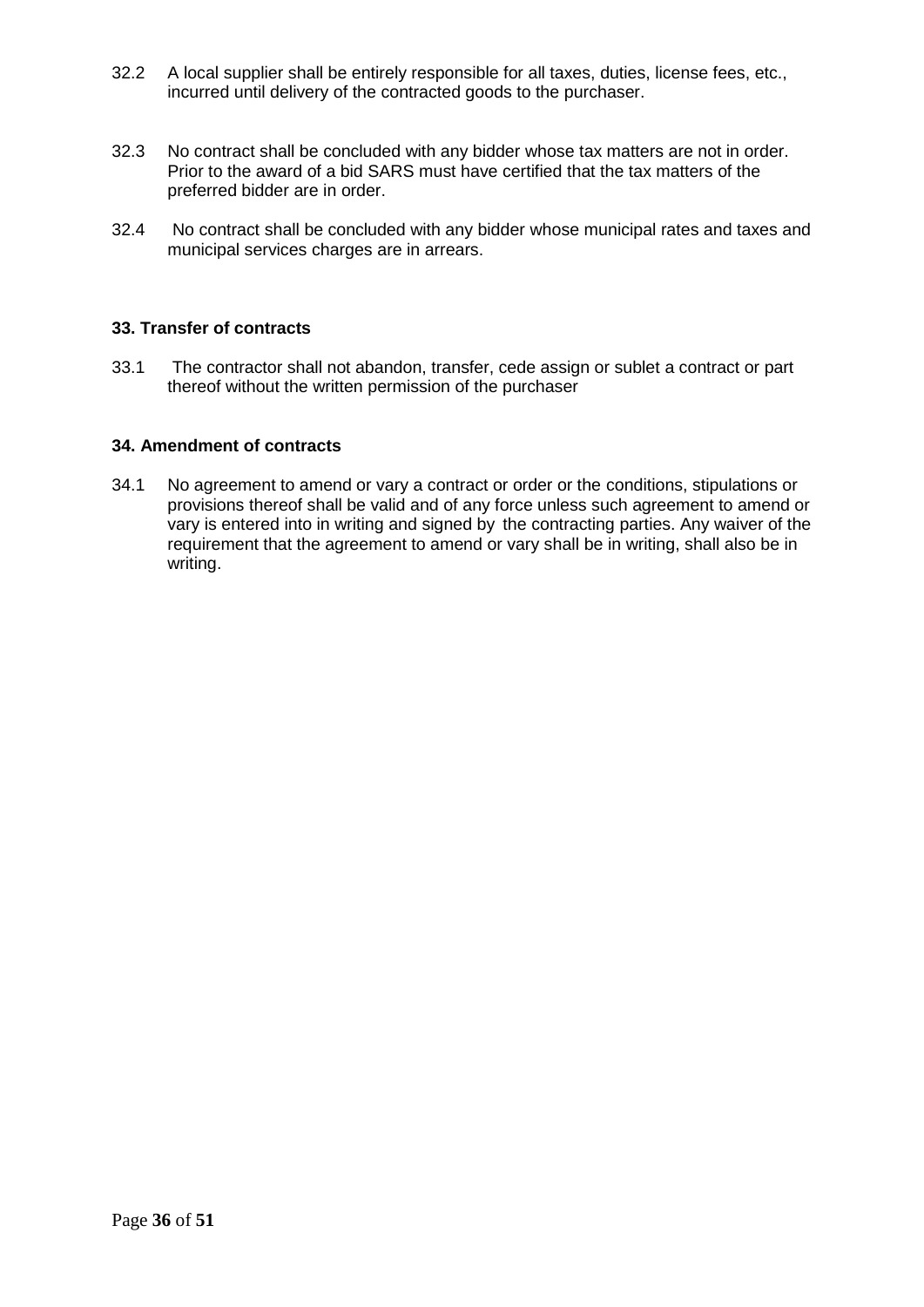32.2 A local supplier shall be entirely responsible for all taxes, duties, license fees, etc., incurred until delivery of the contracted goods to the purchaser.

32.3 No contract shall be concluded with any bidder whose tax matters are not in order. Prior to the award of a bid SARS must have certified that the tax matters of the preferred bidder are in order.

32.4 No contract shall be concluded with any bidder whose municipal rates and taxes and municipal services charges are in arrears.

**33. Transfer of contracts**

33.1 The contractor shall not abandon, transfer, cede assign or sublet a contract or part thereof without the written permission of the purchaser

**34. Amendment of contracts**

34.1 No agreement to amend or vary a contract or order or the conditions, stipulations or provisions thereof shall be valid and of any force unless such agreement to amend or vary is entered into in writing and signed by the contracting parties. Any waiver of the requirement that the agreement to amend or vary shall be in writing, shall also be in writing.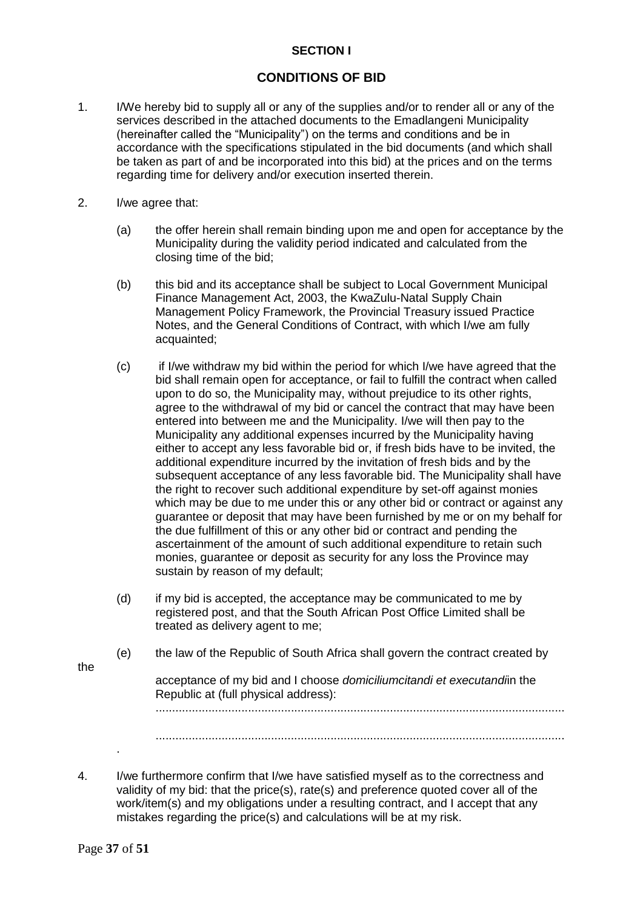**SECTION I**

## CONDITIONS OF BID

1. I/We hereby bid to supply all or any of the supplies and/or to render all or any of the services described in the attached documents to the Emadlangeni Municipality (hereinafter called the "Municipality") on the terms and conditions and be in accordance with the specifications stipulated in the bid documents (and which shall be taken as part of and be incorporated into this bid) at the prices and on the terms regarding time for delivery and/or execution inserted therein.

2. I/we agree that:

   (a) the offer herein shall remain binding upon me and open for acceptance by the Municipality during the validity period indicated and calculated from the closing time of the bid;

   (b) this bid and its acceptance shall be subject to Local Government Municipal Finance Management Act, 2003, the KwaZulu-Natal Supply Chain Management Policy Framework, the Provincial Treasury issued Practice Notes, and the General Conditions of Contract, with which I/we am fully acquainted;

   (c) if I/we withdraw my bid within the period for which I/we have agreed that the bid shall remain open for acceptance, or fail to fulfill the contract when called upon to do so, the Municipality may, without prejudice to its other rights, agree to the withdrawal of my bid or cancel the contract that may have been entered into between me and the Municipality. I/we will then pay to the Municipality any additional expenses incurred by the Municipality having either to accept any less favorable bid or, if fresh bids have to be invited, the additional expenditure incurred by the invitation of fresh bids and by the subsequent acceptance of any less favorable bid. The Municipality shall have the right to recover such additional expenditure by set-off against monies which may be due to me under this or any other bid or contract or against any guarantee or deposit that may have been furnished by me or on my behalf for the due fulfillment of this or any other bid or contract and pending the ascertainment of the amount of such additional expenditure to retain such monies, guarantee or deposit as security for any loss the Province may sustain by reason of my default;

   (d) if my bid is accepted, the acceptance may be communicated to me by registered post, and that the South African Post Office Limited shall be treated as delivery agent to me;

   (e) the law of the Republic of South Africa shall govern the contract created by the acceptance of my bid and I choose *domiciliumcitandi et executandi*in the Republic at (full physical address):

   ...........................................................................................................................

   ...........................................................................................................................

4. I/we furthermore confirm that I/we have satisfied myself as to the correctness and validity of my bid: that the price(s), rate(s) and preference quoted cover all of the work/item(s) and my obligations under a resulting contract, and I accept that any mistakes regarding the price(s) and calculations will be at my risk.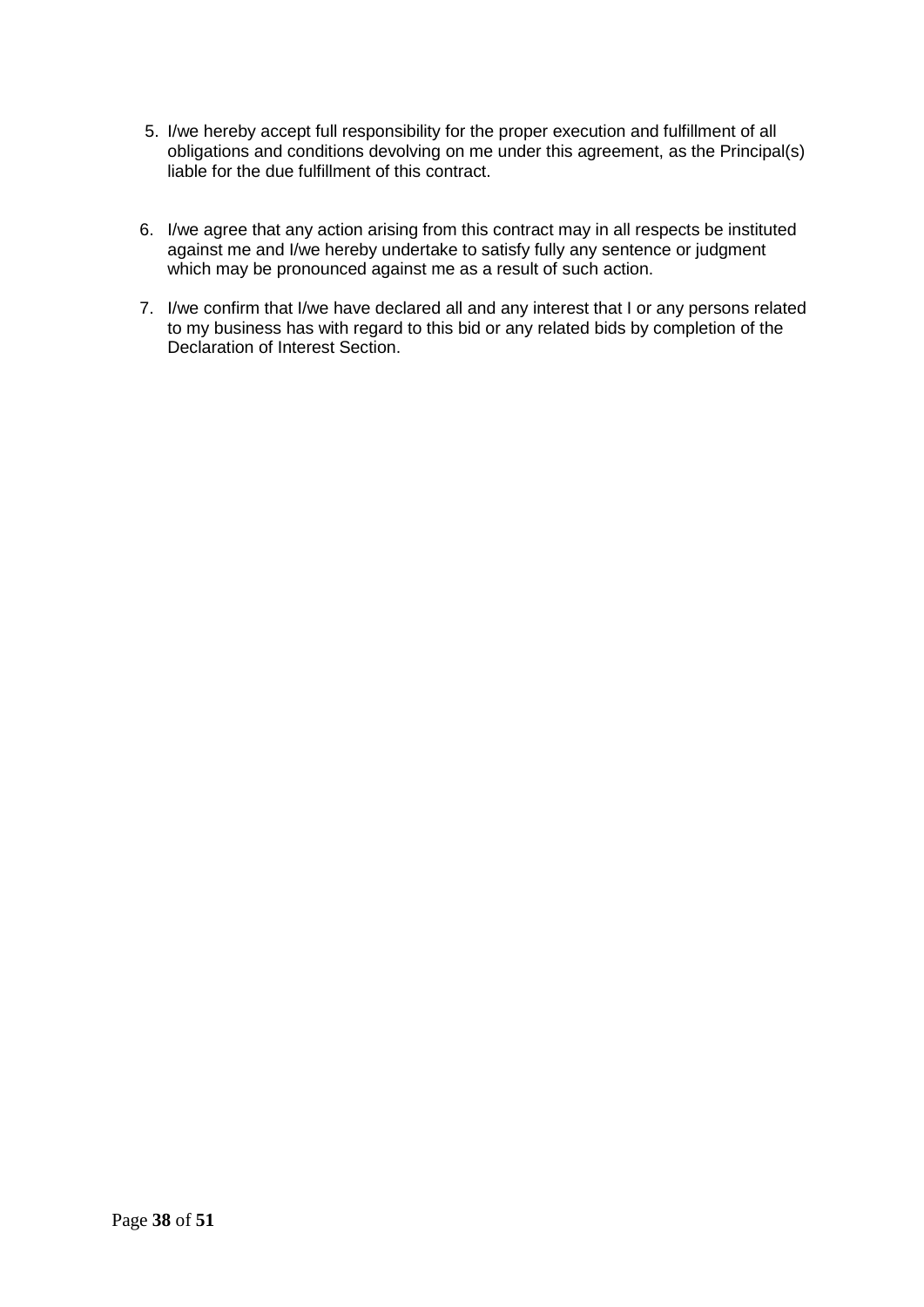5. I/we hereby accept full responsibility for the proper execution and fulfillment of all obligations and conditions devolving on me under this agreement, as the Principal(s) liable for the due fulfillment of this contract.

6. I/we agree that any action arising from this contract may in all respects be instituted against me and I/we hereby undertake to satisfy fully any sentence or judgment which may be pronounced against me as a result of such action.

7. I/we confirm that I/we have declared all and any interest that I or any persons related to my business has with regard to this bid or any related bids by completion of the Declaration of Interest Section.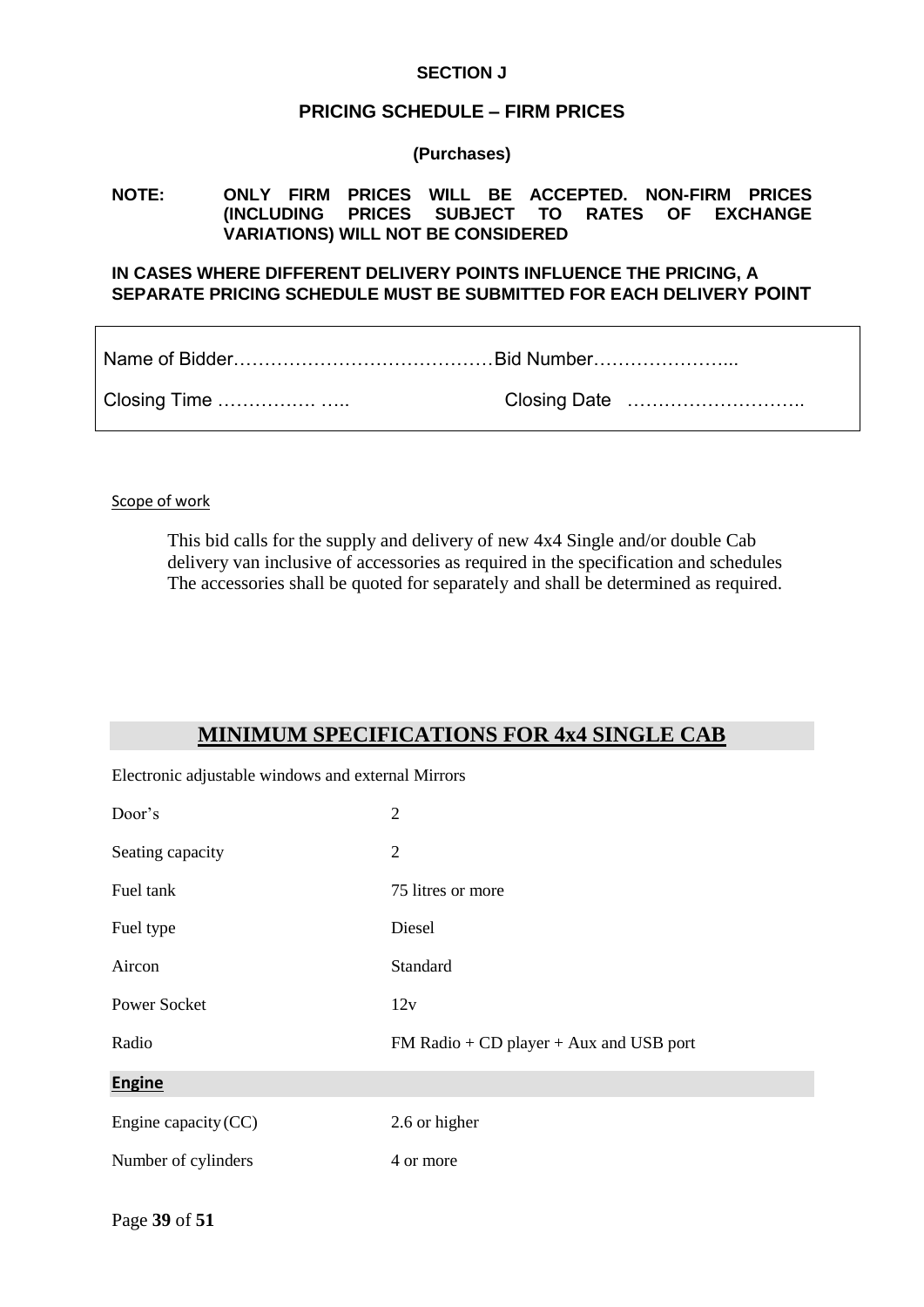**SECTION J**

**PRICING SCHEDULE – FIRM PRICES**

**(Purchases)**

**NOTE: ONLY FIRM PRICES WILL BE ACCEPTED. NON-FIRM PRICES (INCLUDING PRICES SUBJECT TO RATES OF EXCHANGE VARIATIONS) WILL NOT BE CONSIDERED**

**IN CASES WHERE DIFFERENT DELIVERY POINTS INFLUENCE THE PRICING, A SEPARATE PRICING SCHEDULE MUST BE SUBMITTED FOR EACH DELIVERY POINT**

| | |
|---|---|
| Name of Bidder…………………………………… | Bid Number…………………... |
| Closing Time ……………. ….. | Closing Date ………………………. |

Scope of work

This bid calls for the supply and delivery of new 4x4 Single and/or double Cab delivery van inclusive of accessories as required in the specification and schedules The accessories shall be quoted for separately and shall be determined as required.

## MINIMUM SPECIFICATIONS FOR 4x4 SINGLE CAB

Electronic adjustable windows and external Mirrors

| | |
|---|---|
| Door's | 2 |
| Seating capacity | 2 |
| Fuel tank | 75 litres or more |
| Fuel type | Diesel |
| Aircon | Standard |
| Power Socket | 12v |
| Radio | FM Radio + CD player + Aux and USB port |
| **Engine** | |
| Engine capacity (CC) | 2.6 or higher |
| Number of cylinders | 4 or more |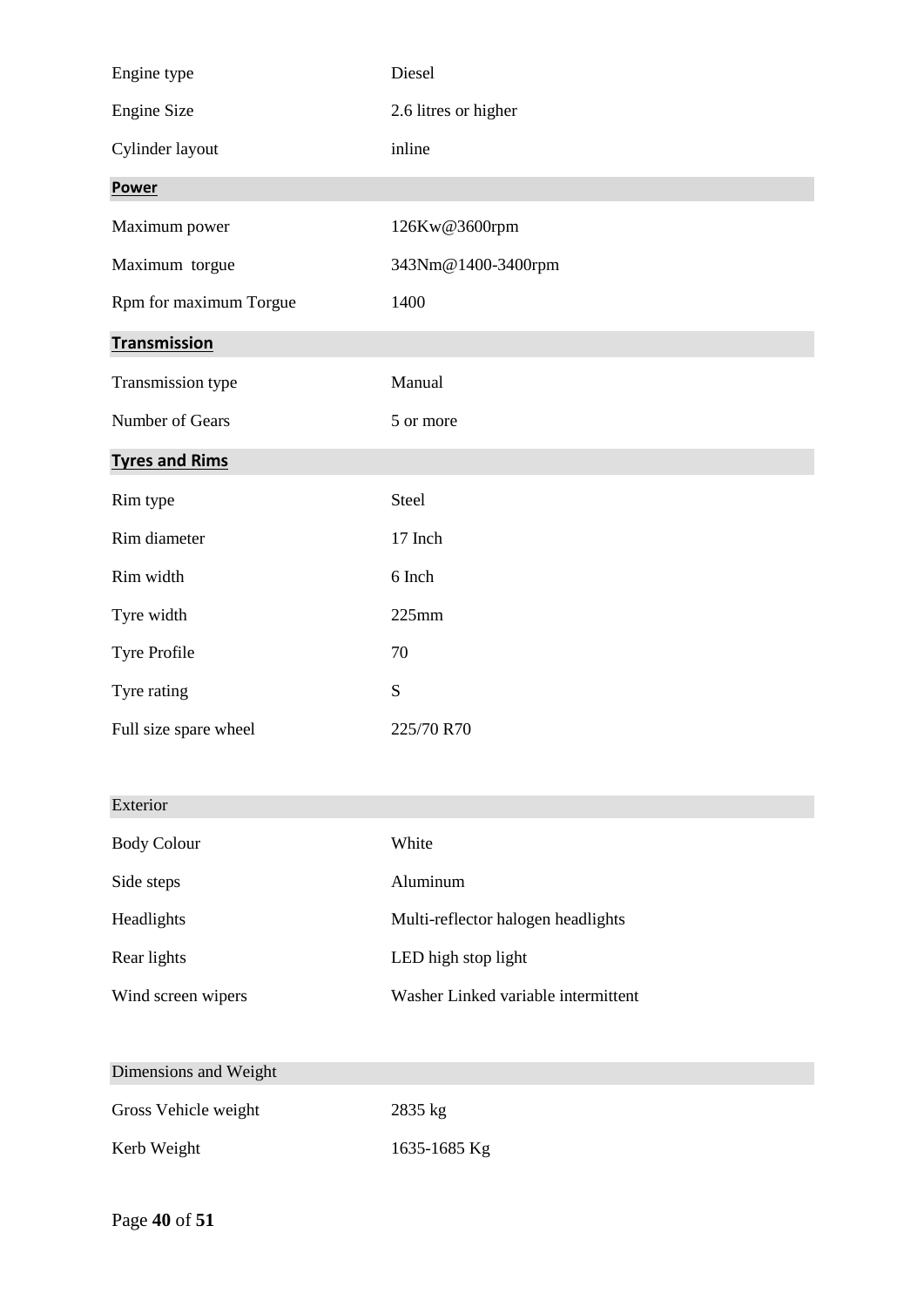| | |
|---|---|
| Engine type | Diesel |
| Engine Size | 2.6 litres or higher |
| Cylinder layout | inline |
| **Power** | |
| Maximum power | 126Kw@3600rpm |
| Maximum torgue | 343Nm@1400-3400rpm |
| Rpm for maximum Torgue | 1400 |
| **Transmission** | |
| Transmission type | Manual |
| Number of Gears | 5 or more |
| **Tyres and Rims** | |
| Rim type | Steel |
| Rim diameter | 17 Inch |
| Rim width | 6 Inch |
| Tyre width | 225mm |
| Tyre Profile | 70 |
| Tyre rating | S |
| Full size spare wheel | 225/70 R70 |

| Exterior | |
|---|---|
| Body Colour | White |
| Side steps | Aluminum |
| Headlights | Multi-reflector halogen headlights |
| Rear lights | LED high stop light |
| Wind screen wipers | Washer Linked variable intermittent |

| Dimensions and Weight | |
|---|---|
| Gross Vehicle weight | 2835 kg |
| Kerb Weight | 1635-1685 Kg |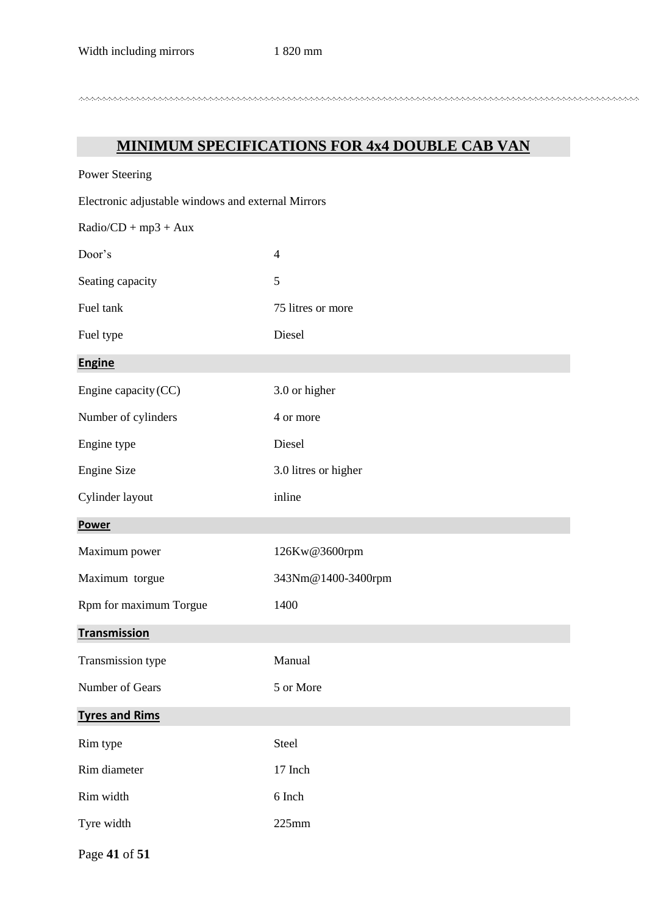| Width including mirrors | 1 820 mm |
|---|---|

## MINIMUM SPECIFICATIONS FOR 4x4 DOUBLE CAB VAN

Power Steering

Electronic adjustable windows and external Mirrors

Radio/CD + mp3 + Aux

| | |
|---|---|
| Door's | 4 |
| Seating capacity | 5 |
| Fuel tank | 75 litres or more |
| Fuel type | Diesel |
| **Engine** | |
| Engine capacity (CC) | 3.0 or higher |
| Number of cylinders | 4 or more |
| Engine type | Diesel |
| Engine Size | 3.0 litres or higher |
| Cylinder layout | inline |
| **Power** | |
| Maximum power | 126Kw@3600rpm |
| Maximum torgue | 343Nm@1400-3400rpm |
| Rpm for maximum Torgue | 1400 |
| **Transmission** | |
| Transmission type | Manual |
| Number of Gears | 5 or More |
| **Tyres and Rims** | |
| Rim type | Steel |
| Rim diameter | 17 Inch |
| Rim width | 6 Inch |
| Tyre width | 225mm |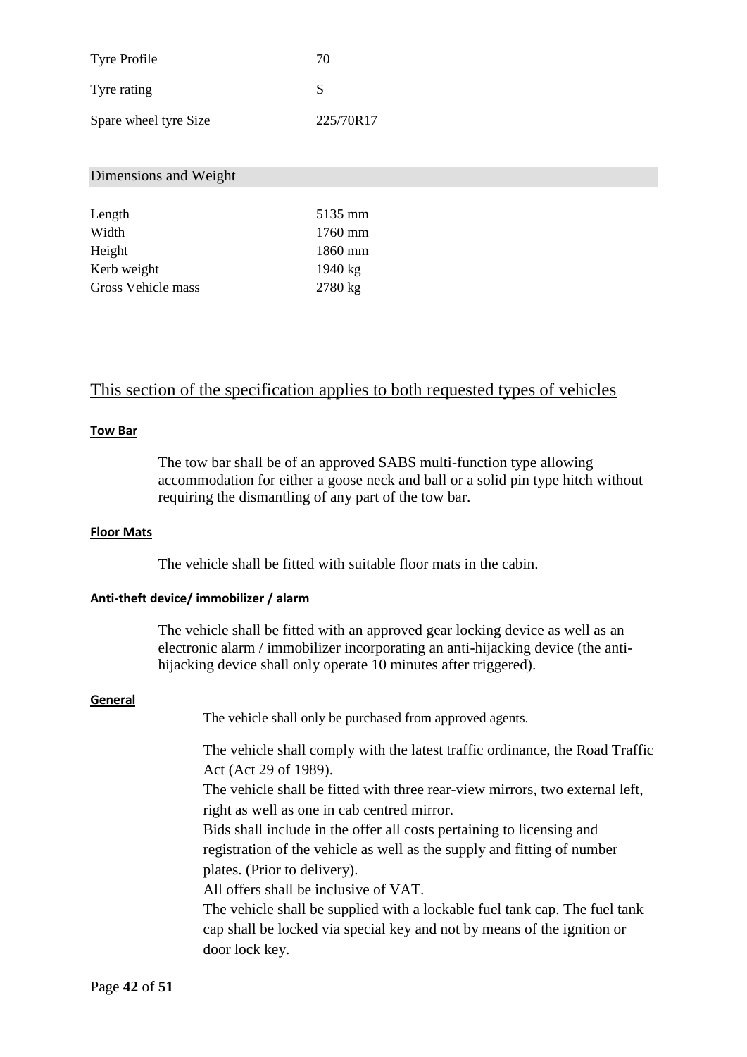| | |
|---|---|
| Tyre Profile | 70 |
| Tyre rating | S |
| Spare wheel tyre Size | 225/70R17 |

## Dimensions and Weight

| | |
|---|---|
| Length | 5135 mm |
| Width | 1760 mm |
| Height | 1860 mm |
| Kerb weight | 1940 kg |
| Gross Vehicle mass | 2780 kg |

## This section of the specification applies to both requested types of vehicles

**Tow Bar**

The tow bar shall be of an approved SABS multi-function type allowing accommodation for either a goose neck and ball or a solid pin type hitch without requiring the dismantling of any part of the tow bar.

**Floor Mats**

The vehicle shall be fitted with suitable floor mats in the cabin.

**Anti-theft device/ immobilizer / alarm**

The vehicle shall be fitted with an approved gear locking device as well as an electronic alarm / immobilizer incorporating an anti-hijacking device (the anti-hijacking device shall only operate 10 minutes after triggered).

**General**

The vehicle shall only be purchased from approved agents.

The vehicle shall comply with the latest traffic ordinance, the Road Traffic Act (Act 29 of 1989).

The vehicle shall be fitted with three rear-view mirrors, two external left, right as well as one in cab centred mirror.

Bids shall include in the offer all costs pertaining to licensing and registration of the vehicle as well as the supply and fitting of number plates. (Prior to delivery).

All offers shall be inclusive of VAT.

The vehicle shall be supplied with a lockable fuel tank cap. The fuel tank cap shall be locked via special key and not by means of the ignition or door lock key.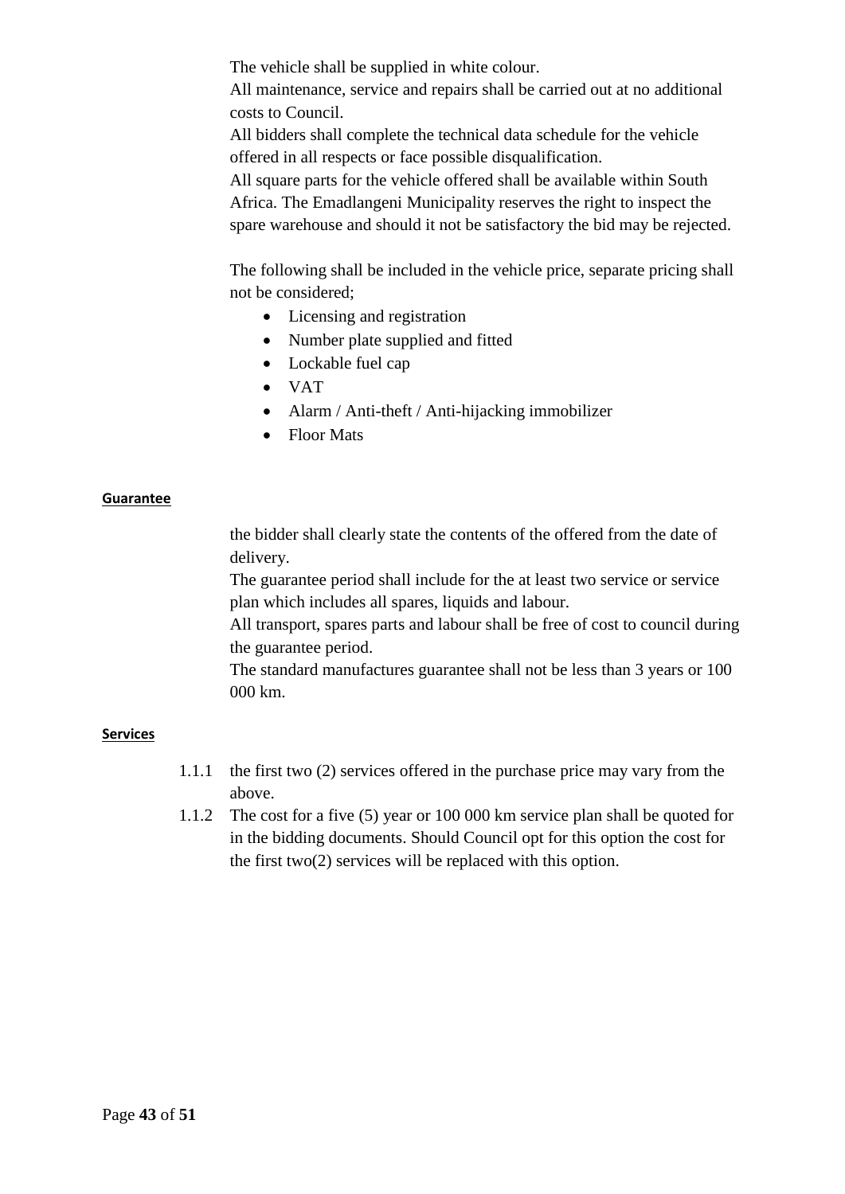The vehicle shall be supplied in white colour.
All maintenance, service and repairs shall be carried out at no additional costs to Council.
All bidders shall complete the technical data schedule for the vehicle offered in all respects or face possible disqualification.
All square parts for the vehicle offered shall be available within South Africa. The Emadlangeni Municipality reserves the right to inspect the spare warehouse and should it not be satisfactory the bid may be rejected.

The following shall be included in the vehicle price, separate pricing shall not be considered;

- Licensing and registration
- Number plate supplied and fitted
- Lockable fuel cap
- VAT
- Alarm / Anti-theft / Anti-hijacking immobilizer
- Floor Mats

**Guarantee**

the bidder shall clearly state the contents of the offered from the date of delivery.
The guarantee period shall include for the at least two service or service plan which includes all spares, liquids and labour.
All transport, spares parts and labour shall be free of cost to council during the guarantee period.
The standard manufactures guarantee shall not be less than 3 years or 100 000 km.

**Services**

1.1.1 the first two (2) services offered in the purchase price may vary from the above.

1.1.2 The cost for a five (5) year or 100 000 km service plan shall be quoted for in the bidding documents. Should Council opt for this option the cost for the first two(2) services will be replaced with this option.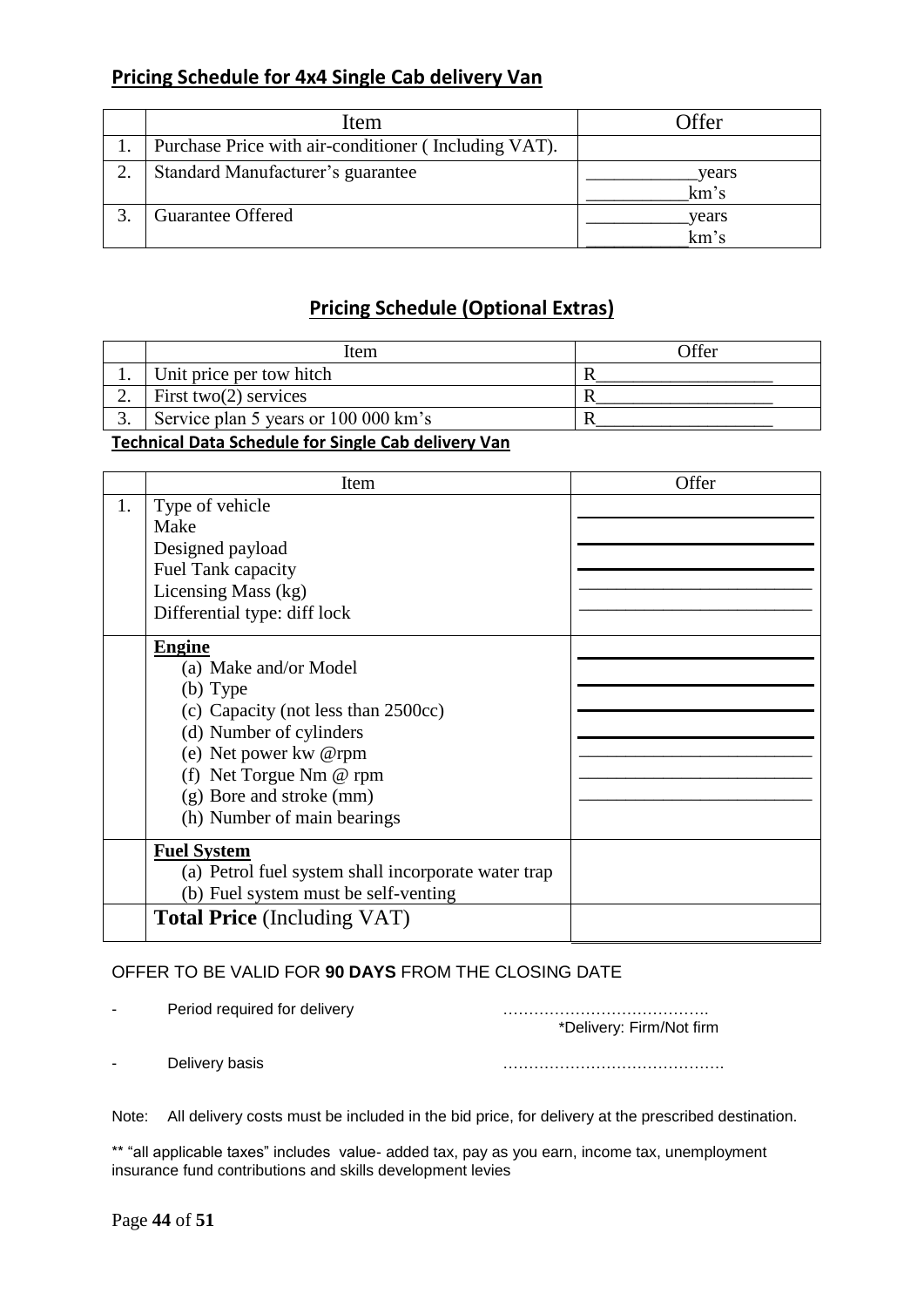## Pricing Schedule for 4x4 Single Cab delivery Van

| | Item | Offer |
|---|---|---|
| 1. | Purchase Price with air-conditioner ( Including VAT). | |
| 2. | Standard Manufacturer's guarantee | ____________years<br>___________km's |
| 3. | Guarantee Offered | ___________years<br>___________km's |

## Pricing Schedule (Optional Extras)

| | Item | Offer |
|---|---|---|
| 1. | Unit price per tow hitch | R___________________ |
| 2. | First two(2) services | R___________________ |
| 3. | Service plan 5 years or 100 000 km's | R___________________ |

**Technical Data Schedule for Single Cab delivery Van**

| | Item | Offer |
|---|---|---|
| 1. | Type of vehicle<br>Make<br>Designed payload<br>Fuel Tank capacity<br>Licensing Mass (kg)<br>Differential type: diff lock | ________________________<br>________________________<br>________________________<br>________________________<br>________________________ |
| | **Engine**<br>(a) Make and/or Model<br>(b) Type<br>(c) Capacity (not less than 2500cc)<br>(d) Number of cylinders<br>(e) Net power kw @rpm<br>(f) Net Torgue Nm @ rpm<br>(g) Bore and stroke (mm)<br>(h) Number of main bearings | ________________________<br>________________________<br>________________________<br>________________________<br>________________________<br>________________________<br>________________________ |
| | **Fuel System**<br>(a) Petrol fuel system shall incorporate water trap<br>(b) Fuel system must be self-venting | |
| | **Total Price** (Including VAT) | |

OFFER TO BE VALID FOR **90 DAYS** FROM THE CLOSING DATE

- Period required for delivery ………………………………….
  *Delivery: Firm/Not firm
- Delivery basis …………………………………….

Note: All delivery costs must be included in the bid price, for delivery at the prescribed destination.

** "all applicable taxes" includes value- added tax, pay as you earn, income tax, unemployment insurance fund contributions and skills development levies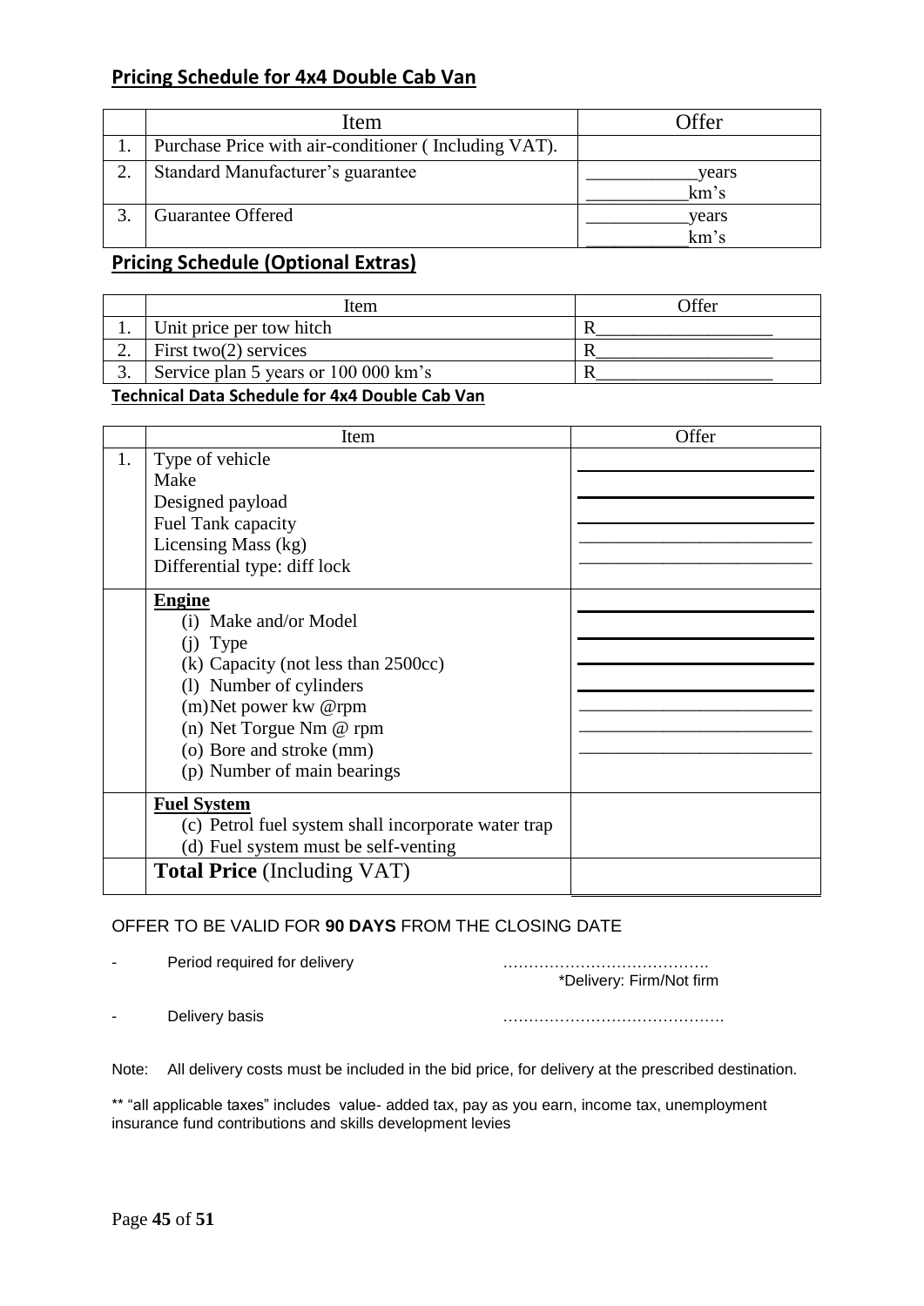## Pricing Schedule for 4x4 Double Cab Van

|  | Item | Offer |
|---|---|---|
| 1. | Purchase Price with air-conditioner ( Including VAT). |  |
| 2. | Standard Manufacturer's guarantee | ____________years<br>___________km's |
| 3. | Guarantee Offered | ___________years<br>___________km's |

## Pricing Schedule (Optional Extras)

|  | Item | Offer |
|---|---|---|
| 1. | Unit price per tow hitch | R___________________ |
| 2. | First two(2) services | R___________________ |
| 3. | Service plan 5 years or 100 000 km's | R___________________ |

### Technical Data Schedule for 4x4 Double Cab Van

|  | Item | Offer |
|---|---|---|
| 1. | Type of vehicle<br>Make<br>Designed payload<br>Fuel Tank capacity<br>Licensing Mass (kg)<br>Differential type: diff lock | ________________________<br>________________________<br>________________________<br>________________________<br>________________________ |
|  | **Engine**<br>(i) Make and/or Model<br>(j) Type<br>(k) Capacity (not less than 2500cc)<br>(l) Number of cylinders<br>(m)Net power kw @rpm<br>(n) Net Torgue Nm @ rpm<br>(o) Bore and stroke (mm)<br>(p) Number of main bearings | ________________________<br>________________________<br>________________________<br>________________________<br>________________________<br>________________________<br>________________________ |
|  | **Fuel System**<br>(c) Petrol fuel system shall incorporate water trap<br>(d) Fuel system must be self-venting |  |
|  | **Total Price** (Including VAT) |  |

OFFER TO BE VALID FOR **90 DAYS** FROM THE CLOSING DATE

- Period required for delivery ………………………………….
  *Delivery: Firm/Not firm

- Delivery basis …………………………………….

Note: All delivery costs must be included in the bid price, for delivery at the prescribed destination.

** "all applicable taxes" includes value- added tax, pay as you earn, income tax, unemployment insurance fund contributions and skills development levies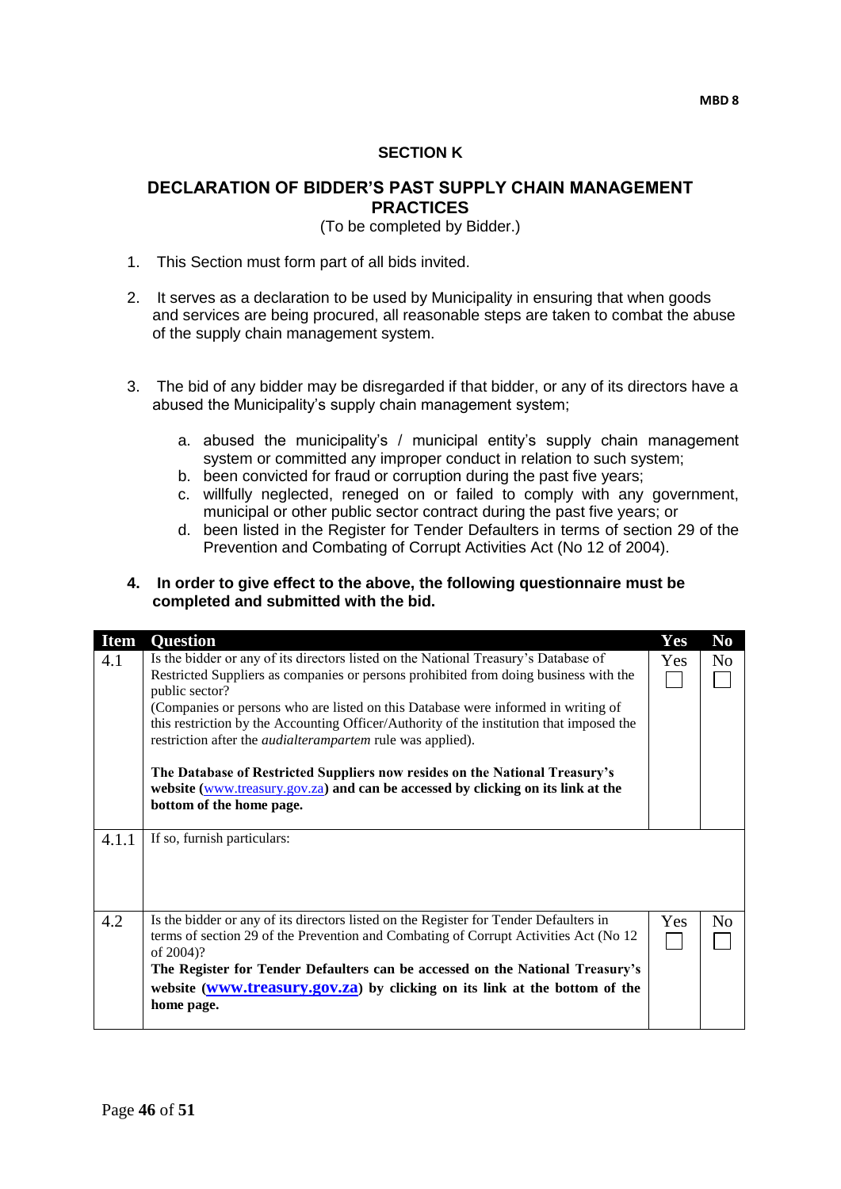**SECTION K**

## DECLARATION OF BIDDER'S PAST SUPPLY CHAIN MANAGEMENT PRACTICES

(To be completed by Bidder.)

1. This Section must form part of all bids invited.

2. It serves as a declaration to be used by Municipality in ensuring that when goods and services are being procured, all reasonable steps are taken to combat the abuse of the supply chain management system.

3. The bid of any bidder may be disregarded if that bidder, or any of its directors have a abused the Municipality's supply chain management system;

   a. abused the municipality's / municipal entity's supply chain management system or committed any improper conduct in relation to such system;
   b. been convicted for fraud or corruption during the past five years;
   c. willfully neglected, reneged on or failed to comply with any government, municipal or other public sector contract during the past five years; or
   d. been listed in the Register for Tender Defaulters in terms of section 29 of the Prevention and Combating of Corrupt Activities Act (No 12 of 2004).

4. **In order to give effect to the above, the following questionnaire must be completed and submitted with the bid.**

| Item | Question | Yes | No |
|---|---|---|---|
| 4.1 | Is the bidder or any of its directors listed on the National Treasury's Database of Restricted Suppliers as companies or persons prohibited from doing business with the public sector?<br>(Companies or persons who are listed on this Database were informed in writing of this restriction by the Accounting Officer/Authority of the institution that imposed the restriction after the *audialterampartem* rule was applied).<br><br>**The Database of Restricted Suppliers now resides on the National Treasury's website (www.treasury.gov.za) and can be accessed by clicking on its link at the bottom of the home page.** | Yes ☐ | No ☐ |
| 4.1.1 | If so, furnish particulars: | | |
| 4.2 | Is the bidder or any of its directors listed on the Register for Tender Defaulters in terms of section 29 of the Prevention and Combating of Corrupt Activities Act (No 12 of 2004)?<br>**The Register for Tender Defaulters can be accessed on the National Treasury's website (www.treasury.gov.za) by clicking on its link at the bottom of the home page.** | Yes ☐ | No ☐ |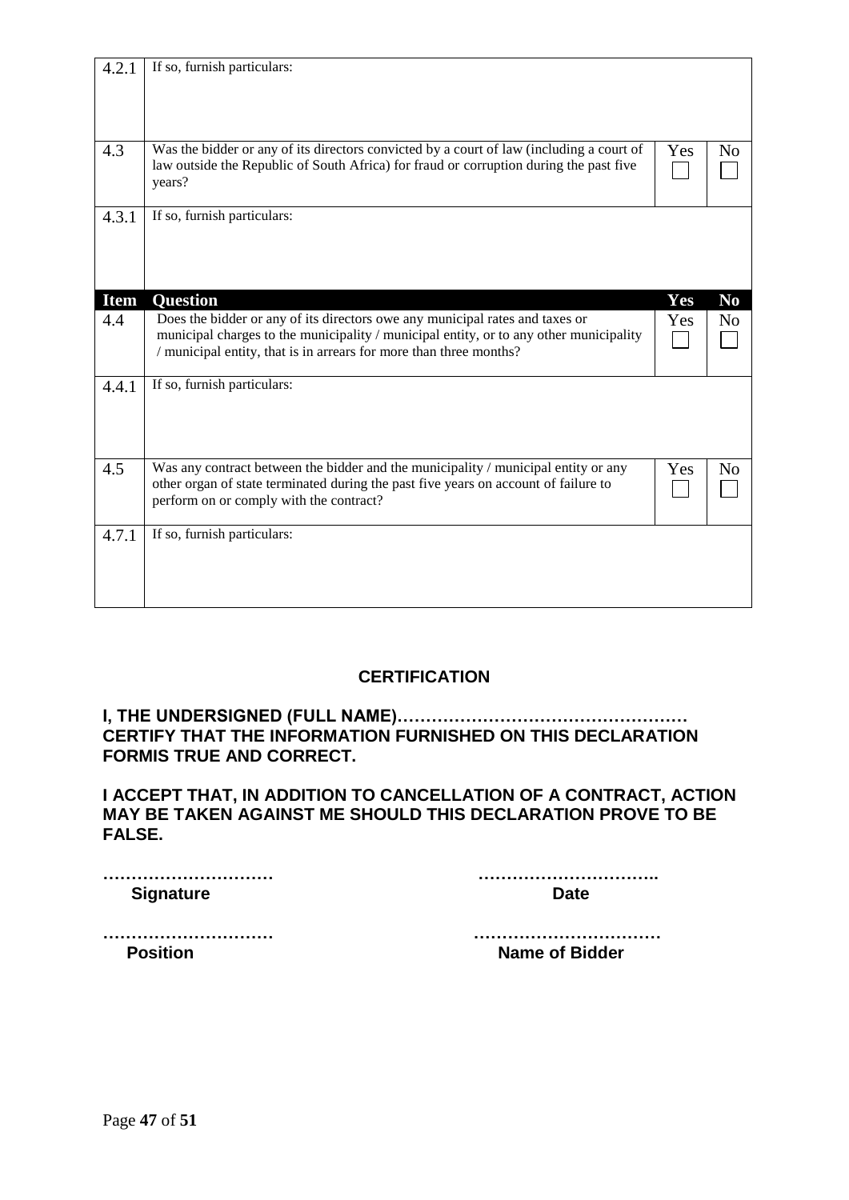| | | | |
|---|---|---|---|
| 4.2.1 | If so, furnish particulars: | | |
| 4.3 | Was the bidder or any of its directors convicted by a court of law (including a court of law outside the Republic of South Africa) for fraud or corruption during the past five years? | Yes ☐ | No ☐ |
| 4.3.1 | If so, furnish particulars: | | |
| **Item** | **Question** | **Yes** | **No** |
| 4.4 | Does the bidder or any of its directors owe any municipal rates and taxes or municipal charges to the municipality / municipal entity, or to any other municipality / municipal entity, that is in arrears for more than three months? | Yes ☐ | No ☐ |
| 4.4.1 | If so, furnish particulars: | | |
| 4.5 | Was any contract between the bidder and the municipality / municipal entity or any other organ of state terminated during the past five years on account of failure to perform on or comply with the contract? | Yes ☐ | No ☐ |
| 4.7.1 | If so, furnish particulars: | | |

## CERTIFICATION

**I, THE UNDERSIGNED (FULL NAME)…………………………………………… CERTIFY THAT THE INFORMATION FURNISHED ON THIS DECLARATION FORMIS TRUE AND CORRECT.**

**I ACCEPT THAT, IN ADDITION TO CANCELLATION OF A CONTRACT, ACTION MAY BE TAKEN AGAINST ME SHOULD THIS DECLARATION PROVE TO BE FALSE.**

**…………………………** **…………………………..**
**Signature** **Date**

**…………………………** **……………………………**
**Position** **Name of Bidder**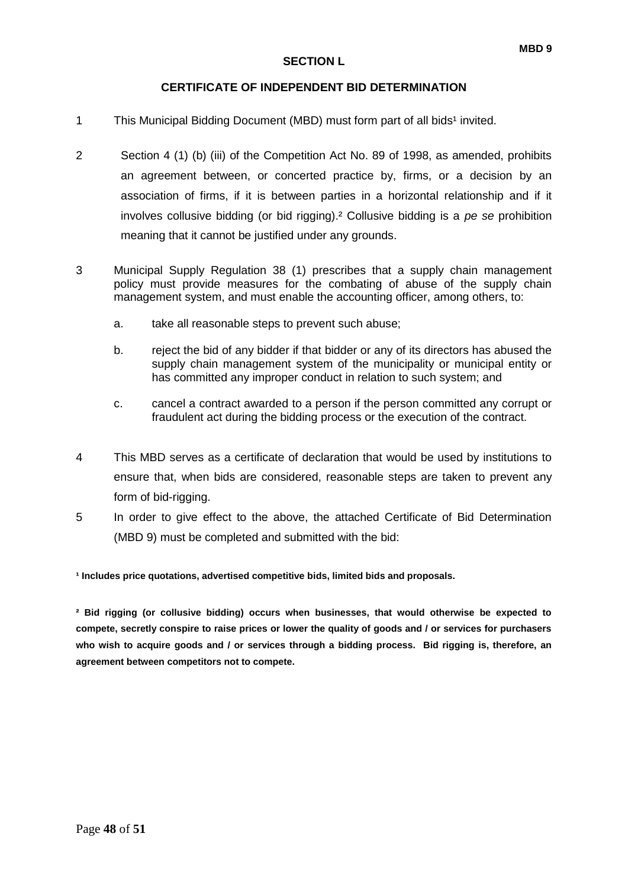**MBD 9**

## SECTION L

## CERTIFICATE OF INDEPENDENT BID DETERMINATION

1 This Municipal Bidding Document (MBD) must form part of all bids[1] invited.

2 Section 4 (1) (b) (iii) of the Competition Act No. 89 of 1998, as amended, prohibits an agreement between, or concerted practice by, firms, or a decision by an association of firms, if it is between parties in a horizontal relationship and if it involves collusive bidding (or bid rigging).[2] Collusive bidding is a *pe se* prohibition meaning that it cannot be justified under any grounds.

3 Municipal Supply Regulation 38 (1) prescribes that a supply chain management policy must provide measures for the combating of abuse of the supply chain management system, and must enable the accounting officer, among others, to:

   a. take all reasonable steps to prevent such abuse;

   b. reject the bid of any bidder if that bidder or any of its directors has abused the supply chain management system of the municipality or municipal entity or has committed any improper conduct in relation to such system; and

   c. cancel a contract awarded to a person if the person committed any corrupt or fraudulent act during the bidding process or the execution of the contract.

4 This MBD serves as a certificate of declaration that would be used by institutions to ensure that, when bids are considered, reasonable steps are taken to prevent any form of bid-rigging.

5 In order to give effect to the above, the attached Certificate of Bid Determination (MBD 9) must be completed and submitted with the bid:

**[1] Includes price quotations, advertised competitive bids, limited bids and proposals.**

**[2] Bid rigging (or collusive bidding) occurs when businesses, that would otherwise be expected to compete, secretly conspire to raise prices or lower the quality of goods and / or services for purchasers who wish to acquire goods and / or services through a bidding process. Bid rigging is, therefore, an agreement between competitors not to compete.**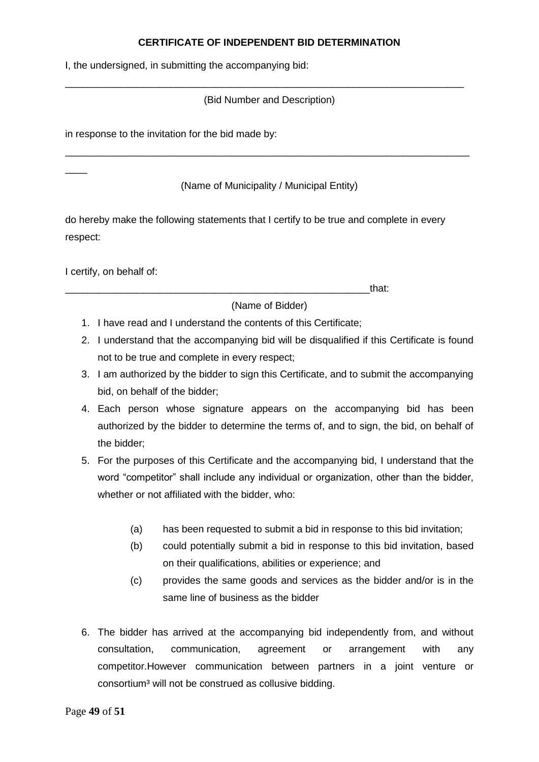**CERTIFICATE OF INDEPENDENT BID DETERMINATION**

I, the undersigned, in submitting the accompanying bid:

___________________________________________________________________________

(Bid Number and Description)

in response to the invitation for the bid made by:

___________________________________________________________________________

(Name of Municipality / Municipal Entity)

do hereby make the following statements that I certify to be true and complete in every respect:

I certify, on behalf of: _________________________________________________________that:

(Name of Bidder)

1. I have read and I understand the contents of this Certificate;
2. I understand that the accompanying bid will be disqualified if this Certificate is found not to be true and complete in every respect;
3. I am authorized by the bidder to sign this Certificate, and to submit the accompanying bid, on behalf of the bidder;
4. Each person whose signature appears on the accompanying bid has been authorized by the bidder to determine the terms of, and to sign, the bid, on behalf of the bidder;
5. For the purposes of this Certificate and the accompanying bid, I understand that the word "competitor" shall include any individual or organization, other than the bidder, whether or not affiliated with the bidder, who:

   (a) has been requested to submit a bid in response to this bid invitation;

   (b) could potentially submit a bid in response to this bid invitation, based on their qualifications, abilities or experience; and

   (c) provides the same goods and services as the bidder and/or is in the same line of business as the bidder

6. The bidder has arrived at the accompanying bid independently from, and without consultation, communication, agreement or arrangement with any competitor.However communication between partners in a joint venture or consortium[3] will not be construed as collusive bidding.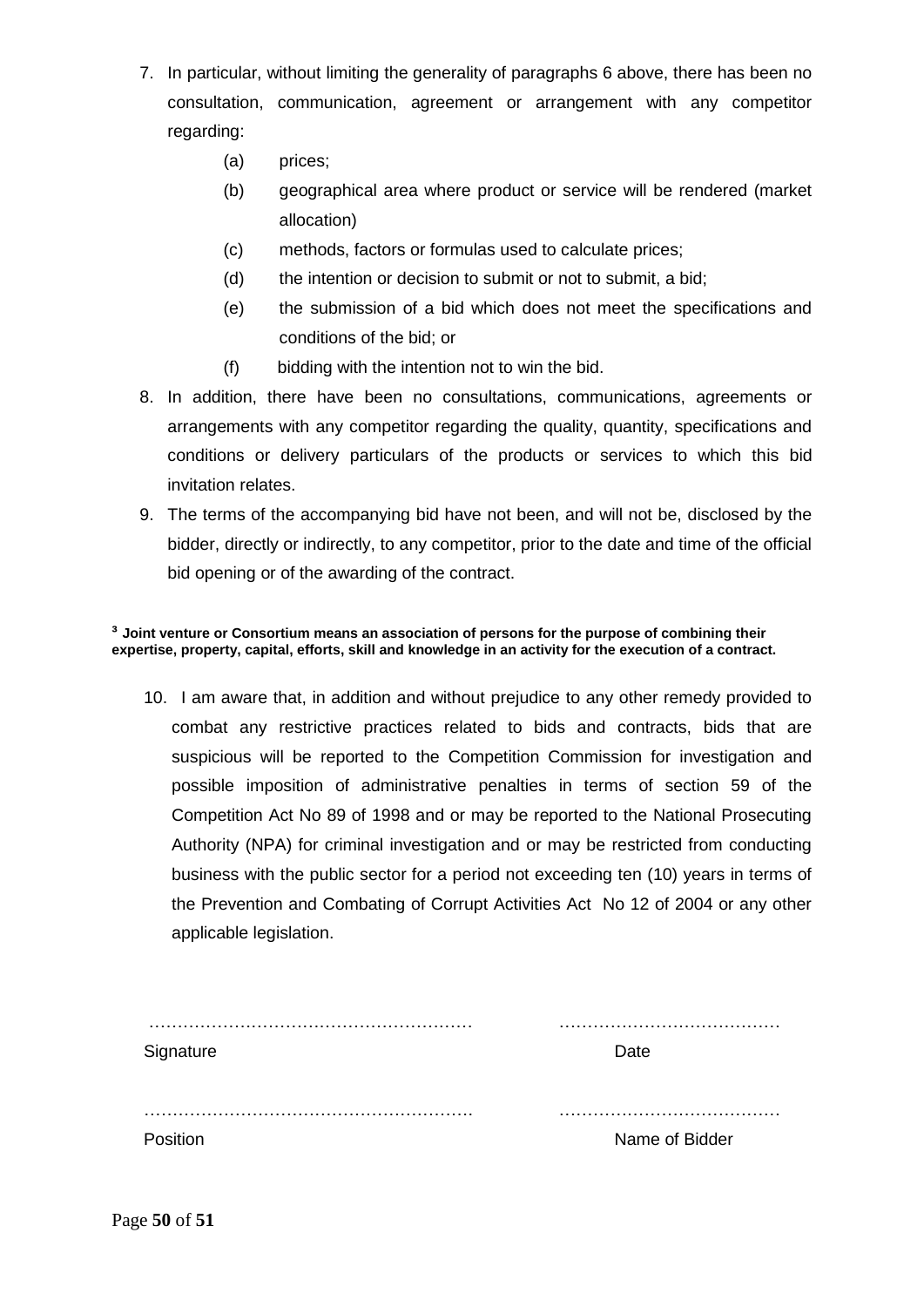7. In particular, without limiting the generality of paragraphs 6 above, there has been no consultation, communication, agreement or arrangement with any competitor regarding:
   - (a) prices;
   - (b) geographical area where product or service will be rendered (market allocation)
   - (c) methods, factors or formulas used to calculate prices;
   - (d) the intention or decision to submit or not to submit, a bid;
   - (e) the submission of a bid which does not meet the specifications and conditions of the bid; or
   - (f) bidding with the intention not to win the bid.
8. In addition, there have been no consultations, communications, agreements or arrangements with any competitor regarding the quality, quantity, specifications and conditions or delivery particulars of the products or services to which this bid invitation relates.
9. The terms of the accompanying bid have not been, and will not be, disclosed by the bidder, directly or indirectly, to any competitor, prior to the date and time of the official bid opening or of the awarding of the contract.

**[3] Joint venture or Consortium means an association of persons for the purpose of combining their expertise, property, capital, efforts, skill and knowledge in an activity for the execution of a contract.**

10. I am aware that, in addition and without prejudice to any other remedy provided to combat any restrictive practices related to bids and contracts, bids that are suspicious will be reported to the Competition Commission for investigation and possible imposition of administrative penalties in terms of section 59 of the Competition Act No 89 of 1998 and or may be reported to the National Prosecuting Authority (NPA) for criminal investigation and or may be restricted from conducting business with the public sector for a period not exceeding ten (10) years in terms of the Prevention and Combating of Corrupt Activities Act No 12 of 2004 or any other applicable legislation.

| | |
|---|---|
| ………………………………………………… | ………………………………… |
| Signature | Date |
| ………………………………………………… | ………………………………… |
| Position | Name of Bidder |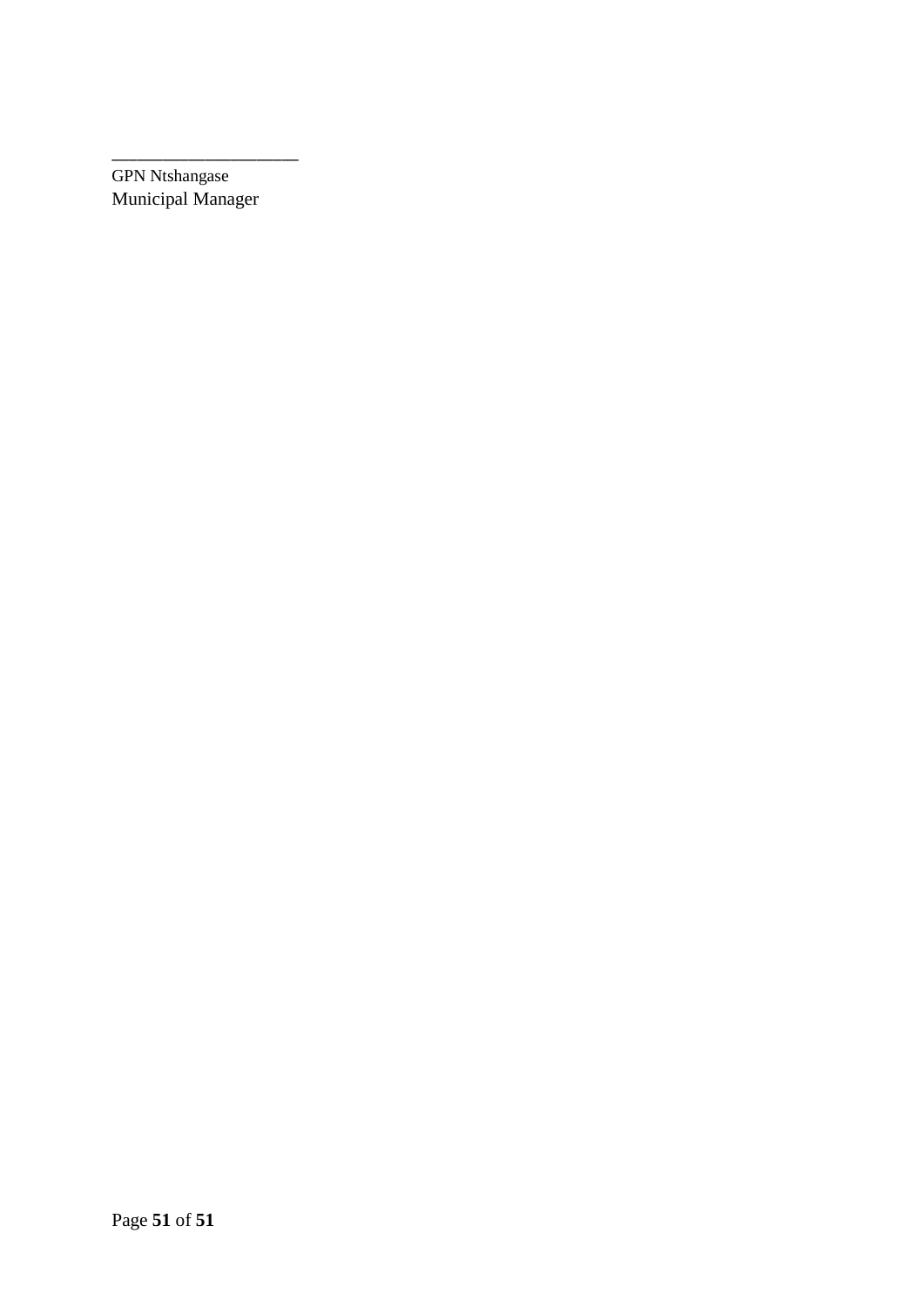____________________

GPN Ntshangase
Municipal Manager